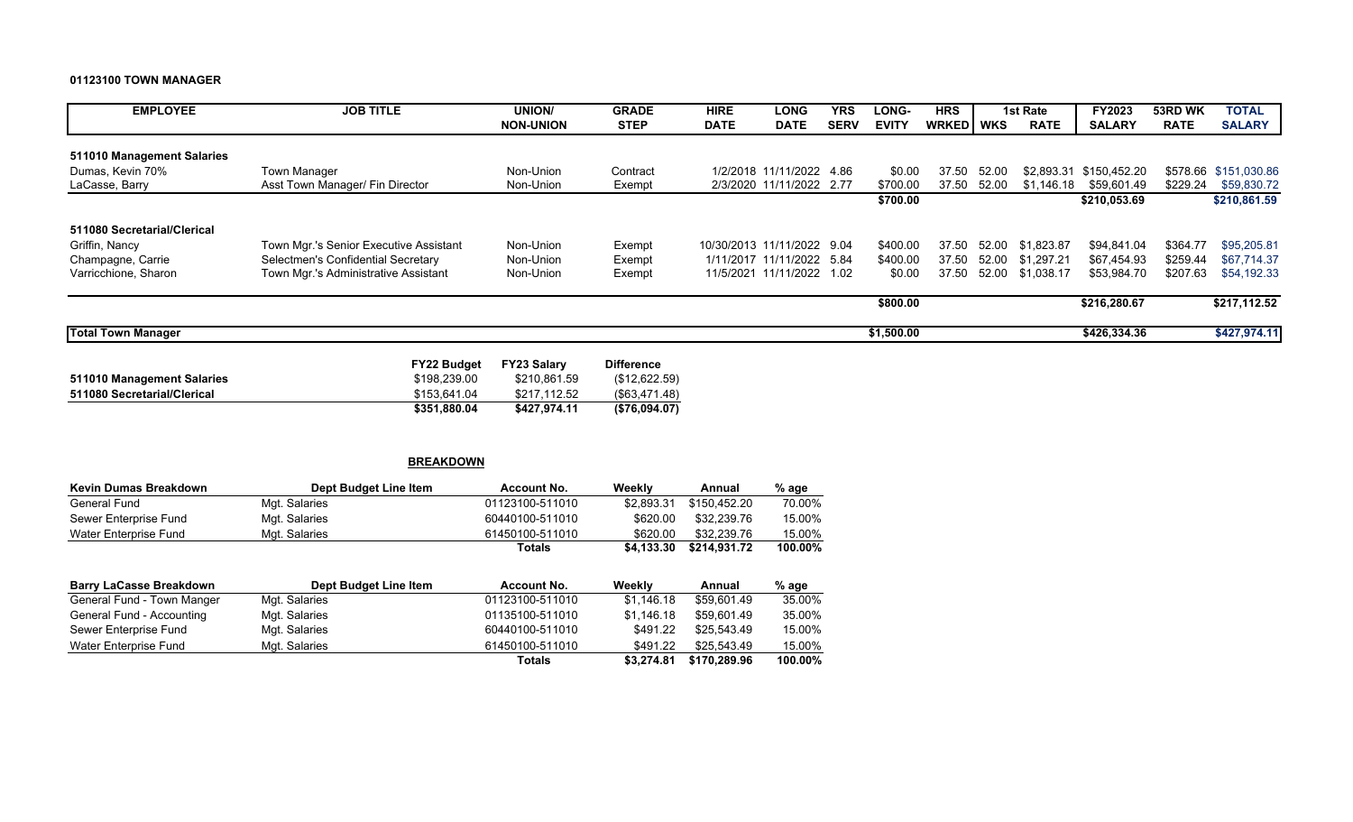**01123100 TOWN MANAGER**

| EMPLOYEE | JOB TITLE | UNION/ NON-UNION | GRADE STEP | HIRE DATE | LONG DATE | YRS SERV | LONG-EVITY | HRS WRKED | WKS | 1st Rate RATE | FY2023 SALARY | 53RD WK RATE | TOTAL SALARY |
|---|---|---|---|---|---|---|---|---|---|---|---|---|---|
| **511010 Management Salaries** | | | | | | | | | | | | | |
| Dumas, Kevin 70% | Town Manager | Non-Union | Contract | 1/2/2018 | 11/11/2022 | 4.86 | $0.00 | 37.50 | 52.00 | $2,893.31 | $150,452.20 | $578.66 | $151,030.86 |
| LaCasse, Barry | Asst Town Manager/ Fin Director | Non-Union | Exempt | 2/3/2020 | 11/11/2022 | 2.77 | $700.00 | 37.50 | 52.00 | $1,146.18 | $59,601.49 | $229.24 | $59,830.72 |
| | | | | | | | **$700.00** | | | | **$210,053.69** | | **$210,861.59** |
| **511080 Secretarial/Clerical** | | | | | | | | | | | | | |
| Griffin, Nancy | Town Mgr.'s Senior Executive Assistant | Non-Union | Exempt | 10/30/2013 | 11/11/2022 | 9.04 | $400.00 | 37.50 | 52.00 | $1,823.87 | $94,841.04 | $364.77 | $95,205.81 |
| Champagne, Carrie | Selectmen's Confidential Secretary | Non-Union | Exempt | 1/11/2017 | 11/11/2022 | 5.84 | $400.00 | 37.50 | 52.00 | $1,297.21 | $67,454.93 | $259.44 | $67,714.37 |
| Varricchione, Sharon | Town Mgr.'s Administrative Assistant | Non-Union | Exempt | 11/5/2021 | 11/11/2022 | 1.02 | $0.00 | 37.50 | 52.00 | $1,038.17 | $53,984.70 | $207.63 | $54,192.33 |
| | | | | | | | **$800.00** | | | | **$216,280.67** | | **$217,112.52** |
| **Total Town Manager** | | | | | | | **$1,500.00** | | | | **$426,334.36** | | **$427,974.11** |

| | FY22 Budget | FY23 Salary | Difference |
|---|---|---|---|
| **511010 Management Salaries** | $198,239.00 | $210,861.59 | ($12,622.59) |
| **511080 Secretarial/Clerical** | $153,641.04 | $217,112.52 | ($63,471.48) |
| | **$351,880.04** | **$427,974.11** | **($76,094.07)** |

**BREAKDOWN**

| Kevin Dumas Breakdown | Dept Budget Line Item | Account No. | Weekly | Annual | % age |
|---|---|---|---|---|---|
| General Fund | Mgt. Salaries | 01123100-511010 | $2,893.31 | $150,452.20 | 70.00% |
| Sewer Enterprise Fund | Mgt. Salaries | 60440100-511010 | $620.00 | $32,239.76 | 15.00% |
| Water Enterprise Fund | Mgt. Salaries | 61450100-511010 | $620.00 | $32,239.76 | 15.00% |
| | | **Totals** | **$4,133.30** | **$214,931.72** | **100.00%** |

| Barry LaCasse Breakdown | Dept Budget Line Item | Account No. | Weekly | Annual | % age |
|---|---|---|---|---|---|
| General Fund - Town Manger | Mgt. Salaries | 01123100-511010 | $1,146.18 | $59,601.49 | 35.00% |
| General Fund - Accounting | Mgt. Salaries | 01135100-511010 | $1,146.18 | $59,601.49 | 35.00% |
| Sewer Enterprise Fund | Mgt. Salaries | 60440100-511010 | $491.22 | $25,543.49 | 15.00% |
| Water Enterprise Fund | Mgt. Salaries | 61450100-511010 | $491.22 | $25,543.49 | 15.00% |
| | | **Totals** | **$3,274.81** | **$170,289.96** | **100.00%** |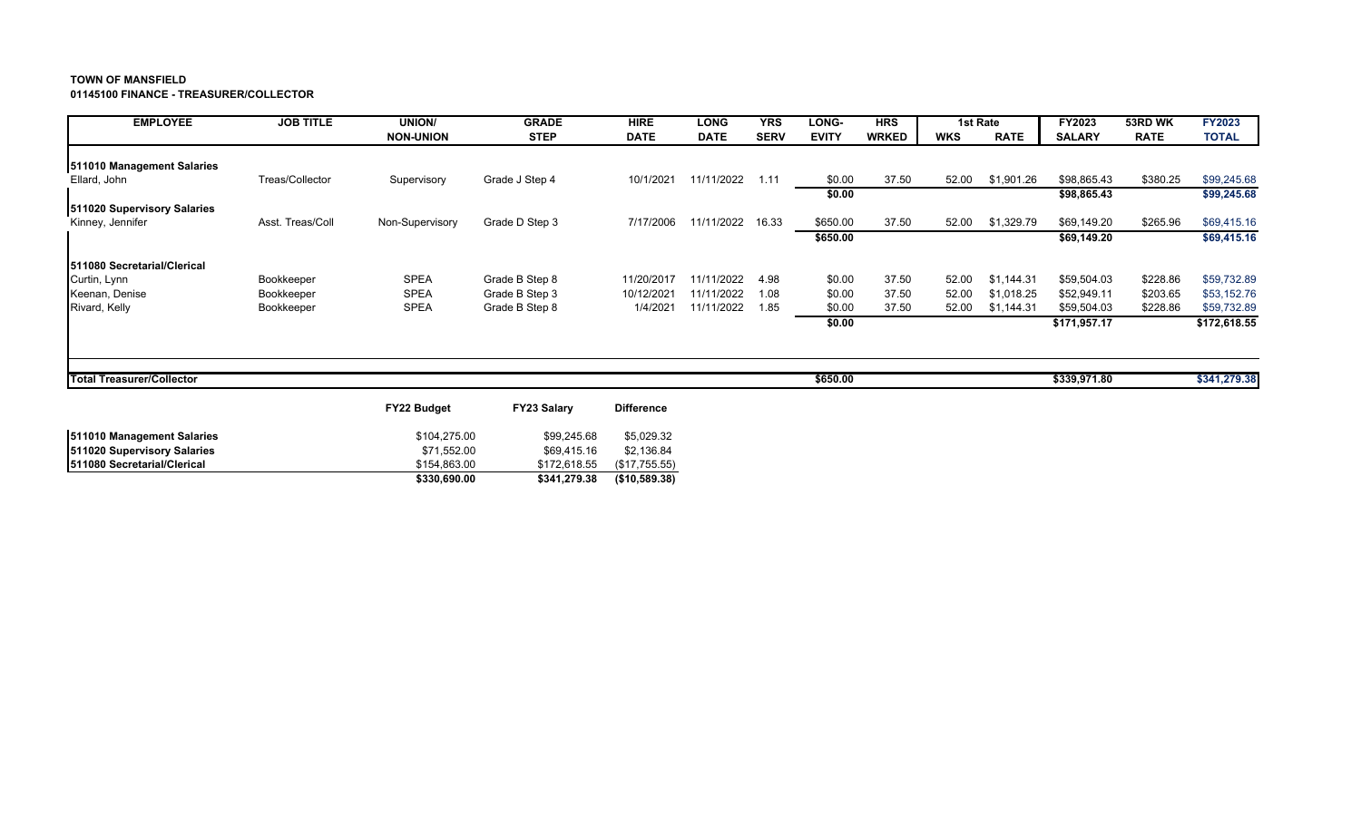**TOWN OF MANSFIELD**
**01145100 FINANCE - TREASURER/COLLECTOR**

| EMPLOYEE | JOB TITLE | UNION/ NON-UNION | GRADE STEP | HIRE DATE | LONG DATE | YRS SERV | LONG-EVITY | HRS WRKED | 1st Rate WKS | 1st Rate RATE | FY2023 SALARY | 53RD WK RATE | FY2023 TOTAL |
|---|---|---|---|---|---|---|---|---|---|---|---|---|---|
| **511010 Management Salaries** | | | | | | | | | | | | | |
| Ellard, John | Treas/Collector | Supervisory | Grade J Step 4 | 10/1/2021 | 11/11/2022 | 1.11 | $0.00 | 37.50 | 52.00 | $1,901.26 | $98,865.43 | $380.25 | $99,245.68 |
| | | | | | | | **$0.00** | | | | **$98,865.43** | | **$99,245.68** |
| **511020 Supervisory Salaries** | | | | | | | | | | | | | |
| Kinney, Jennifer | Asst. Treas/Coll | Non-Supervisory | Grade D Step 3 | 7/17/2006 | 11/11/2022 | 16.33 | $650.00 | 37.50 | 52.00 | $1,329.79 | $69,149.20 | $265.96 | $69,415.16 |
| | | | | | | | **$650.00** | | | | **$69,149.20** | | **$69,415.16** |
| **511080 Secretarial/Clerical** | | | | | | | | | | | | | |
| Curtin, Lynn | Bookkeeper | SPEA | Grade B Step 8 | 11/20/2017 | 11/11/2022 | 4.98 | $0.00 | 37.50 | 52.00 | $1,144.31 | $59,504.03 | $228.86 | $59,732.89 |
| Keenan, Denise | Bookkeeper | SPEA | Grade B Step 3 | 10/12/2021 | 11/11/2022 | 1.08 | $0.00 | 37.50 | 52.00 | $1,018.25 | $52,949.11 | $203.65 | $53,152.76 |
| Rivard, Kelly | Bookkeeper | SPEA | Grade B Step 8 | 1/4/2021 | 11/11/2022 | 1.85 | $0.00 | 37.50 | 52.00 | $1,144.31 | $59,504.03 | $228.86 | $59,732.89 |
| | | | | | | | **$0.00** | | | | **$171,957.17** | | **$172,618.55** |
| **Total Treasurer/Collector** | | | | | | | **$650.00** | | | | **$339,971.80** | | **$341,279.38** |

| | FY22 Budget | FY23 Salary | Difference |
|---|---|---|---|
| **511010 Management Salaries** | $104,275.00 | $99,245.68 | $5,029.32 |
| **511020 Supervisory Salaries** | $71,552.00 | $69,415.16 | $2,136.84 |
| **511080 Secretarial/Clerical** | $154,863.00 | $172,618.55 | ($17,755.55) |
| | **$330,690.00** | **$341,279.38** | **($10,589.38)** |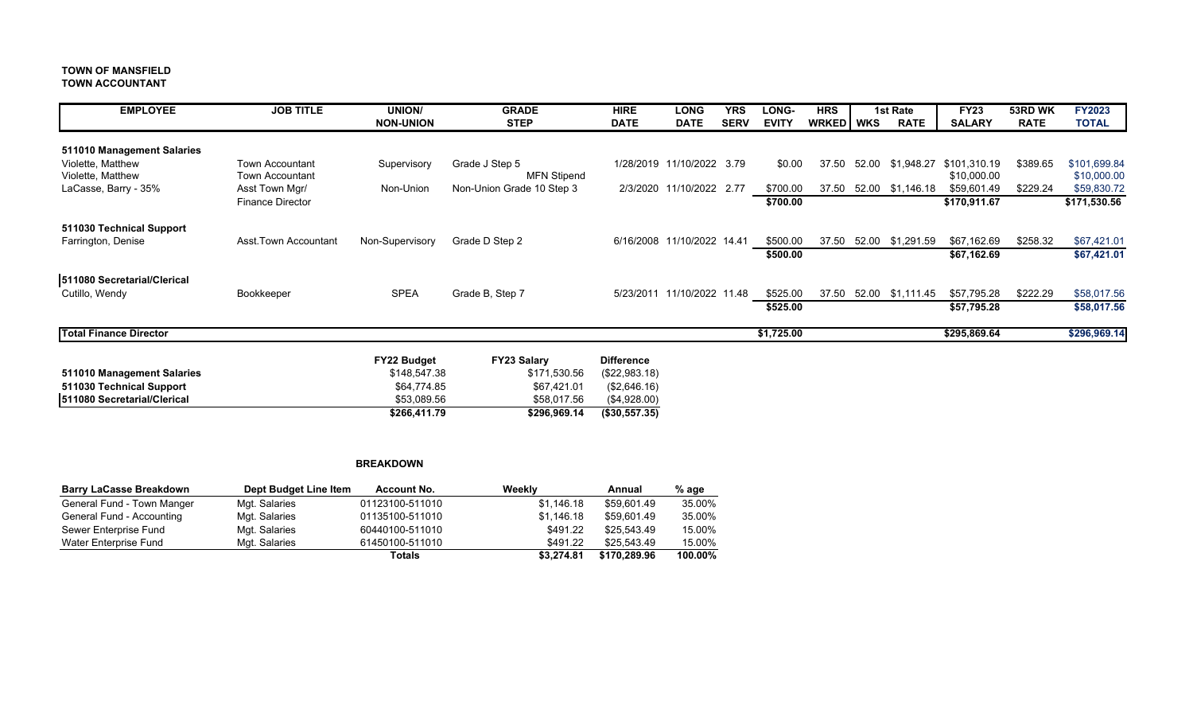**TOWN OF MANSFIELD**
**TOWN ACCOUNTANT**

| EMPLOYEE | JOB TITLE | UNION/ NON-UNION | GRADE STEP | HIRE DATE | LONG DATE | YRS SERV | LONG-EVITY | HRS WRKED | WKS | 1st Rate RATE | FY23 SALARY | 53RD WK RATE | FY2023 TOTAL |
|---|---|---|---|---|---|---|---|---|---|---|---|---|---|
| **511010 Management Salaries** | | | | | | | | | | | | | |
| Violette, Matthew | Town Accountant | Supervisory | Grade J Step 5 | 1/28/2019 | 11/10/2022 | 3.79 | $0.00 | 37.50 | 52.00 | $1,948.27 | $101,310.19 | $389.65 | $101,699.84 |
| Violette, Matthew | Town Accountant | | MFN Stipend | | | | | | | | $10,000.00 | | $10,000.00 |
| LaCasse, Barry - 35% | Asst Town Mgr/ Finance Director | Non-Union | Non-Union Grade 10 Step 3 | 2/3/2020 | 11/10/2022 | 2.77 | $700.00 | 37.50 | 52.00 | $1,146.18 | $59,601.49 | $229.24 | $59,830.72 |
| | | | | | | | **$700.00** | | | | **$170,911.67** | | **$171,530.56** |
| **511030 Technical Support** | | | | | | | | | | | | | |
| Farrington, Denise | Asst.Town Accountant | Non-Supervisory | Grade D Step 2 | 6/16/2008 | 11/10/2022 | 14.41 | $500.00 | 37.50 | 52.00 | $1,291.59 | $67,162.69 | $258.32 | $67,421.01 |
| | | | | | | | **$500.00** | | | | **$67,162.69** | | **$67,421.01** |
| **511080 Secretarial/Clerical** | | | | | | | | | | | | | |
| Cutillo, Wendy | Bookkeeper | SPEA | Grade B, Step 7 | 5/23/2011 | 11/10/2022 | 11.48 | $525.00 | 37.50 | 52.00 | $1,111.45 | $57,795.28 | $222.29 | $58,017.56 |
| | | | | | | | **$525.00** | | | | **$57,795.28** | | **$58,017.56** |
| **Total Finance Director** | | | | | | | **$1,725.00** | | | | **$295,869.64** | | **$296,969.14** |

| | FY22 Budget | FY23 Salary | Difference |
|---|---|---|---|
| **511010 Management Salaries** | $148,547.38 | $171,530.56 | ($22,983.18) |
| **511030 Technical Support** | $64,774.85 | $67,421.01 | ($2,646.16) |
| **511080 Secretarial/Clerical** | $53,089.56 | $58,017.56 | ($4,928.00) |
| | **$266,411.79** | **$296,969.14** | **($30,557.35)** |

**BREAKDOWN**

| Barry LaCasse Breakdown | Dept Budget Line Item | Account No. | Weekly | Annual | % age |
|---|---|---|---|---|---|
| General Fund - Town Manger | Mgt. Salaries | 01123100-511010 | $1,146.18 | $59,601.49 | 35.00% |
| General Fund - Accounting | Mgt. Salaries | 01135100-511010 | $1,146.18 | $59,601.49 | 35.00% |
| Sewer Enterprise Fund | Mgt. Salaries | 60440100-511010 | $491.22 | $25,543.49 | 15.00% |
| Water Enterprise Fund | Mgt. Salaries | 61450100-511010 | $491.22 | $25,543.49 | 15.00% |
| | | **Totals** | **$3,274.81** | **$170,289.96** | **100.00%** |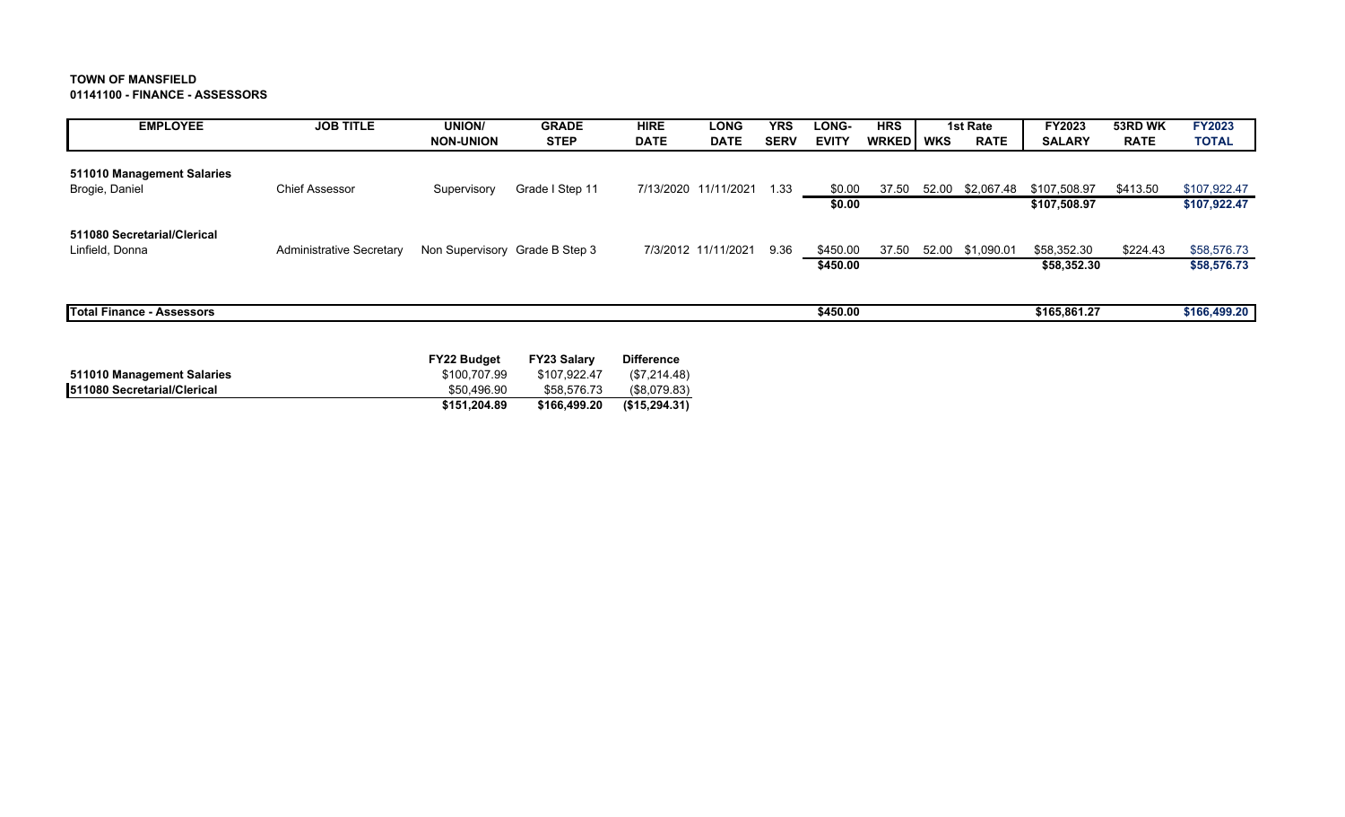**TOWN OF MANSFIELD**
**01141100 - FINANCE - ASSESSORS**

| EMPLOYEE | JOB TITLE | UNION/ NON-UNION | GRADE STEP | HIRE DATE | LONG DATE | YRS SERV | LONG-EVITY | HRS WRKED | WKS | 1st Rate RATE | FY2023 SALARY | 53RD WK RATE | FY2023 TOTAL |
|---|---|---|---|---|---|---|---|---|---|---|---|---|---|
| **511010 Management Salaries** | | | | | | | | | | | | | |
| Brogie, Daniel | Chief Assessor | Supervisory | Grade I Step 11 | 7/13/2020 | 11/11/2021 | 1.33 | $0.00 | 37.50 | 52.00 | $2,067.48 | $107,508.97 | $413.50 | $107,922.47 |
| | | | | | | | **$0.00** | | | | **$107,508.97** | | **$107,922.47** |
| **511080 Secretarial/Clerical** | | | | | | | | | | | | | |
| Linfield, Donna | Administrative Secretary | Non Supervisory | Grade B Step 3 | 7/3/2012 | 11/11/2021 | 9.36 | $450.00 | 37.50 | 52.00 | $1,090.01 | $58,352.30 | $224.43 | $58,576.73 |
| | | | | | | | **$450.00** | | | | **$58,352.30** | | **$58,576.73** |
| **Total Finance - Assessors** | | | | | | | **$450.00** | | | | **$165,861.27** | | **$166,499.20** |

| | FY22 Budget | FY23 Salary | Difference |
|---|---|---|---|
| **511010 Management Salaries** | $100,707.99 | $107,922.47 | ($7,214.48) |
| **511080 Secretarial/Clerical** | $50,496.90 | $58,576.73 | ($8,079.83) |
| | **$151,204.89** | **$166,499.20** | **($15,294.31)** |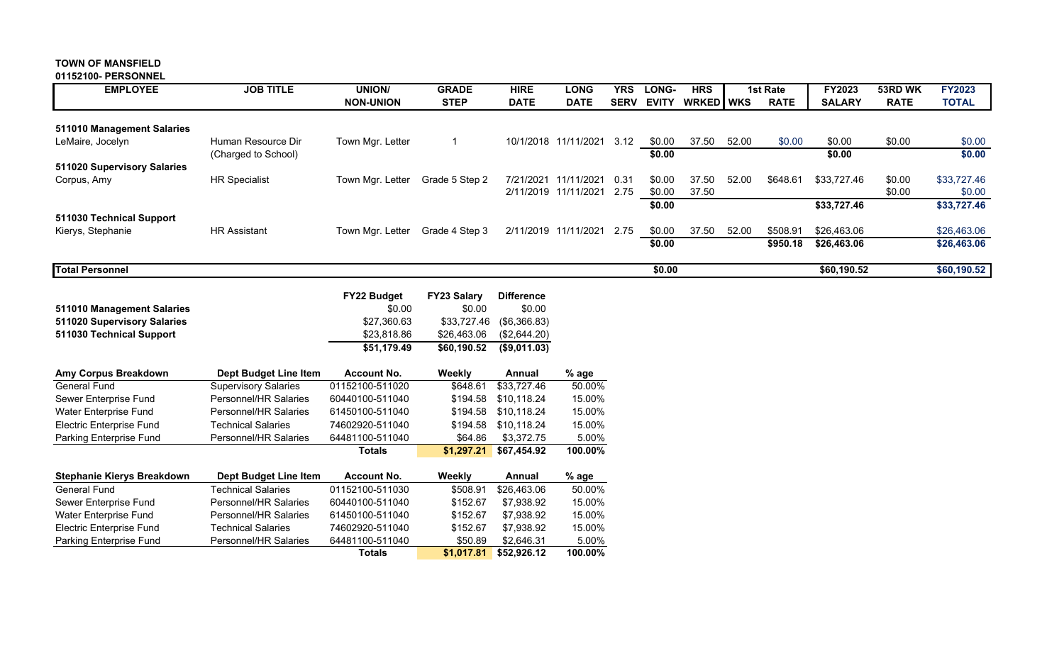**TOWN OF MANSFIELD**
**01152100- PERSONNEL**

| EMPLOYEE | JOB TITLE | UNION/ NON-UNION | GRADE STEP | HIRE DATE | LONG DATE | YRS SERV | LONG-EVITY | HRS WRKED | WKS | 1st Rate RATE | FY2023 SALARY | 53RD WK RATE | FY2023 TOTAL |
|---|---|---|---|---|---|---|---|---|---|---|---|---|---|
| **511010 Management Salaries** | | | | | | | | | | | | | |
| LeMaire, Jocelyn | Human Resource Dir | Town Mgr. Letter | 1 | 10/1/2018 | 11/11/2021 | 3.12 | $0.00 | 37.50 | 52.00 | $0.00 | $0.00 | $0.00 | $0.00 |
| | (Charged to School) | | | | | | **$0.00** | | | | **$0.00** | | **$0.00** |
| **511020 Supervisory Salaries** | | | | | | | | | | | | | |
| Corpus, Amy | HR Specialist | Town Mgr. Letter | Grade 5 Step 2 | 7/21/2021 | 11/11/2021 | 0.31 | $0.00 | 37.50 | 52.00 | $648.61 | $33,727.46 | $0.00 | $33,727.46 |
| | | | | 2/11/2019 | 11/11/2021 | 2.75 | $0.00 | 37.50 | | | | $0.00 | $0.00 |
| | | | | | | | **$0.00** | | | | **$33,727.46** | | **$33,727.46** |
| **511030 Technical Support** | | | | | | | | | | | | | |
| Kierys, Stephanie | HR Assistant | Town Mgr. Letter | Grade 4 Step 3 | 2/11/2019 | 11/11/2021 | 2.75 | $0.00 | 37.50 | 52.00 | $508.91 | $26,463.06 | | $26,463.06 |
| | | | | | | | **$0.00** | | | **$950.18** | **$26,463.06** | | **$26,463.06** |
| **Total Personnel** | | | | | | | **$0.00** | | | | **$60,190.52** | | **$60,190.52** |

| | FY22 Budget | FY23 Salary | Difference |
|---|---|---|---|
| **511010 Management Salaries** | $0.00 | $0.00 | $0.00 |
| **511020 Supervisory Salaries** | $27,360.63 | $33,727.46 | ($6,366.83) |
| **511030 Technical Support** | $23,818.86 | $26,463.06 | ($2,644.20) |
| | **$51,179.49** | **$60,190.52** | **($9,011.03)** |

| Amy Corpus Breakdown | Dept Budget Line Item | Account No. | Weekly | Annual | % age |
|---|---|---|---|---|---|
| General Fund | Supervisory Salaries | 01152100-511020 | $648.61 | $33,727.46 | 50.00% |
| Sewer Enterprise Fund | Personnel/HR Salaries | 60440100-511040 | $194.58 | $10,118.24 | 15.00% |
| Water Enterprise Fund | Personnel/HR Salaries | 61450100-511040 | $194.58 | $10,118.24 | 15.00% |
| Electric Enterprise Fund | Technical Salaries | 74602920-511040 | $194.58 | $10,118.24 | 15.00% |
| Parking Enterprise Fund | Personnel/HR Salaries | 64481100-511040 | $64.86 | $3,372.75 | 5.00% |
| | | **Totals** | **$1,297.21** | **$67,454.92** | **100.00%** |

| Stephanie Kierys Breakdown | Dept Budget Line Item | Account No. | Weekly | Annual | % age |
|---|---|---|---|---|---|
| General Fund | Technical Salaries | 01152100-511030 | $508.91 | $26,463.06 | 50.00% |
| Sewer Enterprise Fund | Personnel/HR Salaries | 60440100-511040 | $152.67 | $7,938.92 | 15.00% |
| Water Enterprise Fund | Personnel/HR Salaries | 61450100-511040 | $152.67 | $7,938.92 | 15.00% |
| Electric Enterprise Fund | Technical Salaries | 74602920-511040 | $152.67 | $7,938.92 | 15.00% |
| Parking Enterprise Fund | Personnel/HR Salaries | 64481100-511040 | $50.89 | $2,646.31 | 5.00% |
| | | **Totals** | **$1,017.81** | **$52,926.12** | **100.00%** |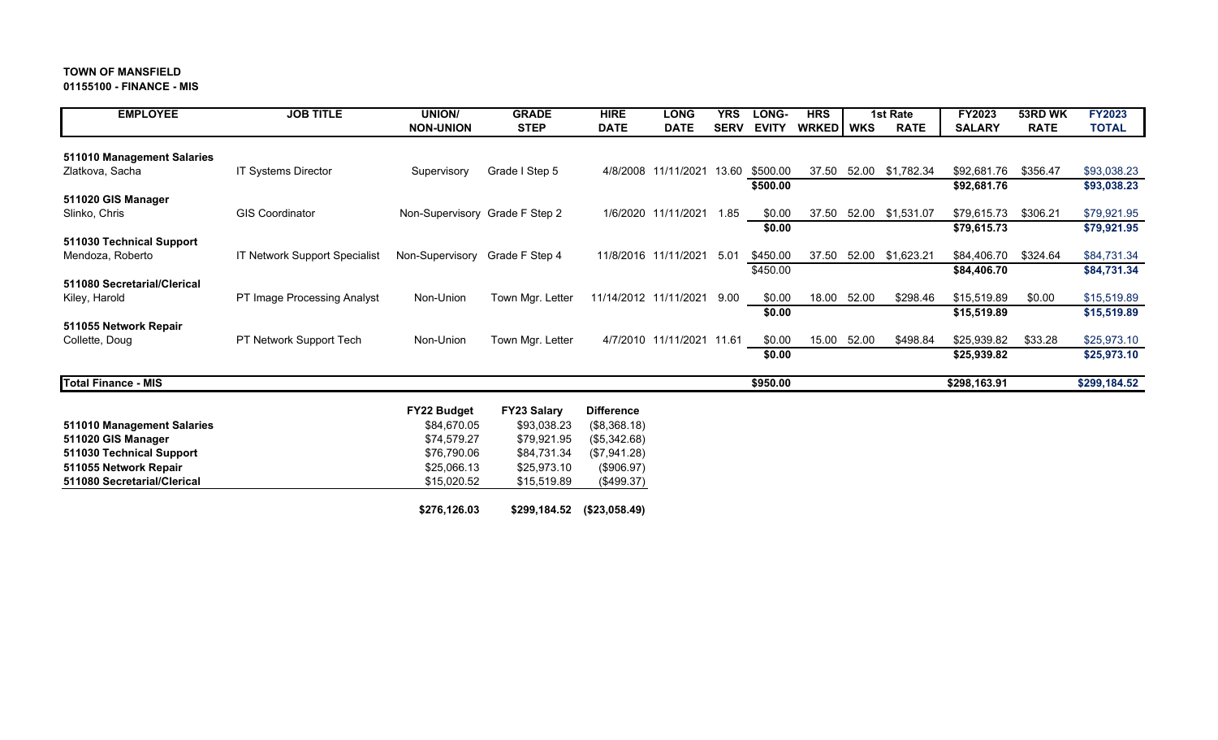**TOWN OF MANSFIELD**
**01155100 - FINANCE - MIS**

| EMPLOYEE | JOB TITLE | UNION/ NON-UNION | GRADE STEP | HIRE DATE | LONG DATE | YRS SERV | LONG-EVITY | HRS WRKED | WKS | 1st Rate RATE | FY2023 SALARY | 53RD WK RATE | FY2023 TOTAL |
|---|---|---|---|---|---|---|---|---|---|---|---|---|---|
| **511010 Management Salaries** | | | | | | | | | | | | | |
| Zlatkova, Sacha | IT Systems Director | Supervisory | Grade I Step 5 | 4/8/2008 | 11/11/2021 | 13.60 | $500.00 | 37.50 | 52.00 | $1,782.34 | $92,681.76 | $356.47 | $93,038.23 |
| | | | | | | | **$500.00** | | | | **$92,681.76** | | **$93,038.23** |
| **511020 GIS Manager** | | | | | | | | | | | | | |
| Slinko, Chris | GIS Coordinator | Non-Supervisory | Grade F Step 2 | 1/6/2020 | 11/11/2021 | 1.85 | $0.00 | 37.50 | 52.00 | $1,531.07 | $79,615.73 | $306.21 | $79,921.95 |
| | | | | | | | **$0.00** | | | | **$79,615.73** | | **$79,921.95** |
| **511030 Technical Support** | | | | | | | | | | | | | |
| Mendoza, Roberto | IT Network Support Specialist | Non-Supervisory | Grade F Step 4 | 11/8/2016 | 11/11/2021 | 5.01 | $450.00 | 37.50 | 52.00 | $1,623.21 | $84,406.70 | $324.64 | $84,731.34 |
| | | | | | | | $450.00 | | | | **$84,406.70** | | **$84,731.34** |
| **511080 Secretarial/Clerical** | | | | | | | | | | | | | |
| Kiley, Harold | PT Image Processing Analyst | Non-Union | Town Mgr. Letter | 11/14/2012 | 11/11/2021 | 9.00 | $0.00 | 18.00 | 52.00 | $298.46 | $15,519.89 | $0.00 | $15,519.89 |
| | | | | | | | **$0.00** | | | | **$15,519.89** | | **$15,519.89** |
| **511055 Network Repair** | | | | | | | | | | | | | |
| Collette, Doug | PT Network Support Tech | Non-Union | Town Mgr. Letter | 4/7/2010 | 11/11/2021 | 11.61 | $0.00 | 15.00 | 52.00 | $498.84 | $25,939.82 | $33.28 | $25,973.10 |
| | | | | | | | **$0.00** | | | | **$25,939.82** | | **$25,973.10** |
| **Total Finance - MIS** | | | | | | | **$950.00** | | | | **$298,163.91** | | **$299,184.52** |

| | FY22 Budget | FY23 Salary | Difference |
|---|---|---|---|
| **511010 Management Salaries** | $84,670.05 | $93,038.23 | ($8,368.18) |
| **511020 GIS Manager** | $74,579.27 | $79,921.95 | ($5,342.68) |
| **511030 Technical Support** | $76,790.06 | $84,731.34 | ($7,941.28) |
| **511055 Network Repair** | $25,066.13 | $25,973.10 | ($906.97) |
| **511080 Secretarial/Clerical** | $15,020.52 | $15,519.89 | ($499.37) |
| | **$276,126.03** | **$299,184.52** | **($23,058.49)** |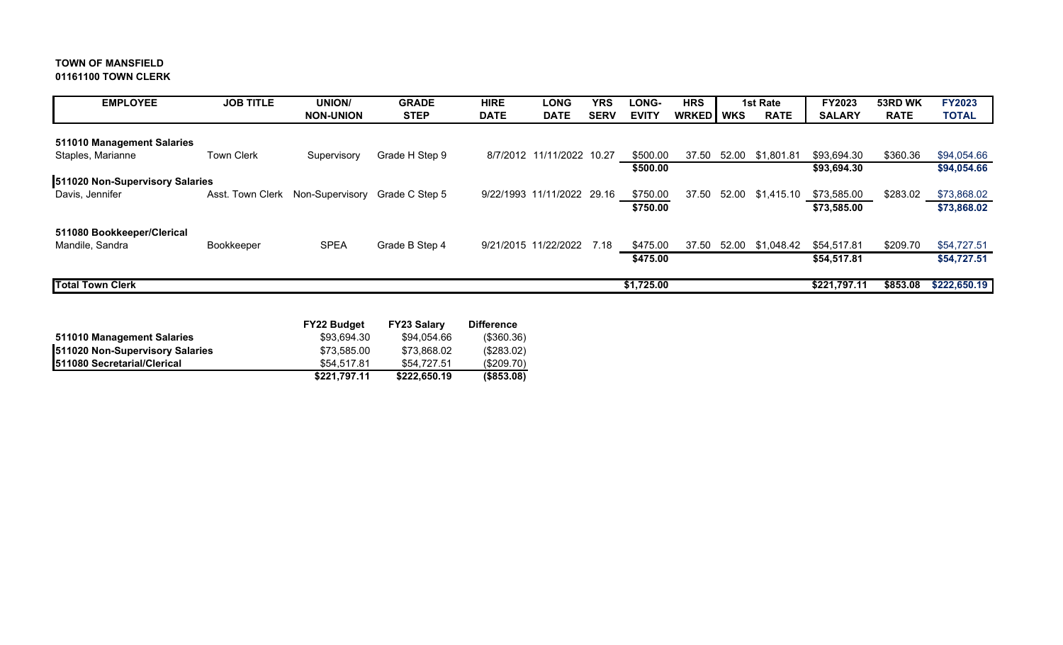**TOWN OF MANSFIELD**
**01161100 TOWN CLERK**

| EMPLOYEE | JOB TITLE | UNION/ NON-UNION | GRADE STEP | HIRE DATE | LONG DATE | YRS SERV | LONG-EVITY | HRS WRKED | WKS | 1st Rate RATE | FY2023 SALARY | 53RD WK RATE | FY2023 TOTAL |
|---|---|---|---|---|---|---|---|---|---|---|---|---|---|
| **511010 Management Salaries** | | | | | | | | | | | | | |
| Staples, Marianne | Town Clerk | Supervisory | Grade H Step 9 | 8/7/2012 | 11/11/2022 | 10.27 | $500.00 | 37.50 | 52.00 | $1,801.81 | $93,694.30 | $360.36 | $94,054.66 |
| | | | | | | | **$500.00** | | | | **$93,694.30** | | **$94,054.66** |
| **511020 Non-Supervisory Salaries** | | | | | | | | | | | | | |
| Davis, Jennifer | Asst. Town Clerk | Non-Supervisory | Grade C Step 5 | 9/22/1993 | 11/11/2022 | 29.16 | $750.00 | 37.50 | 52.00 | $1,415.10 | $73,585.00 | $283.02 | $73,868.02 |
| | | | | | | | **$750.00** | | | | **$73,585.00** | | **$73,868.02** |
| **511080 Bookkeeper/Clerical** | | | | | | | | | | | | | |
| Mandile, Sandra | Bookkeeper | SPEA | Grade B Step 4 | 9/21/2015 | 11/22/2022 | 7.18 | $475.00 | 37.50 | 52.00 | $1,048.42 | $54,517.81 | $209.70 | $54,727.51 |
| | | | | | | | **$475.00** | | | | **$54,517.81** | | **$54,727.51** |
| **Total Town Clerk** | | | | | | | **$1,725.00** | | | | **$221,797.11** | **$853.08** | **$222,650.19** |

| | FY22 Budget | FY23 Salary | Difference |
|---|---|---|---|
| **511010 Management Salaries** | $93,694.30 | $94,054.66 | ($360.36) |
| **511020 Non-Supervisory Salaries** | $73,585.00 | $73,868.02 | ($283.02) |
| **511080 Secretarial/Clerical** | $54,517.81 | $54,727.51 | ($209.70) |
| | **$221,797.11** | **$222,650.19** | **($853.08)** |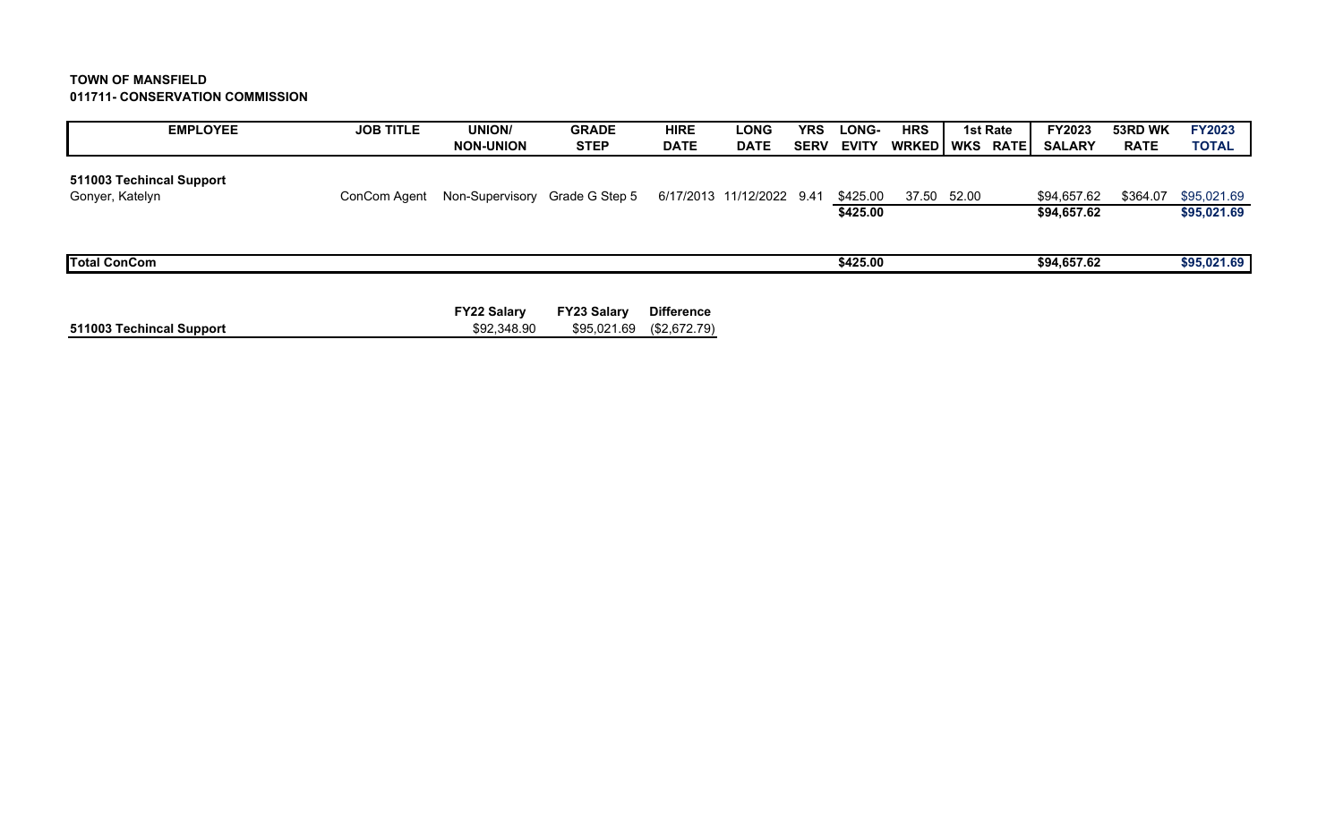**TOWN OF MANSFIELD**
**011711- CONSERVATION COMMISSION**

| EMPLOYEE | JOB TITLE | UNION/ NON-UNION | GRADE STEP | HIRE DATE | LONG DATE | YRS SERV | LONG-EVITY | HRS WRKED | 1st Rate WKS | RATE | FY2023 SALARY | 53RD WK RATE | FY2023 TOTAL |
|---|---|---|---|---|---|---|---|---|---|---|---|---|---|
| **511003 Techincal Support** | | | | | | | | | | | | | |
| Gonyer, Katelyn | ConCom Agent | Non-Supervisory | Grade G Step 5 | 6/17/2013 | 11/12/2022 | 9.41 | $425.00 | 37.50 | 52.00 | | $94,657.62 | $364.07 | $95,021.69 |
| | | | | | | | **$425.00** | | | | **$94,657.62** | | **$95,021.69** |
| **Total ConCom** | | | | | | | **$425.00** | | | | **$94,657.62** | | **$95,021.69** |

| | FY22 Salary | FY23 Salary | Difference |
|---|---|---|---|
| **511003 Techincal Support** | $92,348.90 | $95,021.69 | ($2,672.79) |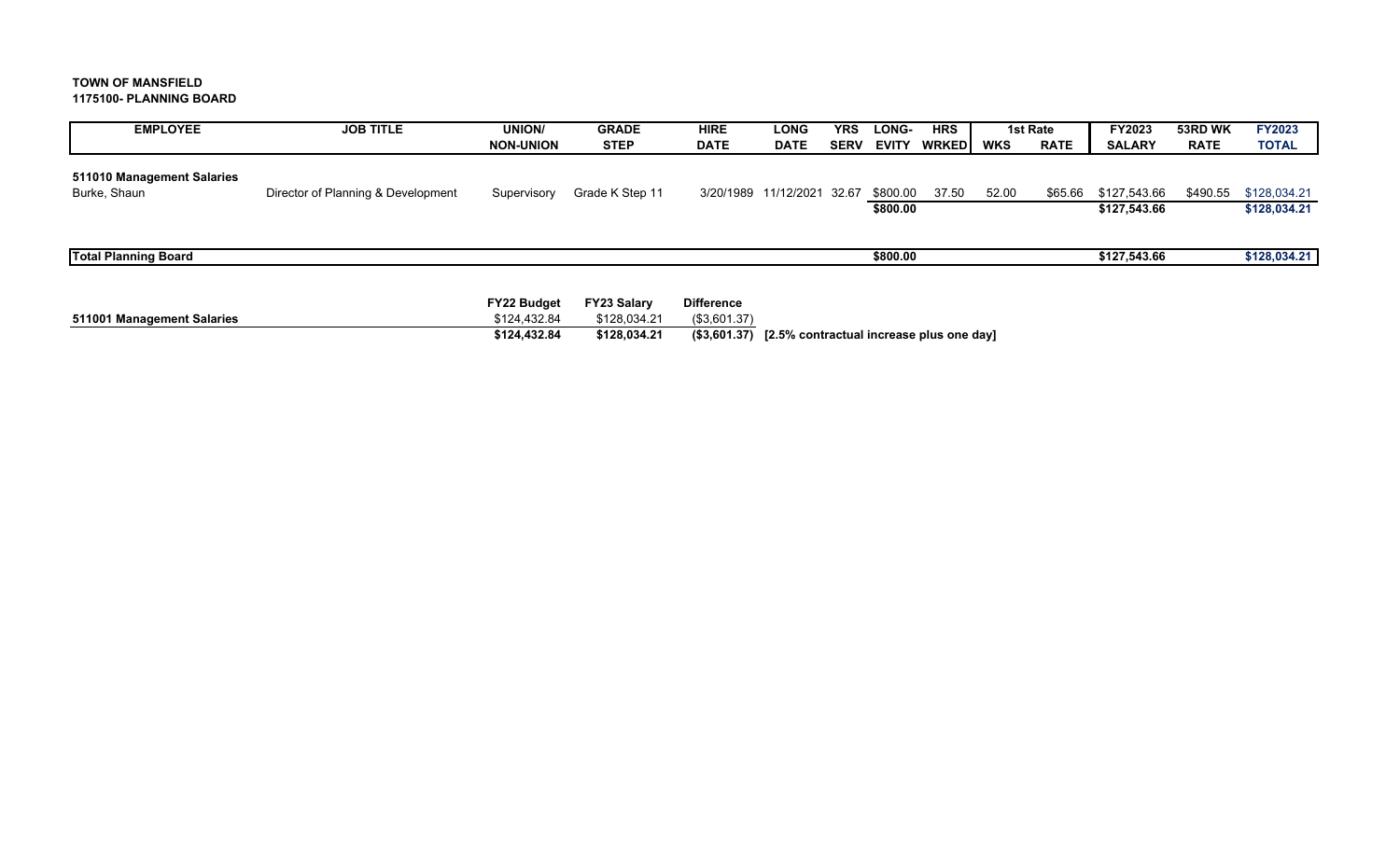**TOWN OF MANSFIELD**
**1175100- PLANNING BOARD**

| EMPLOYEE | JOB TITLE | UNION/ NON-UNION | GRADE STEP | HIRE DATE | LONG DATE | YRS SERV | LONG- EVITY | HRS WRKED | WKS | 1st Rate RATE | FY2023 SALARY | 53RD WK RATE | FY2023 TOTAL |
|---|---|---|---|---|---|---|---|---|---|---|---|---|---|
| **511010 Management Salaries** | | | | | | | | | | | | | |
| Burke, Shaun | Director of Planning & Development | Supervisory | Grade K Step 11 | 3/20/1989 | 11/12/2021 | 32.67 | $800.00 | 37.50 | 52.00 | $65.66 | $127,543.66 | $490.55 | $128,034.21 |
| | | | | | | | **$800.00** | | | | **$127,543.66** | | **$128,034.21** |
| **Total Planning Board** | | | | | | | **$800.00** | | | | **$127,543.66** | | **$128,034.21** |

| | FY22 Budget | FY23 Salary | Difference | |
|---|---|---|---|---|
| **511001 Management Salaries** | $124,432.84 | $128,034.21 | ($3,601.37) | |
| | **$124,432.84** | **$128,034.21** | **($3,601.37)** | **[2.5% contractual increase plus one day]** |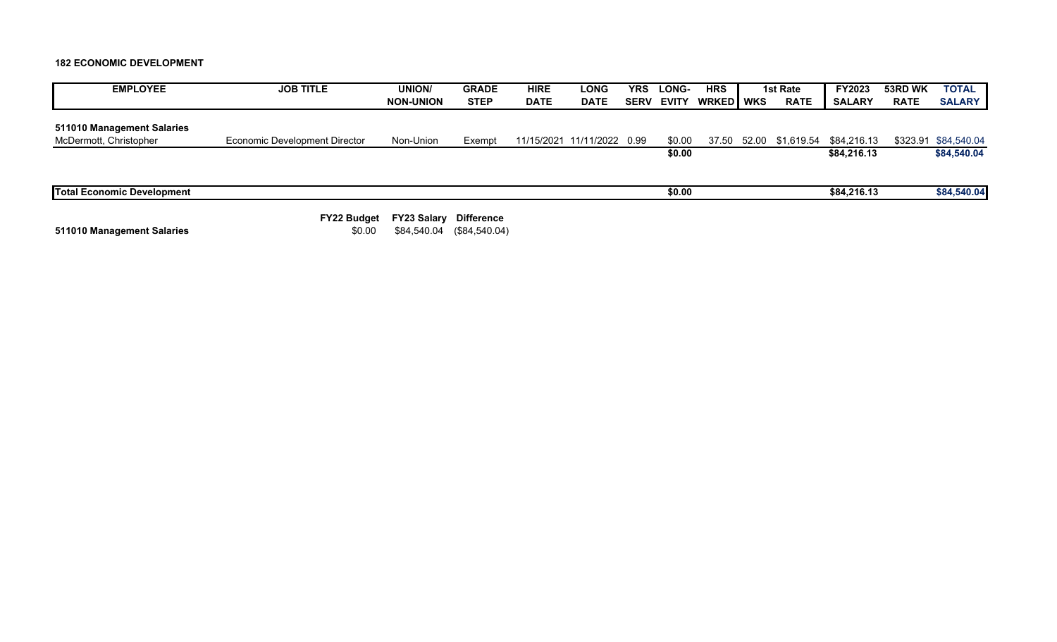**182 ECONOMIC DEVELOPMENT**

| EMPLOYEE | JOB TITLE | UNION/ NON-UNION | GRADE STEP | HIRE DATE | LONG DATE | YRS SERV | LONG-EVITY | HRS WRKED | WKS | 1st Rate RATE | FY2023 SALARY | 53RD WK RATE | TOTAL SALARY |
|---|---|---|---|---|---|---|---|---|---|---|---|---|---|
| **511010 Management Salaries** | | | | | | | | | | | | | |
| McDermott, Christopher | Economic Development Director | Non-Union | Exempt | 11/15/2021 | 11/11/2022 | 0.99 | $0.00 | 37.50 | 52.00 | $1,619.54 | $84,216.13 | $323.91 | $84,540.04 |
| | | | | | | | **$0.00** | | | | **$84,216.13** | | **$84,540.04** |
| **Total Economic Development** | | | | | | | **$0.00** | | | | **$84,216.13** | | **$84,540.04** |

| | FY22 Budget | FY23 Salary | Difference |
|---|---|---|---|
| **511010 Management Salaries** | $0.00 | $84,540.04 | ($84,540.04) |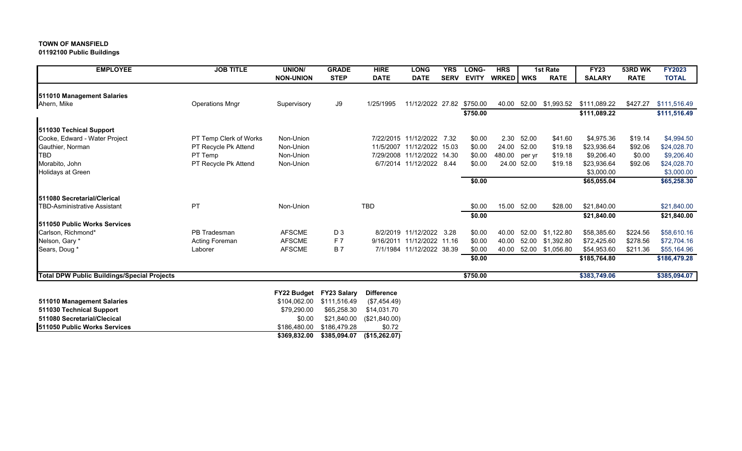**TOWN OF MANSFIELD**
**01192100 Public Buildings**

| EMPLOYEE | JOB TITLE | UNION/ NON-UNION | GRADE STEP | HIRE DATE | LONG DATE | YRS SERV | LONG-EVITY | HRS WRKED | WKS | 1st Rate RATE | FY23 SALARY | 53RD WK RATE | FY2023 TOTAL |
|---|---|---|---|---|---|---|---|---|---|---|---|---|---|
| **511010 Management Salaries** | | | | | | | | | | | | | |
| Ahern, Mike | Operations Mngr | Supervisory | J9 | 1/25/1995 | 11/12/2022 | 27.82 | $750.00 | 40.00 | 52.00 | $1,993.52 | $111,089.22 | $427.27 | $111,516.49 |
| | | | | | | | **$750.00** | | | | **$111,089.22** | | **$111,516.49** |
| **511030 Techical Support** | | | | | | | | | | | | | |
| Cooke, Edward - Water Project | PT Temp Clerk of Works | Non-Union | | 7/22/2015 | 11/12/2022 | 7.32 | $0.00 | 2.30 | 52.00 | $41.60 | $4,975.36 | $19.14 | $4,994.50 |
| Gauthier, Norman | PT Recycle Pk Attend | Non-Union | | 11/5/2007 | 11/12/2022 | 15.03 | $0.00 | 24.00 | 52.00 | $19.18 | $23,936.64 | $92.06 | $24,028.70 |
| TBD | PT Temp | Non-Union | | 7/29/2008 | 11/12/2022 | 14.30 | $0.00 | 480.00 | per yr | $19.18 | $9,206.40 | $0.00 | $9,206.40 |
| Morabito, John | PT Recycle Pk Attend | Non-Union | | 6/7/2014 | 11/12/2022 | 8.44 | $0.00 | 24.00 | 52.00 | $19.18 | $23,936.64 | $92.06 | $24,028.70 |
| Holidays at Green | | | | | | | | | | | $3,000.00 | | $3,000.00 |
| | | | | | | | **$0.00** | | | | **$65,055.04** | | **$65,258.30** |
| **511080 Secretarial/Clerical** | | | | | | | | | | | | | |
| TBD-Asministrative Assistant | PT | Non-Union | | TBD | | | $0.00 | 15.00 | 52.00 | $28.00 | $21,840.00 | | $21,840.00 |
| | | | | | | | **$0.00** | | | | **$21,840.00** | | **$21,840.00** |
| **511050 Public Works Services** | | | | | | | | | | | | | |
| Carlson, Richmond* | PB Tradesman | AFSCME | D 3 | 8/2/2019 | 11/12/2022 | 3.28 | $0.00 | 40.00 | 52.00 | $1,122.80 | $58,385.60 | $224.56 | $58,610.16 |
| Nelson, Gary * | Acting Foreman | AFSCME | F 7 | 9/16/2011 | 11/12/2022 | 11.16 | $0.00 | 40.00 | 52.00 | $1,392.80 | $72,425.60 | $278.56 | $72,704.16 |
| Sears, Doug * | Laborer | AFSCME | B 7 | 7/1/1984 | 11/12/2022 | 38.39 | $0.00 | 40.00 | 52.00 | $1,056.80 | $54,953.60 | $211.36 | $55,164.96 |
| | | | | | | | **$0.00** | | | | **$185,764.80** | | **$186,479.28** |
| **Total DPW Public Buildings/Special Projects** | | | | | | | **$750.00** | | | | **$383,749.06** | | **$385,094.07** |

| | FY22 Budget | FY23 Salary | Difference |
|---|---|---|---|
| **511010 Management Salaries** | $104,062.00 | $111,516.49 | ($7,454.49) |
| **511030 Technical Support** | $79,290.00 | $65,258.30 | $14,031.70 |
| **511080 Secretarial/Clecical** | $0.00 | $21,840.00 | ($21,840.00) |
| **511050 Public Works Services** | $186,480.00 | $186,479.28 | $0.72 |
| | **$369,832.00** | **$385,094.07** | **($15,262.07)** |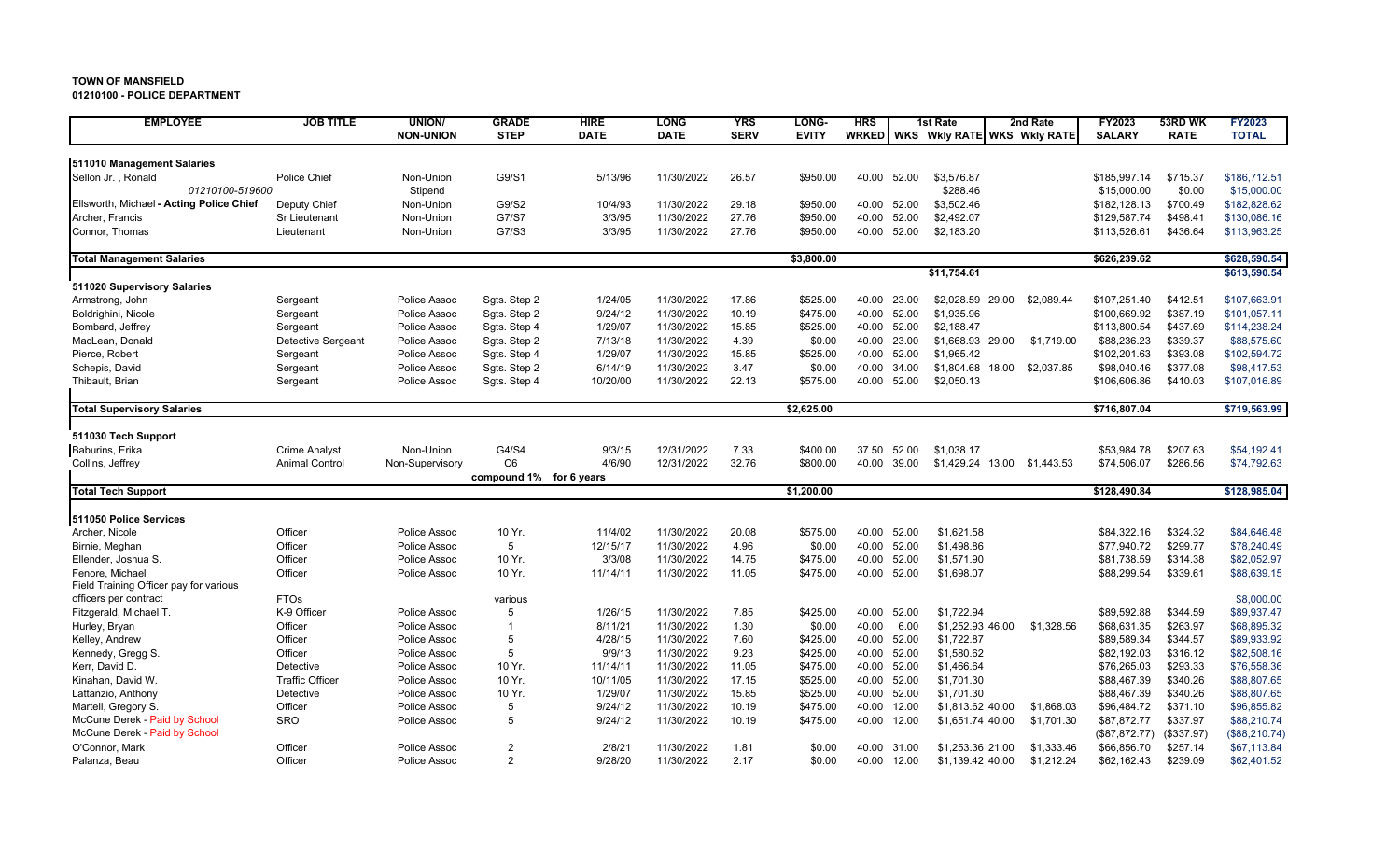**TOWN OF MANSFIELD**
**01210100 - POLICE DEPARTMENT**

| EMPLOYEE | JOB TITLE | UNION/ NON-UNION | GRADE STEP | HIRE DATE | LONG DATE | YRS SERV | LONG-EVITY | HRS WRKED | 1st Rate WKS | Wkly RATE | 2nd Rate WKS | Wkly RATE | FY2023 SALARY | 53RD WK RATE | FY2023 TOTAL |
|---|---|---|---|---|---|---|---|---|---|---|---|---|---|---|---|
| **511010 Management Salaries** | | | | | | | | | | | | | | | |
| Sellon Jr. , Ronald | Police Chief | Non-Union | G9/S1 | 5/13/96 | 11/30/2022 | 26.57 | $950.00 | 40.00 | 52.00 | $3,576.87 | | | $185,997.14 | $715.37 | $186,712.51 |
| *01210100-519600* | | Stipend | | | | | | | | $288.46 | | | $15,000.00 | $0.00 | $15,000.00 |
| Ellsworth, Michael **- Acting Police Chief** | Deputy Chief | Non-Union | G9/S2 | 10/4/93 | 11/30/2022 | 29.18 | $950.00 | 40.00 | 52.00 | $3,502.46 | | | $182,128.13 | $700.49 | $182,828.62 |
| Archer, Francis | Sr Lieutenant | Non-Union | G7/S7 | 3/3/95 | 11/30/2022 | 27.76 | $950.00 | 40.00 | 52.00 | $2,492.07 | | | $129,587.74 | $498.41 | $130,086.16 |
| Connor, Thomas | Lieutenant | Non-Union | G7/S3 | 3/3/95 | 11/30/2022 | 27.76 | $950.00 | 40.00 | 52.00 | $2,183.20 | | | $113,526.61 | $436.64 | $113,963.25 |
| **Total Management Salaries** | | | | | | | **$3,800.00** | | | | | | **$626,239.62** | | **$628,590.54** |
| | | | | | | | | | | **$11,754.61** | | | | | **$613,590.54** |
| **511020 Supervisory Salaries** | | | | | | | | | | | | | | | |
| Armstrong, John | Sergeant | Police Assoc | Sgts. Step 2 | 1/24/05 | 11/30/2022 | 17.86 | $525.00 | 40.00 | 23.00 | $2,028.59 | 29.00 | $2,089.44 | $107,251.40 | $412.51 | $107,663.91 |
| Boldrighini, Nicole | Sergeant | Police Assoc | Sgts. Step 2 | 9/24/12 | 11/30/2022 | 10.19 | $475.00 | 40.00 | 52.00 | $1,935.96 | | | $100,669.92 | $387.19 | $101,057.11 |
| Bombard, Jeffrey | Sergeant | Police Assoc | Sgts. Step 4 | 1/29/07 | 11/30/2022 | 15.85 | $525.00 | 40.00 | 52.00 | $2,188.47 | | | $113,800.54 | $437.69 | $114,238.24 |
| MacLean, Donald | Detective Sergeant | Police Assoc | Sgts. Step 2 | 7/13/18 | 11/30/2022 | 4.39 | $0.00 | 40.00 | 23.00 | $1,668.93 | 29.00 | $1,719.00 | $88,236.23 | $339.37 | $88,575.60 |
| Pierce, Robert | Sergeant | Police Assoc | Sgts. Step 4 | 1/29/07 | 11/30/2022 | 15.85 | $525.00 | 40.00 | 52.00 | $1,965.42 | | | $102,201.63 | $393.08 | $102,594.72 |
| Schepis, David | Sergeant | Police Assoc | Sgts. Step 2 | 6/14/19 | 11/30/2022 | 3.47 | $0.00 | 40.00 | 34.00 | $1,804.68 | 18.00 | $2,037.85 | $98,040.46 | $377.08 | $98,417.53 |
| Thibault, Brian | Sergeant | Police Assoc | Sgts. Step 4 | 10/20/00 | 11/30/2022 | 22.13 | $575.00 | 40.00 | 52.00 | $2,050.13 | | | $106,606.86 | $410.03 | $107,016.89 |
| **Total Supervisory Salaries** | | | | | | | **$2,625.00** | | | | | | **$716,807.04** | | **$719,563.99** |
| **511030 Tech Support** | | | | | | | | | | | | | | | |
| Baburins, Erika | Crime Analyst | Non-Union | G4/S4 | 9/3/15 | 12/31/2022 | 7.33 | $400.00 | 37.50 | 52.00 | $1,038.17 | | | $53,984.78 | $207.63 | $54,192.41 |
| Collins, Jeffrey | Animal Control | Non-Supervisory | C6 | 4/6/90 | 12/31/2022 | 32.76 | $800.00 | 40.00 | 39.00 | $1,429.24 | 13.00 | $1,443.53 | $74,506.07 | $286.56 | $74,792.63 |
| | | | **compound 1%** | **for 6 years** | | | | | | | | | | | |
| **Total Tech Support** | | | | | | | **$1,200.00** | | | | | | **$128,490.84** | | **$128,985.04** |
| **511050 Police Services** | | | | | | | | | | | | | | | |
| Archer, Nicole | Officer | Police Assoc | 10 Yr. | 11/4/02 | 11/30/2022 | 20.08 | $575.00 | 40.00 | 52.00 | $1,621.58 | | | $84,322.16 | $324.32 | $84,646.48 |
| Birnie, Meghan | Officer | Police Assoc | 5 | 12/15/17 | 11/30/2022 | 4.96 | $0.00 | 40.00 | 52.00 | $1,498.86 | | | $77,940.72 | $299.77 | $78,240.49 |
| Ellender, Joshua S. | Officer | Police Assoc | 10 Yr. | 3/3/08 | 11/30/2022 | 14.75 | $475.00 | 40.00 | 52.00 | $1,571.90 | | | $81,738.59 | $314.38 | $82,052.97 |
| Fenore, Michael | Officer | Police Assoc | 10 Yr. | 11/14/11 | 11/30/2022 | 11.05 | $475.00 | 40.00 | 52.00 | $1,698.07 | | | $88,299.54 | $339.61 | $88,639.15 |
| Field Training Officer pay for various officers per contract | FTOs | | various | | | | | | | | | | | | $8,000.00 |
| Fitzgerald, Michael T. | K-9 Officer | Police Assoc | 5 | 1/26/15 | 11/30/2022 | 7.85 | $425.00 | 40.00 | 52.00 | $1,722.94 | | | $89,592.88 | $344.59 | $89,937.47 |
| Hurley, Bryan | Officer | Police Assoc | 1 | 8/11/21 | 11/30/2022 | 1.30 | $0.00 | 40.00 | 6.00 | $1,252.93 | 46.00 | $1,328.56 | $68,631.35 | $263.97 | $68,895.32 |
| Kelley, Andrew | Officer | Police Assoc | 5 | 4/28/15 | 11/30/2022 | 7.60 | $425.00 | 40.00 | 52.00 | $1,722.87 | | | $89,589.34 | $344.57 | $89,933.92 |
| Kennedy, Gregg S. | Officer | Police Assoc | 5 | 9/9/13 | 11/30/2022 | 9.23 | $425.00 | 40.00 | 52.00 | $1,580.62 | | | $82,192.03 | $316.12 | $82,508.16 |
| Kerr, David D. | Detective | Police Assoc | 10 Yr. | 11/14/11 | 11/30/2022 | 11.05 | $475.00 | 40.00 | 52.00 | $1,466.64 | | | $76,265.03 | $293.33 | $76,558.36 |
| Kinahan, David W. | Traffic Officer | Police Assoc | 10 Yr. | 10/11/05 | 11/30/2022 | 17.15 | $525.00 | 40.00 | 52.00 | $1,701.30 | | | $88,467.39 | $340.26 | $88,807.65 |
| Lattanzio, Anthony | Detective | Police Assoc | 10 Yr. | 1/29/07 | 11/30/2022 | 15.85 | $525.00 | 40.00 | 52.00 | $1,701.30 | | | $88,467.39 | $340.26 | $88,807.65 |
| Martell, Gregory S. | Officer | Police Assoc | 5 | 9/24/12 | 11/30/2022 | 10.19 | $475.00 | 40.00 | 12.00 | $1,813.62 | 40.00 | $1,868.03 | $96,484.72 | $371.10 | $96,855.82 |
| McCune Derek - Paid by School | SRO | Police Assoc | 5 | 9/24/12 | 11/30/2022 | 10.19 | $475.00 | 40.00 | 12.00 | $1,651.74 | 40.00 | $1,701.30 | $87,872.77 | $337.97 | $88,210.74 |
| McCune Derek - Paid by School | | | | | | | | | | | | | ($87,872.77) | ($337.97) | ($88,210.74) |
| O'Connor, Mark | Officer | Police Assoc | 2 | 2/8/21 | 11/30/2022 | 1.81 | $0.00 | 40.00 | 31.00 | $1,253.36 | 21.00 | $1,333.46 | $66,856.70 | $257.14 | $67,113.84 |
| Palanza, Beau | Officer | Police Assoc | 2 | 9/28/20 | 11/30/2022 | 2.17 | $0.00 | 40.00 | 12.00 | $1,139.42 | 40.00 | $1,212.24 | $62,162.43 | $239.09 | $62,401.52 |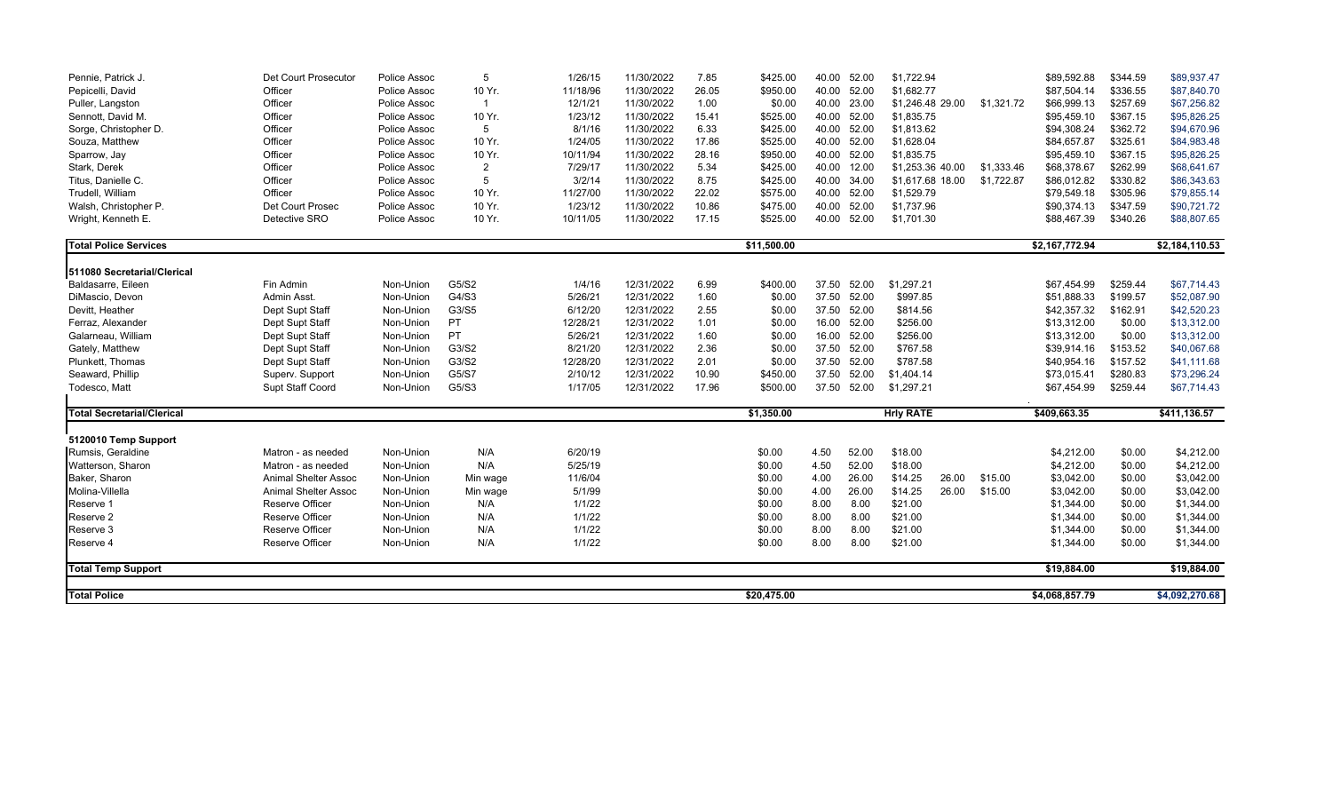| | | | | | | | | | | | | | | | |
|---|---|---|---|---|---|---|---|---|---|---|---|---|---|---|---|
| Pennie, Patrick J. | Det Court Prosecutor | Police Assoc | 5 | 1/26/15 | 11/30/2022 | 7.85 | $425.00 | 40.00 | 52.00 | $1,722.94 | | | $89,592.88 | $344.59 | $89,937.47 |
| Pepicelli, David | Officer | Police Assoc | 10 Yr. | 11/18/96 | 11/30/2022 | 26.05 | $950.00 | 40.00 | 52.00 | $1,682.77 | | | $87,504.14 | $336.55 | $87,840.70 |
| Puller, Langston | Officer | Police Assoc | 1 | 12/1/21 | 11/30/2022 | 1.00 | $0.00 | 40.00 | 23.00 | $1,246.48 | 29.00 | $1,321.72 | $66,999.13 | $257.69 | $67,256.82 |
| Sennott, David M. | Officer | Police Assoc | 10 Yr. | 1/23/12 | 11/30/2022 | 15.41 | $525.00 | 40.00 | 52.00 | $1,835.75 | | | $95,459.10 | $367.15 | $95,826.25 |
| Sorge, Christopher D. | Officer | Police Assoc | 5 | 8/1/16 | 11/30/2022 | 6.33 | $425.00 | 40.00 | 52.00 | $1,813.62 | | | $94,308.24 | $362.72 | $94,670.96 |
| Souza, Matthew | Officer | Police Assoc | 10 Yr. | 1/24/05 | 11/30/2022 | 17.86 | $525.00 | 40.00 | 52.00 | $1,628.04 | | | $84,657.87 | $325.61 | $84,983.48 |
| Sparrow, Jay | Officer | Police Assoc | 10 Yr. | 10/11/94 | 11/30/2022 | 28.16 | $950.00 | 40.00 | 52.00 | $1,835.75 | | | $95,459.10 | $367.15 | $95,826.25 |
| Stark, Derek | Officer | Police Assoc | 2 | 7/29/17 | 11/30/2022 | 5.34 | $425.00 | 40.00 | 12.00 | $1,253.36 | 40.00 | $1,333.46 | $68,378.67 | $262.99 | $68,641.67 |
| Titus, Danielle C. | Officer | Police Assoc | 5 | 3/2/14 | 11/30/2022 | 8.75 | $425.00 | 40.00 | 34.00 | $1,617.68 | 18.00 | $1,722.87 | $86,012.82 | $330.82 | $86,343.63 |
| Trudell, William | Officer | Police Assoc | 10 Yr. | 11/27/00 | 11/30/2022 | 22.02 | $575.00 | 40.00 | 52.00 | $1,529.79 | | | $79,549.18 | $305.96 | $79,855.14 |
| Walsh, Christopher P. | Det Court Prosec | Police Assoc | 10 Yr. | 1/23/12 | 11/30/2022 | 10.86 | $475.00 | 40.00 | 52.00 | $1,737.96 | | | $90,374.13 | $347.59 | $90,721.72 |
| Wright, Kenneth E. | Detective SRO | Police Assoc | 10 Yr. | 10/11/05 | 11/30/2022 | 17.15 | $525.00 | 40.00 | 52.00 | $1,701.30 | | | $88,467.39 | $340.26 | $88,807.65 |
| **Total Police Services** | | | | | | | **$11,500.00** | | | | | | **$2,167,772.94** | | **$2,184,110.53** |
| **511080 Secretarial/Clerical** | | | | | | | | | | | | | | | |
| Baldasarre, Eileen | Fin Admin | Non-Union | G5/S2 | 1/4/16 | 12/31/2022 | 6.99 | $400.00 | 37.50 | 52.00 | $1,297.21 | | | $67,454.99 | $259.44 | $67,714.43 |
| DiMascio, Devon | Admin Asst. | Non-Union | G4/S3 | 5/26/21 | 12/31/2022 | 1.60 | $0.00 | 37.50 | 52.00 | $997.85 | | | $51,888.33 | $199.57 | $52,087.90 |
| Devitt, Heather | Dept Supt Staff | Non-Union | G3/S5 | 6/12/20 | 12/31/2022 | 2.55 | $0.00 | 37.50 | 52.00 | $814.56 | | | $42,357.32 | $162.91 | $42,520.23 |
| Ferraz, Alexander | Dept Supt Staff | Non-Union | PT | 12/28/21 | 12/31/2022 | 1.01 | $0.00 | 16.00 | 52.00 | $256.00 | | | $13,312.00 | $0.00 | $13,312.00 |
| Galarneau, William | Dept Supt Staff | Non-Union | PT | 5/26/21 | 12/31/2022 | 1.60 | $0.00 | 16.00 | 52.00 | $256.00 | | | $13,312.00 | $0.00 | $13,312.00 |
| Gately, Matthew | Dept Supt Staff | Non-Union | G3/S2 | 8/21/20 | 12/31/2022 | 2.36 | $0.00 | 37.50 | 52.00 | $767.58 | | | $39,914.16 | $153.52 | $40,067.68 |
| Plunkett, Thomas | Dept Supt Staff | Non-Union | G3/S2 | 12/28/20 | 12/31/2022 | 2.01 | $0.00 | 37.50 | 52.00 | $787.58 | | | $40,954.16 | $157.52 | $41,111.68 |
| Seaward, Phillip | Superv. Support | Non-Union | G5/S7 | 2/10/12 | 12/31/2022 | 10.90 | $450.00 | 37.50 | 52.00 | $1,404.14 | | | $73,015.41 | $280.83 | $73,296.24 |
| Todesco, Matt | Supt Staff Coord | Non-Union | G5/S3 | 1/17/05 | 12/31/2022 | 17.96 | $500.00 | 37.50 | 52.00 | $1,297.21 | | | $67,454.99 | $259.44 | $67,714.43 |
| **Total Secretarial/Clerical** | | | | | | | **$1,350.00** | | | **Hrly RATE** | | | **$409,663.35** | | **$411,136.57** |
| **5120010 Temp Support** | | | | | | | | | | | | | | | |
| Rumsis, Geraldine | Matron - as needed | Non-Union | N/A | 6/20/19 | | | $0.00 | 4.50 | 52.00 | $18.00 | | | $4,212.00 | $0.00 | $4,212.00 |
| Watterson, Sharon | Matron - as needed | Non-Union | N/A | 5/25/19 | | | $0.00 | 4.50 | 52.00 | $18.00 | | | $4,212.00 | $0.00 | $4,212.00 |
| Baker, Sharon | Animal Shelter Assoc | Non-Union | Min wage | 11/6/04 | | | $0.00 | 4.00 | 26.00 | $14.25 | 26.00 | $15.00 | $3,042.00 | $0.00 | $3,042.00 |
| Molina-Villella | Animal Shelter Assoc | Non-Union | Min wage | 5/1/99 | | | $0.00 | 4.00 | 26.00 | $14.25 | 26.00 | $15.00 | $3,042.00 | $0.00 | $3,042.00 |
| Reserve 1 | Reserve Officer | Non-Union | N/A | 1/1/22 | | | $0.00 | 8.00 | 8.00 | $21.00 | | | $1,344.00 | $0.00 | $1,344.00 |
| Reserve 2 | Reserve Officer | Non-Union | N/A | 1/1/22 | | | $0.00 | 8.00 | 8.00 | $21.00 | | | $1,344.00 | $0.00 | $1,344.00 |
| Reserve 3 | Reserve Officer | Non-Union | N/A | 1/1/22 | | | $0.00 | 8.00 | 8.00 | $21.00 | | | $1,344.00 | $0.00 | $1,344.00 |
| Reserve 4 | Reserve Officer | Non-Union | N/A | 1/1/22 | | | $0.00 | 8.00 | 8.00 | $21.00 | | | $1,344.00 | $0.00 | $1,344.00 |
| **Total Temp Support** | | | | | | | | | | | | | **$19,884.00** | | **$19,884.00** |
| **Total Police** | | | | | | | **$20,475.00** | | | | | | **$4,068,857.79** | | **$4,092,270.68** |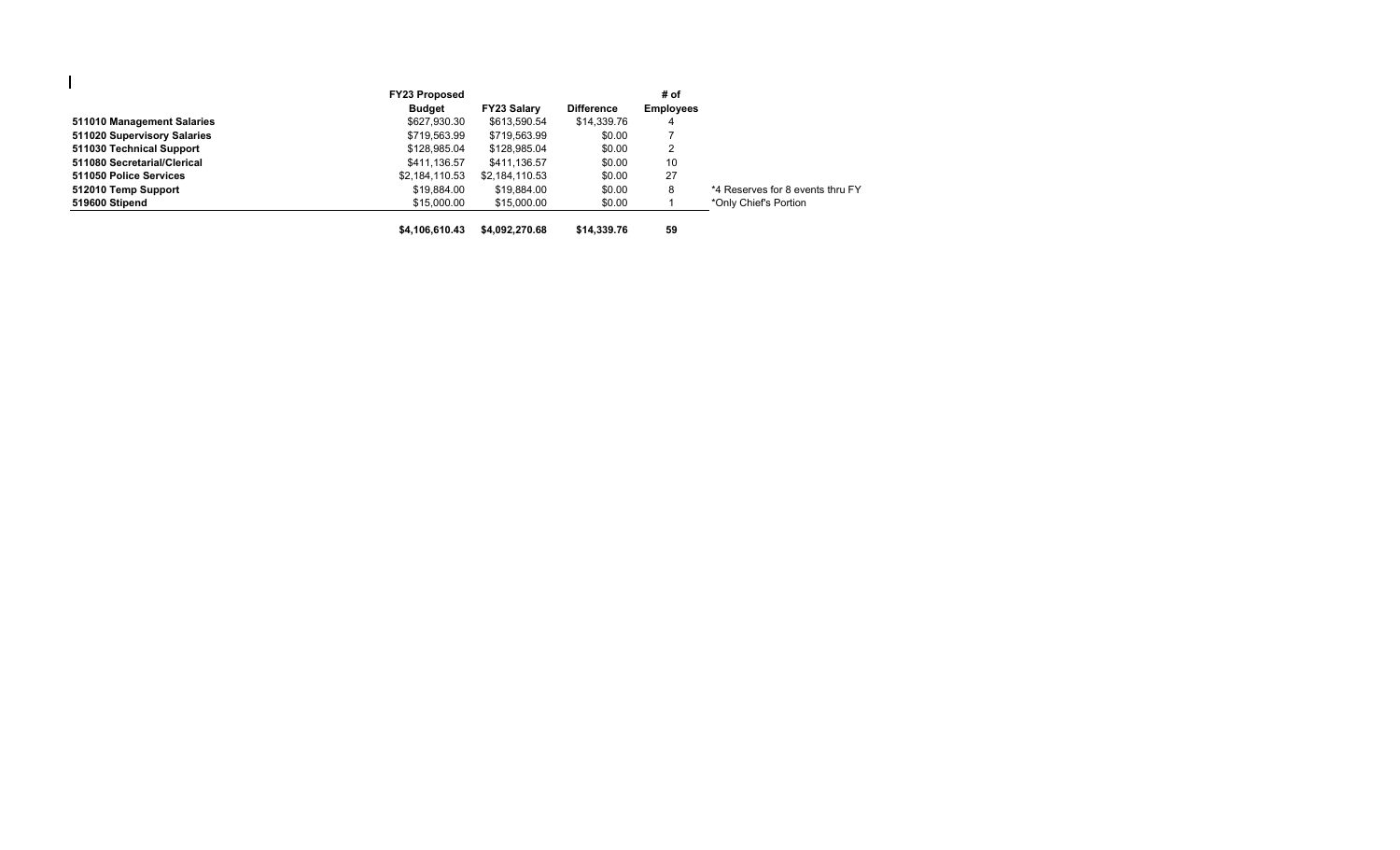| | FY23 Proposed Budget | FY23 Salary | Difference | # of Employees | |
|---|---|---|---|---|---|
| **511010 Management Salaries** | $627,930.30 | $613,590.54 | $14,339.76 | 4 | |
| **511020 Supervisory Salaries** | $719,563.99 | $719,563.99 | $0.00 | 7 | |
| **511030 Technical Support** | $128,985.04 | $128,985.04 | $0.00 | 2 | |
| **511080 Secretarial/Clerical** | $411,136.57 | $411,136.57 | $0.00 | 10 | |
| **511050 Police Services** | $2,184,110.53 | $2,184,110.53 | $0.00 | 27 | |
| **512010 Temp Support** | $19,884.00 | $19,884.00 | $0.00 | 8 | *4 Reserves for 8 events thru FY |
| **519600 Stipend** | $15,000.00 | $15,000.00 | $0.00 | 1 | *Only Chief's Portion |
| | **$4,106,610.43** | **$4,092,270.68** | **$14,339.76** | **59** | |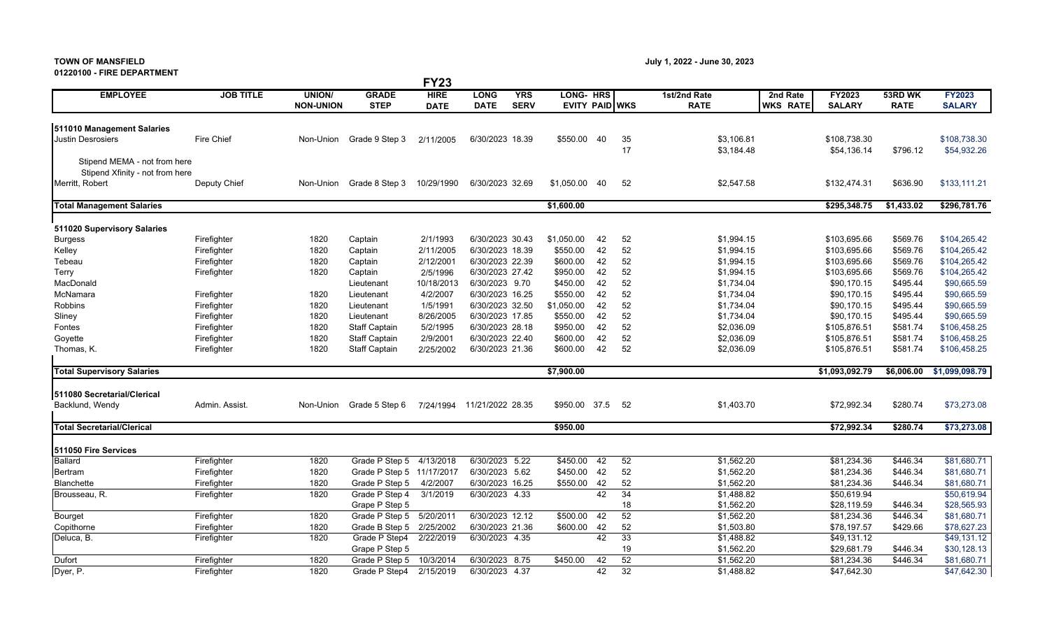**TOWN OF MANSFIELD**
**01220100 - FIRE DEPARTMENT**

July 1, 2022 - June 30, 2023

| EMPLOYEE | JOB TITLE | UNION/ NON-UNION | GRADE STEP | FY23 HIRE DATE | LONG DATE | YRS SERV | LONG-EVITY | HRS PAID | WKS | 1st/2nd Rate RATE | 2nd Rate WKS RATE | FY2023 SALARY | 53RD WK RATE | FY2023 SALARY |
|---|---|---|---|---|---|---|---|---|---|---|---|---|---|---|
| **511010 Management Salaries** | | | | | | | | | | | | | | |
| Justin Desrosiers | Fire Chief | Non-Union | Grade 9 Step 3 | 2/11/2005 | 6/30/2023 | 18.39 | $550.00 | 40 | 35 | $3,106.81 | | $108,738.30 | | $108,738.30 |
| | | | | | | | | | 17 | $3,184.48 | | $54,136.14 | $796.12 | $54,932.26 |
| Stipend MEMA - not from here | | | | | | | | | | | | | | |
| Stipend Xfinity - not from here | | | | | | | | | | | | | | |
| Merritt, Robert | Deputy Chief | Non-Union | Grade 8 Step 3 | 10/29/1990 | 6/30/2023 | 32.69 | $1,050.00 | 40 | 52 | $2,547.58 | | $132,474.31 | $636.90 | $133,111.21 |
| **Total Management Salaries** | | | | | | | $1,600.00 | | | | | $295,348.75 | $1,433.02 | $296,781.76 |
| **511020 Supervisory Salaries** | | | | | | | | | | | | | | |
| Burgess | Firefighter | 1820 | Captain | 2/1/1993 | 6/30/2023 | 30.43 | $1,050.00 | 42 | 52 | $1,994.15 | | $103,695.66 | $569.76 | $104,265.42 |
| Kelley | Firefighter | 1820 | Captain | 2/11/2005 | 6/30/2023 | 18.39 | $550.00 | 42 | 52 | $1,994.15 | | $103,695.66 | $569.76 | $104,265.42 |
| Tebeau | Firefighter | 1820 | Captain | 2/12/2001 | 6/30/2023 | 22.39 | $600.00 | 42 | 52 | $1,994.15 | | $103,695.66 | $569.76 | $104,265.42 |
| Terry | Firefighter | 1820 | Captain | 2/5/1996 | 6/30/2023 | 27.42 | $950.00 | 42 | 52 | $1,994.15 | | $103,695.66 | $569.76 | $104,265.42 |
| MacDonald | | | Lieutenant | 10/18/2013 | 6/30/2023 | 9.70 | $450.00 | 42 | 52 | $1,734.04 | | $90,170.15 | $495.44 | $90,665.59 |
| McNamara | Firefighter | 1820 | Lieutenant | 4/2/2007 | 6/30/2023 | 16.25 | $550.00 | 42 | 52 | $1,734.04 | | $90,170.15 | $495.44 | $90,665.59 |
| Robbins | Firefighter | 1820 | Lieutenant | 1/5/1991 | 6/30/2023 | 32.50 | $1,050.00 | 42 | 52 | $1,734.04 | | $90,170.15 | $495.44 | $90,665.59 |
| Sliney | Firefighter | 1820 | Lieutenant | 8/26/2005 | 6/30/2023 | 17.85 | $550.00 | 42 | 52 | $1,734.04 | | $90,170.15 | $495.44 | $90,665.59 |
| Fontes | Firefighter | 1820 | Staff Captain | 5/2/1995 | 6/30/2023 | 28.18 | $950.00 | 42 | 52 | $2,036.09 | | $105,876.51 | $581.74 | $106,458.25 |
| Goyette | Firefighter | 1820 | Staff Captain | 2/9/2001 | 6/30/2023 | 22.40 | $600.00 | 42 | 52 | $2,036.09 | | $105,876.51 | $581.74 | $106,458.25 |
| Thomas, K. | Firefighter | 1820 | Staff Captain | 2/25/2002 | 6/30/2023 | 21.36 | $600.00 | 42 | 52 | $2,036.09 | | $105,876.51 | $581.74 | $106,458.25 |
| **Total Supervisory Salaries** | | | | | | | $7,900.00 | | | | | $1,093,092.79 | $6,006.00 | $1,099,098.79 |
| **511080 Secretarial/Clerical** | | | | | | | | | | | | | | |
| Backlund, Wendy | Admin. Assist. | Non-Union | Grade 5 Step 6 | 7/24/1994 | 11/21/2022 | 28.35 | $950.00 | 37.5 | 52 | $1,403.70 | | $72,992.34 | $280.74 | $73,273.08 |
| **Total Secretarial/Clerical** | | | | | | | $950.00 | | | | | $72,992.34 | $280.74 | $73,273.08 |
| **511050 Fire Services** | | | | | | | | | | | | | | |
| Ballard | Firefighter | 1820 | Grade P Step 5 | 4/13/2018 | 6/30/2023 | 5.22 | $450.00 | 42 | 52 | $1,562.20 | | $81,234.36 | $446.34 | $81,680.71 |
| Bertram | Firefighter | 1820 | Grade P Step 5 | 11/17/2017 | 6/30/2023 | 5.62 | $450.00 | 42 | 52 | $1,562.20 | | $81,234.36 | $446.34 | $81,680.71 |
| Blanchette | Firefighter | 1820 | Grade P Step 5 | 4/2/2007 | 6/30/2023 | 16.25 | $550.00 | 42 | 52 | $1,562.20 | | $81,234.36 | $446.34 | $81,680.71 |
| Brousseau, R. | Firefighter | 1820 | Grade P Step 4 | 3/1/2019 | 6/30/2023 | 4.33 | | 42 | 34 | $1,488.82 | | $50,619.94 | | $50,619.94 |
| | | | Grape P Step 5 | | | | | | 18 | $1,562.20 | | $28,119.59 | $446.34 | $28,565.93 |
| Bourget | Firefighter | 1820 | Grade P Step 5 | 5/20/2011 | 6/30/2023 | 12.12 | $500.00 | 42 | 52 | $1,562.20 | | $81,234.36 | $446.34 | $81,680.71 |
| Copithorne | Firefighter | 1820 | Grade B Step 5 | 2/25/2002 | 6/30/2023 | 21.36 | $600.00 | 42 | 52 | $1,503.80 | | $78,197.57 | $429.66 | $78,627.23 |
| Deluca, B. | Firefighter | 1820 | Grade P Step4 | 2/22/2019 | 6/30/2023 | 4.35 | | 42 | 33 | $1,488.82 | | $49,131.12 | | $49,131.12 |
| | | | Grade P Step 5 | | | | | | 19 | $1,562.20 | | $29,681.79 | $446.34 | $30,128.13 |
| Dufort | Firefighter | 1820 | Grade P Step 5 | 10/3/2014 | 6/30/2023 | 8.75 | $450.00 | 42 | 52 | $1,562.20 | | $81,234.36 | $446.34 | $81,680.71 |
| Dyer, P. | Firefighter | 1820 | Grade P Step4 | 2/15/2019 | 6/30/2023 | 4.37 | | 42 | 32 | $1,488.82 | | $47,642.30 | | $47,642.30 |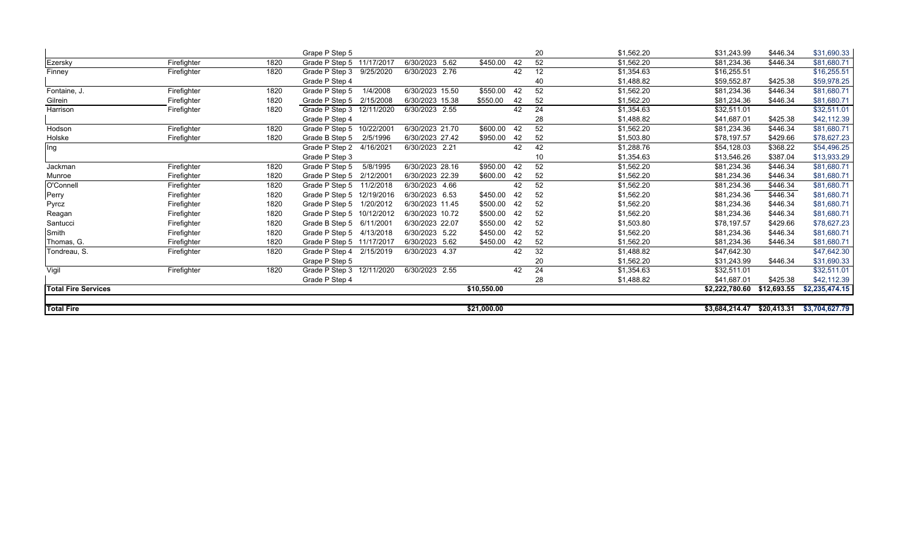| | | | | | | | | | | | | |
|---|---|---|---|---|---|---|---|---|---|---|---|---|
| | | | Grape P Step 5 | | | | | 20 | $1,562.20 | $31,243.99 | $446.34 | $31,690.33 |
| Ezersky | Firefighter | 1820 | Grade P Step 5 | 11/17/2017 | 6/30/2023 5.62 | $450.00 | 42 | 52 | $1,562.20 | $81,234.36 | $446.34 | $81,680.71 |
| Finney | Firefighter | 1820 | Grade P Step 3 | 9/25/2020 | 6/30/2023 2.76 | | 42 | 12 | $1,354.63 | $16,255.51 | | $16,255.51 |
| | | | Grade P Step 4 | | | | | 40 | $1,488.82 | $59,552.87 | $425.38 | $59,978.25 |
| Fontaine, J. | Firefighter | 1820 | Grade P Step 5 | 1/4/2008 | 6/30/2023 15.50 | $550.00 | 42 | 52 | $1,562.20 | $81,234.36 | $446.34 | $81,680.71 |
| Gilrein | Firefighter | 1820 | Grade P Step 5 | 2/15/2008 | 6/30/2023 15.38 | $550.00 | 42 | 52 | $1,562.20 | $81,234.36 | $446.34 | $81,680.71 |
| Harrison | Firefighter | 1820 | Grade P Step 3 | 12/11/2020 | 6/30/2023 2.55 | | 42 | 24 | $1,354.63 | $32,511.01 | | $32,511.01 |
| | | | Grade P Step 4 | | | | | 28 | $1,488.82 | $41,687.01 | $425.38 | $42,112.39 |
| Hodson | Firefighter | 1820 | Grade P Step 5 | 10/22/2001 | 6/30/2023 21.70 | $600.00 | 42 | 52 | $1,562.20 | $81,234.36 | $446.34 | $81,680.71 |
| Holske | Firefighter | 1820 | Grade B Step 5 | 2/5/1996 | 6/30/2023 27.42 | $950.00 | 42 | 52 | $1,503.80 | $78,197.57 | $429.66 | $78,627.23 |
| Ing | | | Grade P Step 2 | 4/16/2021 | 6/30/2023 2.21 | | 42 | 42 | $1,288.76 | $54,128.03 | $368.22 | $54,496.25 |
| | | | Grade P Step 3 | | | | | 10 | $1,354.63 | $13,546.26 | $387.04 | $13,933.29 |
| Jackman | Firefighter | 1820 | Grade P Step 5 | 5/8/1995 | 6/30/2023 28.16 | $950.00 | 42 | 52 | $1,562.20 | $81,234.36 | $446.34 | $81,680.71 |
| Munroe | Firefighter | 1820 | Grade P Step 5 | 2/12/2001 | 6/30/2023 22.39 | $600.00 | 42 | 52 | $1,562.20 | $81,234.36 | $446.34 | $81,680.71 |
| O'Connell | Firefighter | 1820 | Grade P Step 5 | 11/2/2018 | 6/30/2023 4.66 | | 42 | 52 | $1,562.20 | $81,234.36 | $446.34 | $81,680.71 |
| Perry | Firefighter | 1820 | Grade P Step 5 | 12/19/2016 | 6/30/2023 6.53 | $450.00 | 42 | 52 | $1,562.20 | $81,234.36 | $446.34 | $81,680.71 |
| Pyrcz | Firefighter | 1820 | Grade P Step 5 | 1/20/2012 | 6/30/2023 11.45 | $500.00 | 42 | 52 | $1,562.20 | $81,234.36 | $446.34 | $81,680.71 |
| Reagan | Firefighter | 1820 | Grade P Step 5 | 10/12/2012 | 6/30/2023 10.72 | $500.00 | 42 | 52 | $1,562.20 | $81,234.36 | $446.34 | $81,680.71 |
| Santucci | Firefighter | 1820 | Grade B Step 5 | 6/11/2001 | 6/30/2023 22.07 | $550.00 | 42 | 52 | $1,503.80 | $78,197.57 | $429.66 | $78,627.23 |
| Smith | Firefighter | 1820 | Grade P Step 5 | 4/13/2018 | 6/30/2023 5.22 | $450.00 | 42 | 52 | $1,562.20 | $81,234.36 | $446.34 | $81,680.71 |
| Thomas, G. | Firefighter | 1820 | Grade P Step 5 | 11/17/2017 | 6/30/2023 5.62 | $450.00 | 42 | 52 | $1,562.20 | $81,234.36 | $446.34 | $81,680.71 |
| Tondreau, S. | Firefighter | 1820 | Grade P Step 4 | 2/15/2019 | 6/30/2023 4.37 | | 42 | 32 | $1,488.82 | $47,642.30 | | $47,642.30 |
| | | | Grape P Step 5 | | | | | 20 | $1,562.20 | $31,243.99 | $446.34 | $31,690.33 |
| Vigil | Firefighter | 1820 | Grade P Step 3 | 12/11/2020 | 6/30/2023 2.55 | | 42 | 24 | $1,354.63 | $32,511.01 | | $32,511.01 |
| | | | Grade P Step 4 | | | | | 28 | $1,488.82 | $41,687.01 | $425.38 | $42,112.39 |
| **Total Fire Services** | | | | | | $10,550.00 | | | | $2,222,780.60 | $12,693.55 | $2,235,474.15 |
| **Total Fire** | | | | | | $21,000.00 | | | | $3,684,214.47 | $20,413.31 | $3,704,627.79 |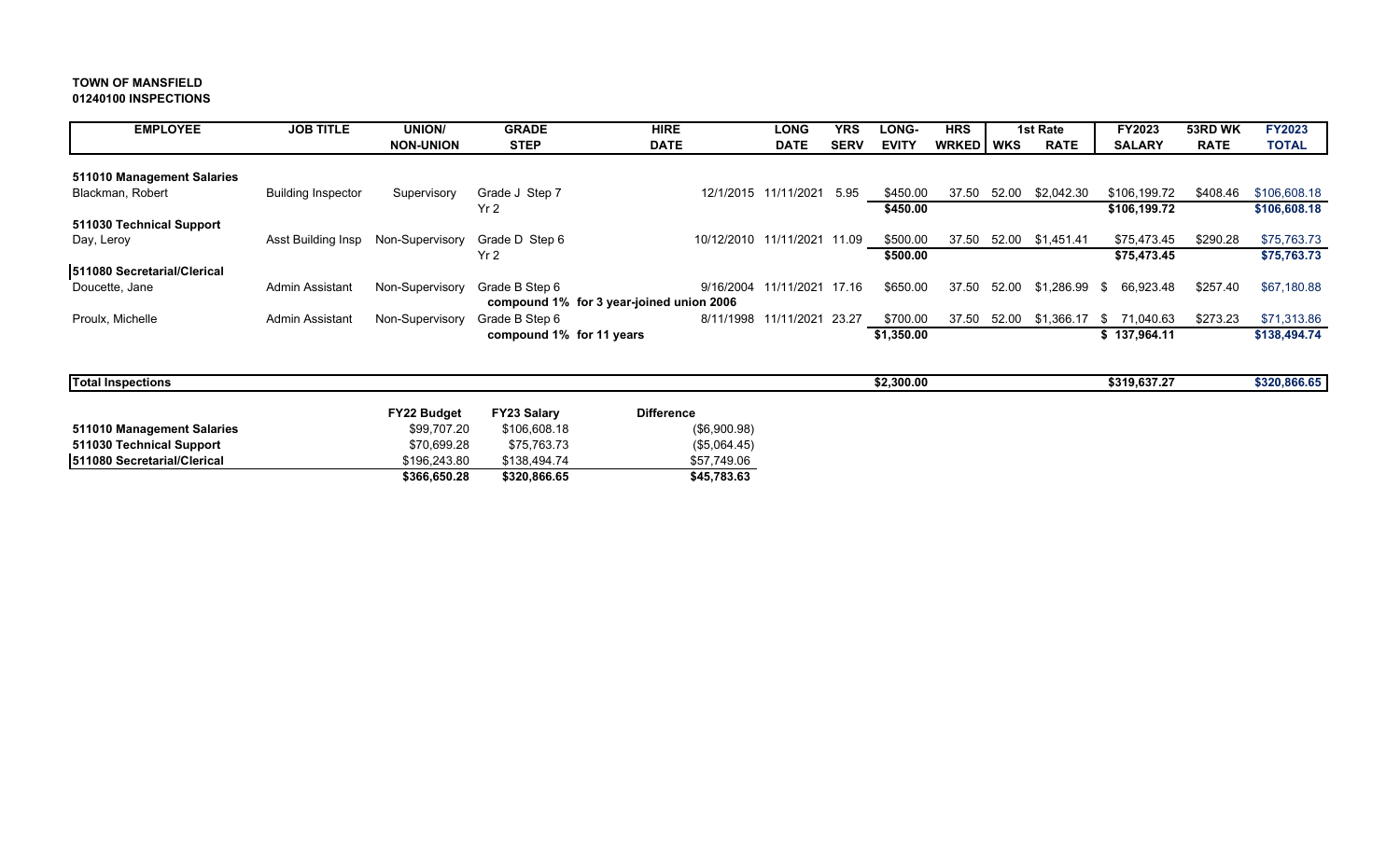**TOWN OF MANSFIELD**
**01240100 INSPECTIONS**

| EMPLOYEE | JOB TITLE | UNION/ NON-UNION | GRADE STEP | HIRE DATE | LONG DATE | YRS SERV | LONG-EVITY | HRS WRKED | WKS | 1st Rate RATE | FY2023 SALARY | 53RD WK RATE | FY2023 TOTAL |
|---|---|---|---|---|---|---|---|---|---|---|---|---|---|
| **511010 Management Salaries** | | | | | | | | | | | | | |
| Blackman, Robert | Building Inspector | Supervisory | Grade J Step 7 | 12/1/2015 | 11/11/2021 | 5.95 | $450.00 | 37.50 | 52.00 | $2,042.30 | $106,199.72 | $408.46 | $106,608.18 |
| | | | Yr 2 | | | | **$450.00** | | | | **$106,199.72** | | **$106,608.18** |
| **511030 Technical Support** | | | | | | | | | | | | | |
| Day, Leroy | Asst Building Insp | Non-Supervisory | Grade D Step 6 | 10/12/2010 | 11/11/2021 | 11.09 | $500.00 | 37.50 | 52.00 | $1,451.41 | $75,473.45 | $290.28 | $75,763.73 |
| | | | Yr 2 | | | | **$500.00** | | | | **$75,473.45** | | **$75,763.73** |
| **511080 Secretarial/Clerical** | | | | | | | | | | | | | |
| Doucette, Jane | Admin Assistant | Non-Supervisory | Grade B Step 6 | 9/16/2004 | 11/11/2021 | 17.16 | $650.00 | 37.50 | 52.00 | $1,286.99 | $ 66,923.48 | $257.40 | $67,180.88 |
| | | | **compound 1% for 3 year-joined union 2006** | | | | | | | | | | |
| Proulx, Michelle | Admin Assistant | Non-Supervisory | Grade B Step 6 | 8/11/1998 | 11/11/2021 | 23.27 | $700.00 | 37.50 | 52.00 | $1,366.17 | $ 71,040.63 | $273.23 | $71,313.86 |
| | | | **compound 1% for 11 years** | | | | **$1,350.00** | | | | **$ 137,964.11** | | **$138,494.74** |
| **Total Inspections** | | | | | | | **$2,300.00** | | | | **$319,637.27** | | **$320,866.65** |

| | FY22 Budget | FY23 Salary | Difference |
|---|---|---|---|
| **511010 Management Salaries** | $99,707.20 | $106,608.18 | ($6,900.98) |
| **511030 Technical Support** | $70,699.28 | $75,763.73 | ($5,064.45) |
| **511080 Secretarial/Clerical** | $196,243.80 | $138,494.74 | $57,749.06 |
| | **$366,650.28** | **$320,866.65** | **$45,783.63** |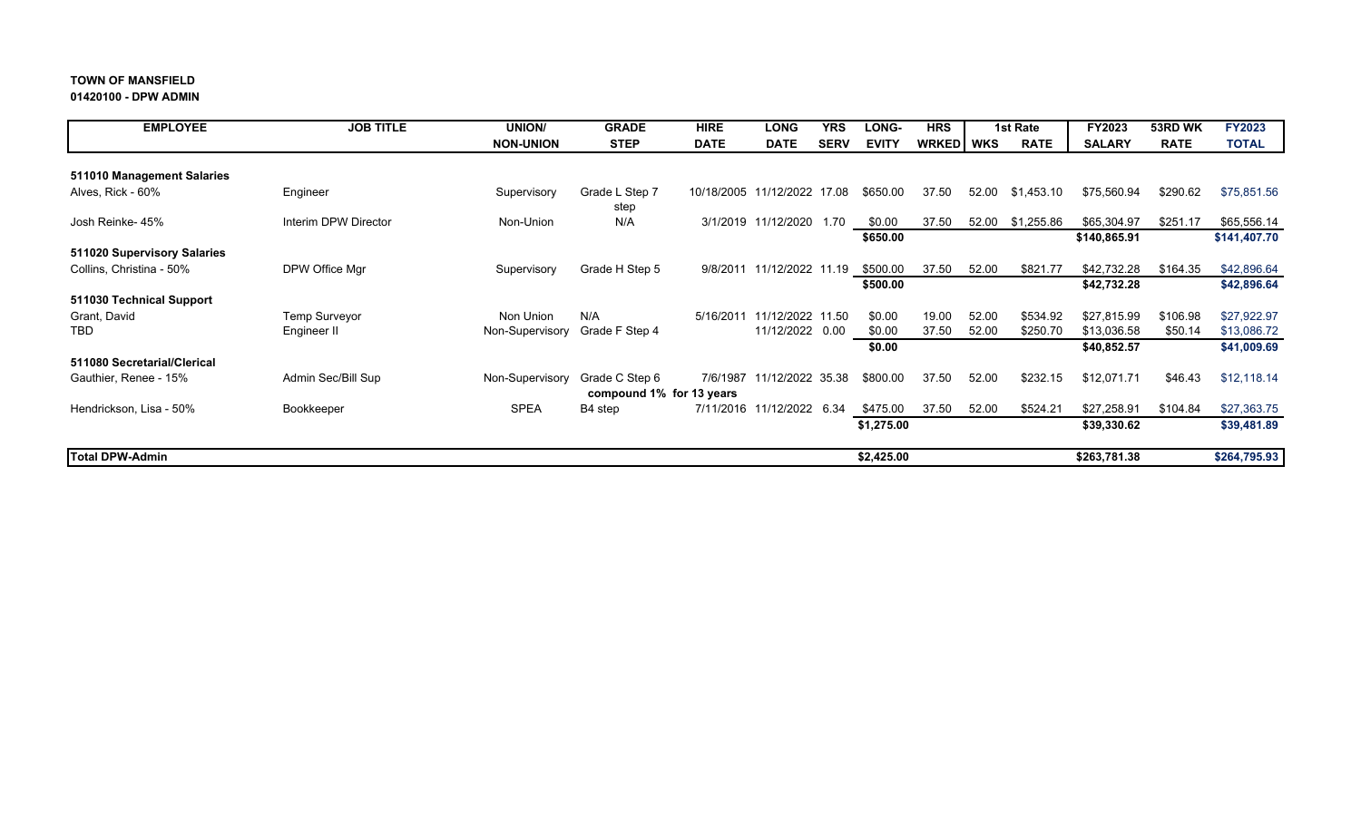**TOWN OF MANSFIELD**
**01420100 - DPW ADMIN**

| EMPLOYEE | JOB TITLE | UNION/ NON-UNION | GRADE STEP | HIRE DATE | LONG DATE | YRS SERV | LONG-EVITY | HRS WRKED | 1st Rate WKS | 1st Rate RATE | FY2023 SALARY | 53RD WK RATE | FY2023 TOTAL |
|---|---|---|---|---|---|---|---|---|---|---|---|---|---|
| **511010 Management Salaries** | | | | | | | | | | | | | |
| Alves, Rick - 60% | Engineer | Supervisory | Grade L Step 7 step | 10/18/2005 | 11/12/2022 | 17.08 | $650.00 | 37.50 | 52.00 | $1,453.10 | $75,560.94 | $290.62 | $75,851.56 |
| Josh Reinke- 45% | Interim DPW Director | Non-Union | N/A | 3/1/2019 | 11/12/2020 | 1.70 | $0.00 | 37.50 | 52.00 | $1,255.86 | $65,304.97 | $251.17 | $65,556.14 |
| | | | | | | | **$650.00** | | | | **$140,865.91** | | **$141,407.70** |
| **511020 Supervisory Salaries** | | | | | | | | | | | | | |
| Collins, Christina - 50% | DPW Office Mgr | Supervisory | Grade H Step 5 | 9/8/2011 | 11/12/2022 | 11.19 | $500.00 | 37.50 | 52.00 | $821.77 | $42,732.28 | $164.35 | $42,896.64 |
| | | | | | | | **$500.00** | | | | **$42,732.28** | | **$42,896.64** |
| **511030 Technical Support** | | | | | | | | | | | | | |
| Grant, David | Temp Surveyor | Non Union | N/A | 5/16/2011 | 11/12/2022 | 11.50 | $0.00 | 19.00 | 52.00 | $534.92 | $27,815.99 | $106.98 | $27,922.97 |
| TBD | Engineer II | Non-Supervisory | Grade F Step 4 | | 11/12/2022 | 0.00 | $0.00 | 37.50 | 52.00 | $250.70 | $13,036.58 | $50.14 | $13,086.72 |
| | | | | | | | **$0.00** | | | | **$40,852.57** | | **$41,009.69** |
| **511080 Secretarial/Clerical** | | | | | | | | | | | | | |
| Gauthier, Renee - 15% | Admin Sec/Bill Sup | Non-Supervisory | Grade C Step 6 **compound 1% for 13 years** | 7/6/1987 | 11/12/2022 | 35.38 | $800.00 | 37.50 | 52.00 | $232.15 | $12,071.71 | $46.43 | $12,118.14 |
| Hendrickson, Lisa - 50% | Bookkeeper | SPEA | B4 step | 7/11/2016 | 11/12/2022 | 6.34 | $475.00 | 37.50 | 52.00 | $524.21 | $27,258.91 | $104.84 | $27,363.75 |
| | | | | | | | **$1,275.00** | | | | **$39,330.62** | | **$39,481.89** |
| **Total DPW-Admin** | | | | | | | **$2,425.00** | | | | **$263,781.38** | | **$264,795.93** |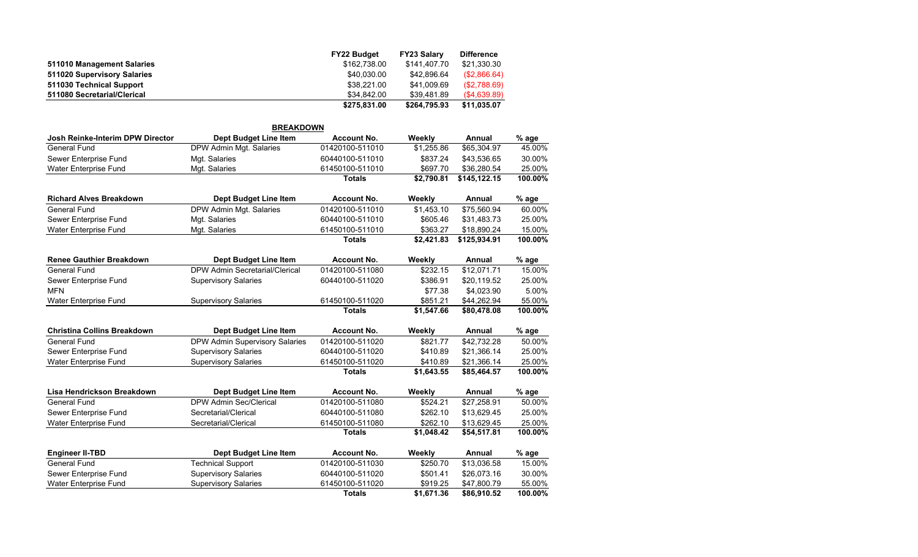| | FY22 Budget | FY23 Salary | Difference |
|---|---|---|---|
| **511010 Management Salaries** | $162,738.00 | $141,407.70 | $21,330.30 |
| **511020 Supervisory Salaries** | $40,030.00 | $42,896.64 | ($2,866.64) |
| **511030 Technical Support** | $38,221.00 | $41,009.69 | ($2,788.69) |
| **511080 Secretarial/Clerical** | $34,842.00 | $39,481.89 | ($4,639.89) |
| | **$275,831.00** | **$264,795.93** | **$11,035.07** |

## BREAKDOWN

| Josh Reinke-Interim DPW Director | Dept Budget Line Item | Account No. | Weekly | Annual | % age |
|---|---|---|---|---|---|
| General Fund | DPW Admin Mgt. Salaries | 01420100-511010 | $1,255.86 | $65,304.97 | 45.00% |
| Sewer Enterprise Fund | Mgt. Salaries | 60440100-511010 | $837.24 | $43,536.65 | 30.00% |
| Water Enterprise Fund | Mgt. Salaries | 61450100-511010 | $697.70 | $36,280.54 | 25.00% |
| | | **Totals** | **$2,790.81** | **$145,122.15** | **100.00%** |

| Richard Alves Breakdown | Dept Budget Line Item | Account No. | Weekly | Annual | % age |
|---|---|---|---|---|---|
| General Fund | DPW Admin Mgt. Salaries | 01420100-511010 | $1,453.10 | $75,560.94 | 60.00% |
| Sewer Enterprise Fund | Mgt. Salaries | 60440100-511010 | $605.46 | $31,483.73 | 25.00% |
| Water Enterprise Fund | Mgt. Salaries | 61450100-511010 | $363.27 | $18,890.24 | 15.00% |
| | | **Totals** | **$2,421.83** | **$125,934.91** | **100.00%** |

| Renee Gauthier Breakdown | Dept Budget Line Item | Account No. | Weekly | Annual | % age |
|---|---|---|---|---|---|
| General Fund | DPW Admin Secretarial/Clerical | 01420100-511080 | $232.15 | $12,071.71 | 15.00% |
| Sewer Enterprise Fund | Supervisory Salaries | 60440100-511020 | $386.91 | $20,119.52 | 25.00% |
| MFN | | | $77.38 | $4,023.90 | 5.00% |
| Water Enterprise Fund | Supervisory Salaries | 61450100-511020 | $851.21 | $44,262.94 | 55.00% |
| | | **Totals** | **$1,547.66** | **$80,478.08** | **100.00%** |

| Christina Collins Breakdown | Dept Budget Line Item | Account No. | Weekly | Annual | % age |
|---|---|---|---|---|---|
| General Fund | DPW Admin Supervisory Salaries | 01420100-511020 | $821.77 | $42,732.28 | 50.00% |
| Sewer Enterprise Fund | Supervisory Salaries | 60440100-511020 | $410.89 | $21,366.14 | 25.00% |
| Water Enterprise Fund | Supervisory Salaries | 61450100-511020 | $410.89 | $21,366.14 | 25.00% |
| | | **Totals** | **$1,643.55** | **$85,464.57** | **100.00%** |

| Lisa Hendrickson Breakdown | Dept Budget Line Item | Account No. | Weekly | Annual | % age |
|---|---|---|---|---|---|
| General Fund | DPW Admin Sec/Clerical | 01420100-511080 | $524.21 | $27,258.91 | 50.00% |
| Sewer Enterprise Fund | Secretarial/Clerical | 60440100-511080 | $262.10 | $13,629.45 | 25.00% |
| Water Enterprise Fund | Secretarial/Clerical | 61450100-511080 | $262.10 | $13,629.45 | 25.00% |
| | | **Totals** | **$1,048.42** | **$54,517.81** | **100.00%** |

| Engineer II-TBD | Dept Budget Line Item | Account No. | Weekly | Annual | % age |
|---|---|---|---|---|---|
| General Fund | Technical Support | 01420100-511030 | $250.70 | $13,036.58 | 15.00% |
| Sewer Enterprise Fund | Supervisory Salaries | 60440100-511020 | $501.41 | $26,073.16 | 30.00% |
| Water Enterprise Fund | Supervisory Salaries | 61450100-511020 | $919.25 | $47,800.79 | 55.00% |
| | | **Totals** | **$1,671.36** | **$86,910.52** | **100.00%** |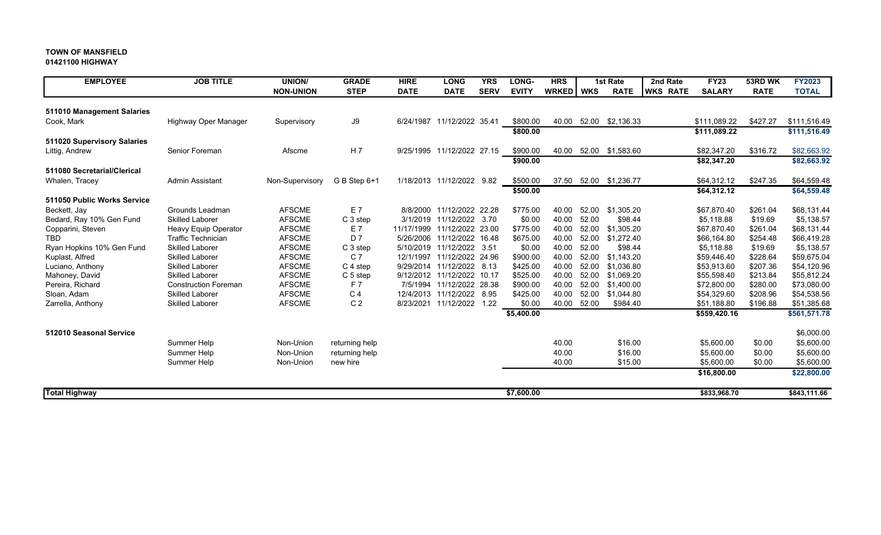**TOWN OF MANSFIELD**
**01421100 HIGHWAY**

| EMPLOYEE | JOB TITLE | UNION/ NON-UNION | GRADE STEP | HIRE DATE | LONG DATE | YRS SERV | LONG-EVITY | HRS WRKED | 1st Rate WKS | 1st Rate RATE | 2nd Rate WKS | 2nd Rate RATE | FY23 SALARY | 53RD WK RATE | FY2023 TOTAL |
|---|---|---|---|---|---|---|---|---|---|---|---|---|---|---|---|
| **511010 Management Salaries** | | | | | | | | | | | | | | | |
| Cook, Mark | Highway Oper Manager | Supervisory | J9 | 6/24/1987 | 11/12/2022 | 35.41 | $800.00 | 40.00 | 52.00 | $2,136.33 | | | $111,089.22 | $427.27 | $111,516.49 |
| | | | | | | | **$800.00** | | | | | | **$111,089.22** | | **$111,516.49** |
| **511020 Supervisory Salaries** | | | | | | | | | | | | | | | |
| Littig, Andrew | Senior Foreman | Afscme | H 7 | 9/25/1995 | 11/12/2022 | 27.15 | $900.00 | 40.00 | 52.00 | $1,583.60 | | | $82,347.20 | $316.72 | $82,663.92 |
| | | | | | | | **$900.00** | | | | | | **$82,347.20** | | **$82,663.92** |
| **511080 Secretarial/Clerical** | | | | | | | | | | | | | | | |
| Whalen, Tracey | Admin Assistant | Non-Supervisory | G B Step 6+1 | 1/18/2013 | 11/12/2022 | 9.82 | $500.00 | 37.50 | 52.00 | $1,236.77 | | | $64,312.12 | $247.35 | $64,559.48 |
| | | | | | | | **$500.00** | | | | | | **$64,312.12** | | **$64,559.48** |
| **511050 Public Works Service** | | | | | | | | | | | | | | | |
| Beckett, Jay | Grounds Leadman | AFSCME | E 7 | 8/8/2000 | 11/12/2022 | 22.28 | $775.00 | 40.00 | 52.00 | $1,305.20 | | | $67,870.40 | $261.04 | $68,131.44 |
| Bedard, Ray 10% Gen Fund | Skilled Laborer | AFSCME | C 3 step | 3/1/2019 | 11/12/2022 | 3.70 | $0.00 | 40.00 | 52.00 | $98.44 | | | $5,118.88 | $19.69 | $5,138.57 |
| Copparini, Steven | Heavy Equip Operator | AFSCME | E 7 | 11/17/1999 | 11/12/2022 | 23.00 | $775.00 | 40.00 | 52.00 | $1,305.20 | | | $67,870.40 | $261.04 | $68,131.44 |
| TBD | Traffic Technician | AFSCME | D 7 | 5/26/2006 | 11/12/2022 | 16.48 | $675.00 | 40.00 | 52.00 | $1,272.40 | | | $66,164.80 | $254.48 | $66,419.28 |
| Ryan Hopkins 10% Gen Fund | Skilled Laborer | AFSCME | C 3 step | 5/10/2019 | 11/12/2022 | 3.51 | $0.00 | 40.00 | 52.00 | $98.44 | | | $5,118.88 | $19.69 | $5,138.57 |
| Kuplast, Alfred | Skilled Laborer | AFSCME | C 7 | 12/1/1997 | 11/12/2022 | 24.96 | $900.00 | 40.00 | 52.00 | $1,143.20 | | | $59,446.40 | $228.64 | $59,675.04 |
| Luciano, Anthony | Skilled Laborer | AFSCME | C 4 step | 9/29/2014 | 11/12/2022 | 8.13 | $425.00 | 40.00 | 52.00 | $1,036.80 | | | $53,913.60 | $207.36 | $54,120.96 |
| Mahoney, David | Skilled Laborer | AFSCME | C 5 step | 9/12/2012 | 11/12/2022 | 10.17 | $525.00 | 40.00 | 52.00 | $1,069.20 | | | $55,598.40 | $213.84 | $55,812.24 |
| Pereira, Richard | Construction Foreman | AFSCME | F 7 | 7/5/1994 | 11/12/2022 | 28.38 | $900.00 | 40.00 | 52.00 | $1,400.00 | | | $72,800.00 | $280.00 | $73,080.00 |
| Sloan, Adam | Skilled Laborer | AFSCME | C 4 | 12/4/2013 | 11/12/2022 | 8.95 | $425.00 | 40.00 | 52.00 | $1,044.80 | | | $54,329.60 | $208.96 | $54,538.56 |
| Zarrella, Anthony | Skilled Laborer | AFSCME | C 2 | 8/23/2021 | 11/12/2022 | 1.22 | $0.00 | 40.00 | 52.00 | $984.40 | | | $51,188.80 | $196.88 | $51,385.68 |
| | | | | | | | **$5,400.00** | | | | | | **$559,420.16** | | **$561,571.78** |
| **512010 Seasonal Service** | | | | | | | | | | | | | | | $6,000.00 |
| | Summer Help | Non-Union | returning help | | | | | 40.00 | | $16.00 | | | $5,600.00 | $0.00 | $5,600.00 |
| | Summer Help | Non-Union | returning help | | | | | 40.00 | | $16.00 | | | $5,600.00 | $0.00 | $5,600.00 |
| | Summer Help | Non-Union | new hire | | | | | 40.00 | | $15.00 | | | $5,600.00 | $0.00 | $5,600.00 |
| | | | | | | | | | | | | | **$16,800.00** | | **$22,800.00** |
| **Total Highway** | | | | | | | **$7,600.00** | | | | | | **$833,968.70** | | **$843,111.66** |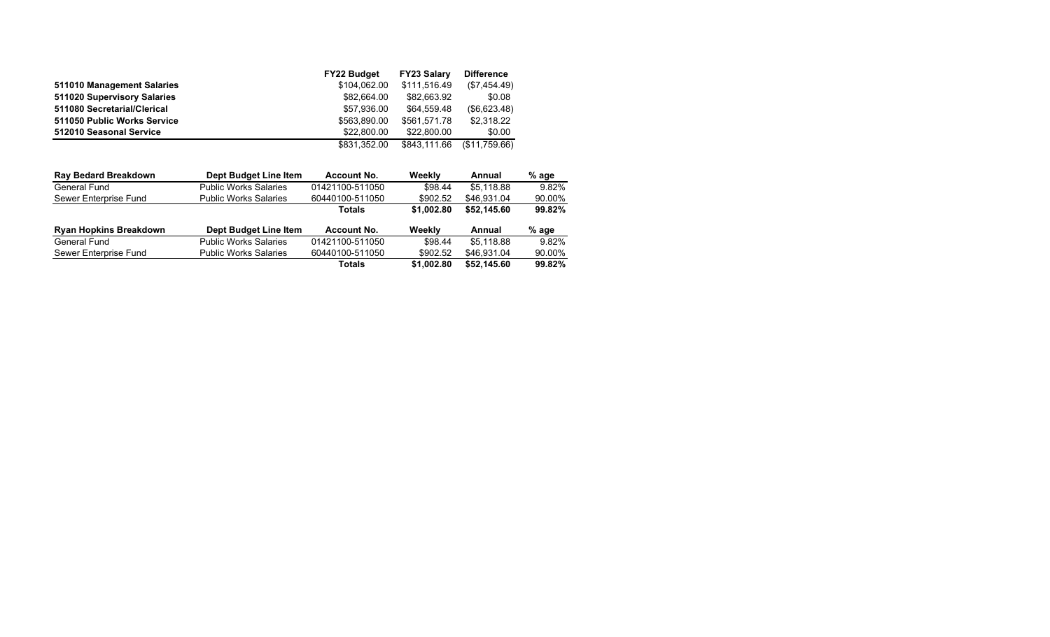| | FY22 Budget | FY23 Salary | Difference |
|---|---|---|---|
| **511010 Management Salaries** | $104,062.00 | $111,516.49 | ($7,454.49) |
| **511020 Supervisory Salaries** | $82,664.00 | $82,663.92 | $0.08 |
| **511080 Secretarial/Clerical** | $57,936.00 | $64,559.48 | ($6,623.48) |
| **511050 Public Works Service** | $563,890.00 | $561,571.78 | $2,318.22 |
| **512010 Seasonal Service** | $22,800.00 | $22,800.00 | $0.00 |
| | $831,352.00 | $843,111.66 | ($11,759.66) |

| Ray Bedard Breakdown | Dept Budget Line Item | Account No. | Weekly | Annual | % age |
|---|---|---|---|---|---|
| General Fund | Public Works Salaries | 01421100-511050 | $98.44 | $5,118.88 | 9.82% |
| Sewer Enterprise Fund | Public Works Salaries | 60440100-511050 | $902.52 | $46,931.04 | 90.00% |
| | | **Totals** | **$1,002.80** | **$52,145.60** | **99.82%** |

| Ryan Hopkins Breakdown | Dept Budget Line Item | Account No. | Weekly | Annual | % age |
|---|---|---|---|---|---|
| General Fund | Public Works Salaries | 01421100-511050 | $98.44 | $5,118.88 | 9.82% |
| Sewer Enterprise Fund | Public Works Salaries | 60440100-511050 | $902.52 | $46,931.04 | 90.00% |
| | | **Totals** | **$1,002.80** | **$52,145.60** | **99.82%** |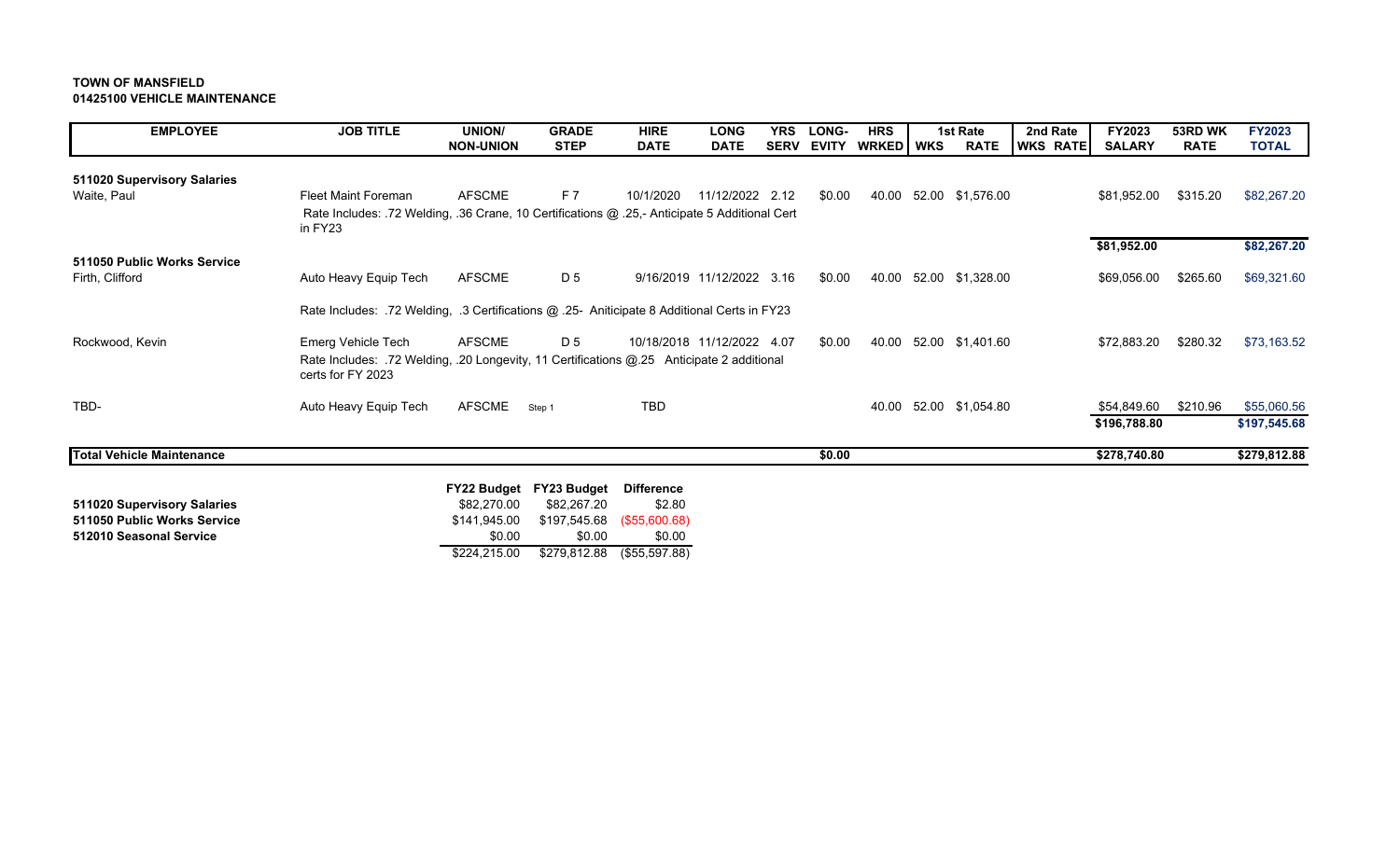**TOWN OF MANSFIELD**
**01425100 VEHICLE MAINTENANCE**

| EMPLOYEE | JOB TITLE | UNION/ NON-UNION | GRADE STEP | HIRE DATE | LONG DATE | YRS SERV | LONG-EVITY | HRS WRKED | WKS | 1st Rate RATE | 2nd Rate WKS | 2nd Rate RATE | FY2023 SALARY | 53RD WK RATE | FY2023 TOTAL |
|---|---|---|---|---|---|---|---|---|---|---|---|---|---|---|---|
| **511020 Supervisory Salaries** | | | | | | | | | | | | | | | |
| Waite, Paul | Fleet Maint Foreman | AFSCME | F 7 | 10/1/2020 | 11/12/2022 | 2.12 | $0.00 | 40.00 | 52.00 | $1,576.00 | | | $81,952.00 | $315.20 | $82,267.20 |
| | Rate Includes: .72 Welding, .36 Crane, 10 Certifications @ .25,- Anticipate 5 Additional Cert in FY23 | | | | | | | | | | | | | | |
| | | | | | | | | | | | | | **$81,952.00** | | **$82,267.20** |
| **511050 Public Works Service** | | | | | | | | | | | | | | | |
| Firth, Clifford | Auto Heavy Equip Tech | AFSCME | D 5 | 9/16/2019 | 11/12/2022 | 3.16 | $0.00 | 40.00 | 52.00 | $1,328.00 | | | $69,056.00 | $265.60 | $69,321.60 |
| | Rate Includes: .72 Welding, .3 Certifications @ .25- Aniticipate 8 Additional Certs in FY23 | | | | | | | | | | | | | | |
| Rockwood, Kevin | Emerg Vehicle Tech | AFSCME | D 5 | 10/18/2018 | 11/12/2022 | 4.07 | $0.00 | 40.00 | 52.00 | $1,401.60 | | | $72,883.20 | $280.32 | $73,163.52 |
| | Rate Includes: .72 Welding, .20 Longevity, 11 Certifications @.25 Anticipate 2 additional certs for FY 2023 | | | | | | | | | | | | | | |
| TBD- | Auto Heavy Equip Tech | AFSCME | Step 1 | TBD | | | | 40.00 | 52.00 | $1,054.80 | | | $54,849.60 | $210.96 | $55,060.56 |
| | | | | | | | | | | | | | **$196,788.80** | | **$197,545.68** |
| **Total Vehicle Maintenance** | | | | | | | **$0.00** | | | | | | **$278,740.80** | | **$279,812.88** |

| | FY22 Budget | FY23 Budget | Difference |
|---|---|---|---|
| **511020 Supervisory Salaries** | $82,270.00 | $82,267.20 | $2.80 |
| **511050 Public Works Service** | $141,945.00 | $197,545.68 | ($55,600.68) |
| **512010 Seasonal Service** | $0.00 | $0.00 | $0.00 |
| | $224,215.00 | $279,812.88 | ($55,597.88) |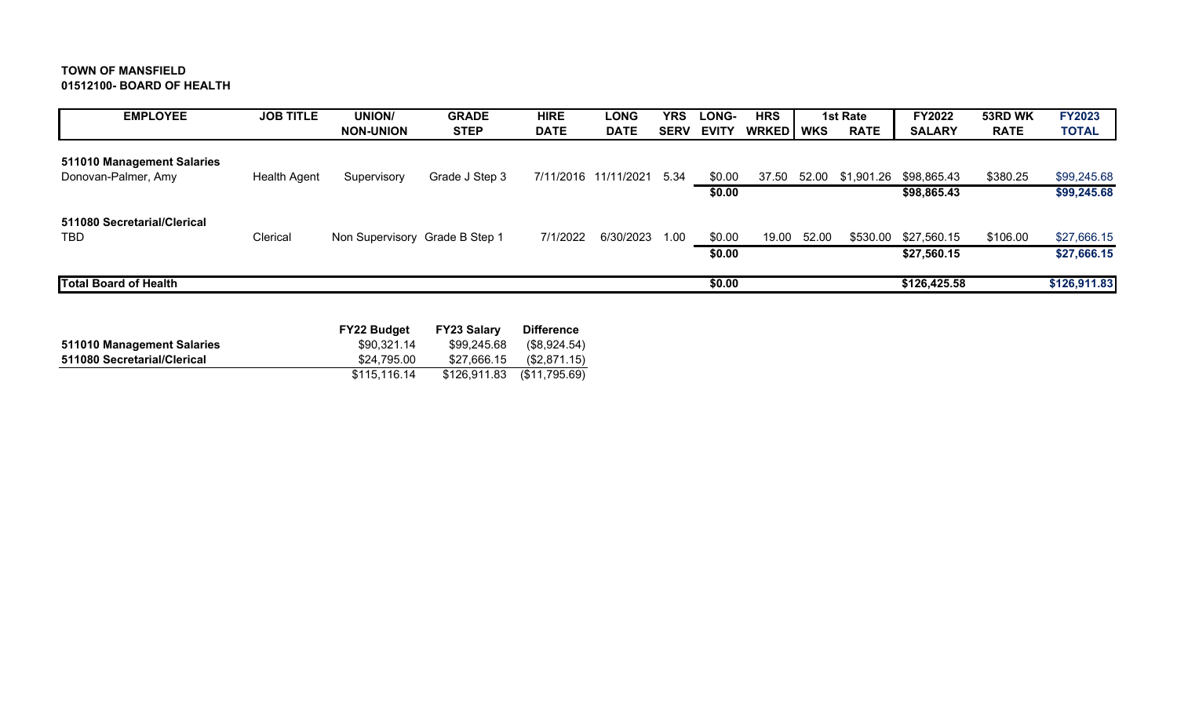**TOWN OF MANSFIELD**
**01512100- BOARD OF HEALTH**

| EMPLOYEE | JOB TITLE | UNION/ NON-UNION | GRADE STEP | HIRE DATE | LONG DATE | YRS SERV | LONG-EVITY | HRS WRKED | WKS | 1st Rate RATE | FY2022 SALARY | 53RD WK RATE | FY2023 TOTAL |
|---|---|---|---|---|---|---|---|---|---|---|---|---|---|
| **511010 Management Salaries** | | | | | | | | | | | | | |
| Donovan-Palmer, Amy | Health Agent | Supervisory | Grade J Step 3 | 7/11/2016 | 11/11/2021 | 5.34 | $0.00 | 37.50 | 52.00 | $1,901.26 | $98,865.43 | $380.25 | $99,245.68 |
| | | | | | | | **$0.00** | | | | **$98,865.43** | | **$99,245.68** |
| **511080 Secretarial/Clerical** | | | | | | | | | | | | | |
| TBD | Clerical | Non Supervisory | Grade B Step 1 | 7/1/2022 | 6/30/2023 | 1.00 | $0.00 | 19.00 | 52.00 | $530.00 | $27,560.15 | $106.00 | $27,666.15 |
| | | | | | | | **$0.00** | | | | **$27,560.15** | | **$27,666.15** |
| **Total Board of Health** | | | | | | | **$0.00** | | | | **$126,425.58** | | **$126,911.83** |

| | FY22 Budget | FY23 Salary | Difference |
|---|---|---|---|
| **511010 Management Salaries** | $90,321.14 | $99,245.68 | ($8,924.54) |
| **511080 Secretarial/Clerical** | $24,795.00 | $27,666.15 | ($2,871.15) |
| | $115,116.14 | $126,911.83 | ($11,795.69) |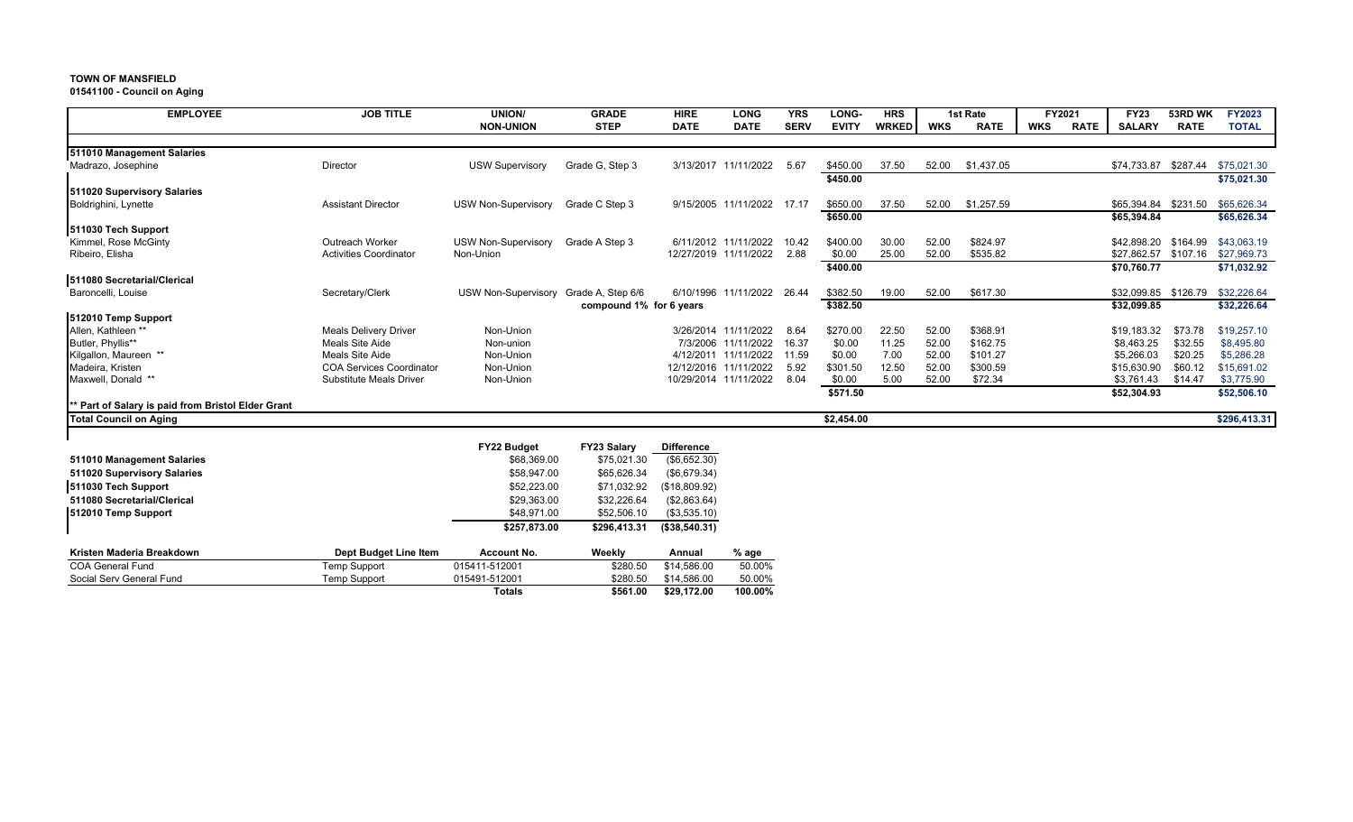**TOWN OF MANSFIELD**
**01541100 - Council on Aging**

| EMPLOYEE | JOB TITLE | UNION/ NON-UNION | GRADE STEP | HIRE DATE | LONG DATE | YRS SERV | LONG-EVITY | HRS WRKED | 1st Rate WKS | 1st Rate RATE | FY2021 WKS | FY2021 RATE | FY23 SALARY | 53RD WK RATE | FY2023 TOTAL |
|---|---|---|---|---|---|---|---|---|---|---|---|---|---|---|---|
| **511010 Management Salaries** | | | | | | | | | | | | | | | |
| Madrazo, Josephine | Director | USW Supervisory | Grade G, Step 3 | 3/13/2017 | 11/11/2022 | 5.67 | $450.00 | 37.50 | 52.00 | $1,437.05 | | | $74,733.87 | $287.44 | $75,021.30 |
| | | | | | | | **$450.00** | | | | | | | | **$75,021.30** |
| **511020 Supervisory Salaries** | | | | | | | | | | | | | | | |
| Boldrighini, Lynette | Assistant Director | USW Non-Supervisory | Grade C Step 3 | 9/15/2005 | 11/11/2022 | 17.17 | $650.00 | 37.50 | 52.00 | $1,257.59 | | | $65,394.84 | $231.50 | $65,626.34 |
| | | | | | | | **$650.00** | | | | | | **$65,394.84** | | **$65,626.34** |
| **511030 Tech Support** | | | | | | | | | | | | | | | |
| Kimmel, Rose McGinty | Outreach Worker | USW Non-Supervisory | Grade A Step 3 | 6/11/2012 | 11/11/2022 | 10.42 | $400.00 | 30.00 | 52.00 | $824.97 | | | $42,898.20 | $164.99 | $43,063.19 |
| Ribeiro, Elisha | Activities Coordinator | Non-Union | | 12/27/2019 | 11/11/2022 | 2.88 | $0.00 | 25.00 | 52.00 | $535.82 | | | $27,862.57 | $107.16 | $27,969.73 |
| | | | | | | | **$400.00** | | | | | | **$70,760.77** | | **$71,032.92** |
| **511080 Secretarial/Clerical** | | | | | | | | | | | | | | | |
| Baroncelli, Louise | Secretary/Clerk | USW Non-Supervisory | Grade A, Step 6/6 | 6/10/1996 | 11/11/2022 | 26.44 | $382.50 | 19.00 | 52.00 | $617.30 | | | $32,099.85 | $126.79 | $32,226.64 |
| | | | **compound 1% for 6 years** | | | | **$382.50** | | | | | | **$32,099.85** | | **$32,226.64** |
| **512010 Temp Support** | | | | | | | | | | | | | | | |
| Allen, Kathleen ** | Meals Delivery Driver | Non-Union | | 3/26/2014 | 11/11/2022 | 8.64 | $270.00 | 22.50 | 52.00 | $368.91 | | | $19,183.32 | $73.78 | $19,257.10 |
| Butler, Phyllis** | Meals Site Aide | Non-union | | 7/3/2006 | 11/11/2022 | 16.37 | $0.00 | 11.25 | 52.00 | $162.75 | | | $8,463.25 | $32.55 | $8,495.80 |
| Kilgallon, Maureen ** | Meals Site Aide | Non-Union | | 4/12/2011 | 11/11/2022 | 11.59 | $0.00 | 7.00 | 52.00 | $101.27 | | | $5,266.03 | $20.25 | $5,286.28 |
| Madeira, Kristen | COA Services Coordinator | Non-Union | | 12/12/2016 | 11/11/2022 | 5.92 | $301.50 | 12.50 | 52.00 | $300.59 | | | $15,630.90 | $60.12 | $15,691.02 |
| Maxwell, Donald ** | Substitute Meals Driver | Non-Union | | 10/29/2014 | 11/11/2022 | 8.04 | $0.00 | 5.00 | 52.00 | $72.34 | | | $3,761.43 | $14.47 | $3,775.90 |
| | | | | | | | **$571.50** | | | | | | **$52,304.93** | | **$52,506.10** |
| ** Part of Salary is paid from Bristol Elder Grant | | | | | | | | | | | | | | | |
| **Total Council on Aging** | | | | | | | **$2,454.00** | | | | | | | | **$296,413.31** |

| | FY22 Budget | FY23 Salary | Difference |
|---|---|---|---|
| **511010 Management Salaries** | $68,369.00 | $75,021.30 | ($6,652.30) |
| **511020 Supervisory Salaries** | $58,947.00 | $65,626.34 | ($6,679.34) |
| **511030 Tech Support** | $52,223.00 | $71,032.92 | ($18,809.92) |
| **511080 Secretarial/Clerical** | $29,363.00 | $32,226.64 | ($2,863.64) |
| **512010 Temp Support** | $48,971.00 | $52,506.10 | ($3,535.10) |
| | **$257,873.00** | **$296,413.31** | **($38,540.31)** |

| Kristen Maderia Breakdown | Dept Budget Line Item | Account No. | Weekly | Annual | % age |
|---|---|---|---|---|---|
| COA General Fund | Temp Support | 015411-512001 | $280.50 | $14,586.00 | 50.00% |
| Social Serv General Fund | Temp Support | 015491-512001 | $280.50 | $14,586.00 | 50.00% |
| | | **Totals** | **$561.00** | **$29,172.00** | **100.00%** |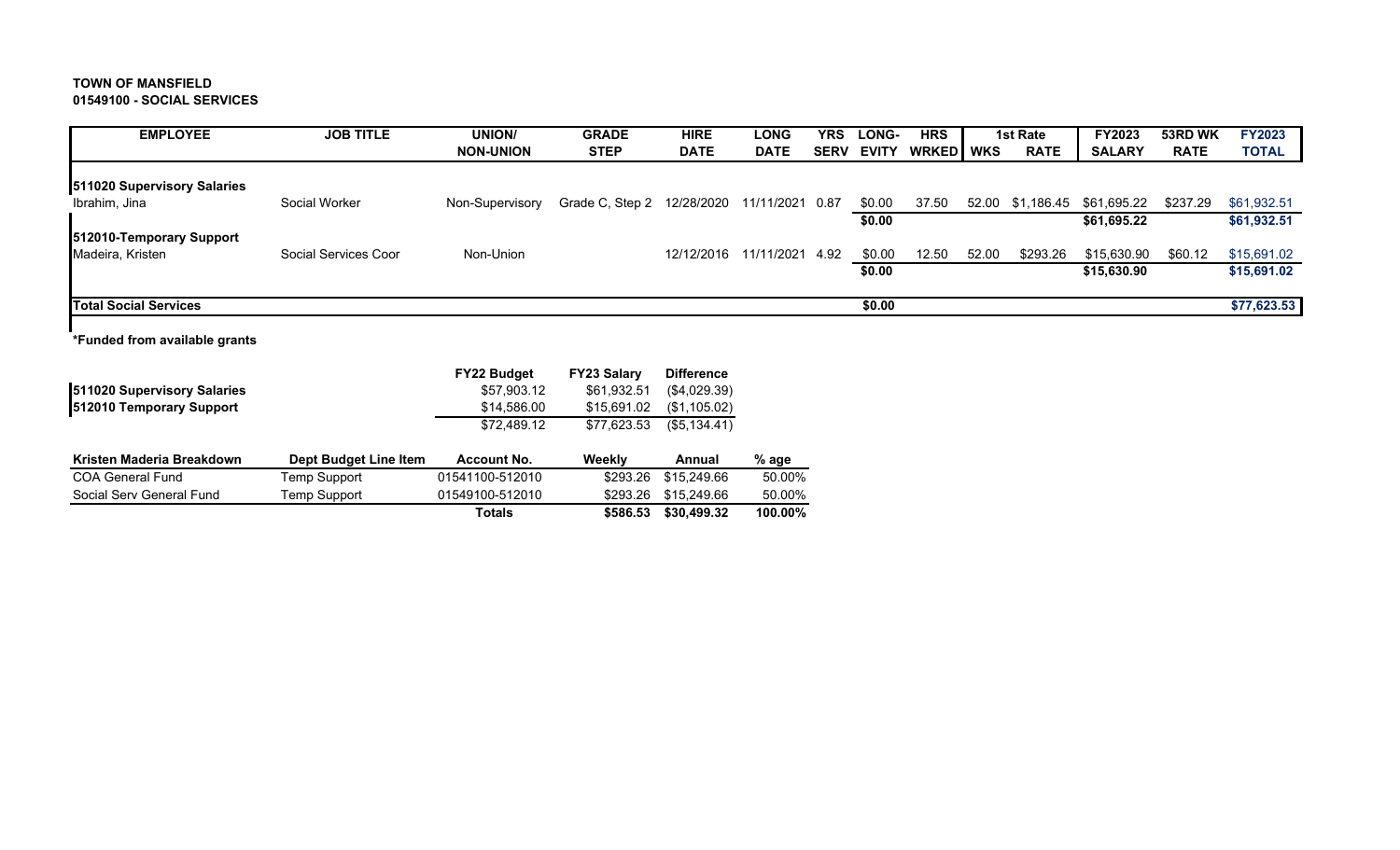**TOWN OF MANSFIELD**
**01549100 - SOCIAL SERVICES**

| EMPLOYEE | JOB TITLE | UNION/ NON-UNION | GRADE STEP | HIRE DATE | LONG DATE | YRS SERV | LONG-EVITY | HRS WRKED | WKS | 1st Rate RATE | FY2023 SALARY | 53RD WK RATE | FY2023 TOTAL |
|---|---|---|---|---|---|---|---|---|---|---|---|---|---|
| **511020 Supervisory Salaries** | | | | | | | | | | | | | |
| Ibrahim, Jina | Social Worker | Non-Supervisory | Grade C, Step 2 | 12/28/2020 | 11/11/2021 | 0.87 | $0.00 | 37.50 | 52.00 | $1,186.45 | $61,695.22 | $237.29 | $61,932.51 |
| | | | | | | | **$0.00** | | | | **$61,695.22** | | **$61,932.51** |
| **512010-Temporary Support** | | | | | | | | | | | | | |
| Madeira, Kristen | Social Services Coor | Non-Union | | 12/12/2016 | 11/11/2021 | 4.92 | $0.00 | 12.50 | 52.00 | $293.26 | $15,630.90 | $60.12 | $15,691.02 |
| | | | | | | | **$0.00** | | | | **$15,630.90** | | **$15,691.02** |
| **Total Social Services** | | | | | | | **$0.00** | | | | | | **$77,623.53** |

***Funded from available grants**

| | FY22 Budget | FY23 Salary | Difference |
|---|---|---|---|
| **511020 Supervisory Salaries** | $57,903.12 | $61,932.51 | ($4,029.39) |
| **512010 Temporary Support** | $14,586.00 | $15,691.02 | ($1,105.02) |
| | $72,489.12 | $77,623.53 | ($5,134.41) |

| Kristen Maderia Breakdown | Dept Budget Line Item | Account No. | Weekly | Annual | % age |
|---|---|---|---|---|---|
| COA General Fund | Temp Support | 01541100-512010 | $293.26 | $15,249.66 | 50.00% |
| Social Serv General Fund | Temp Support | 01549100-512010 | $293.26 | $15,249.66 | 50.00% |
| | | **Totals** | **$586.53** | **$30,499.32** | **100.00%** |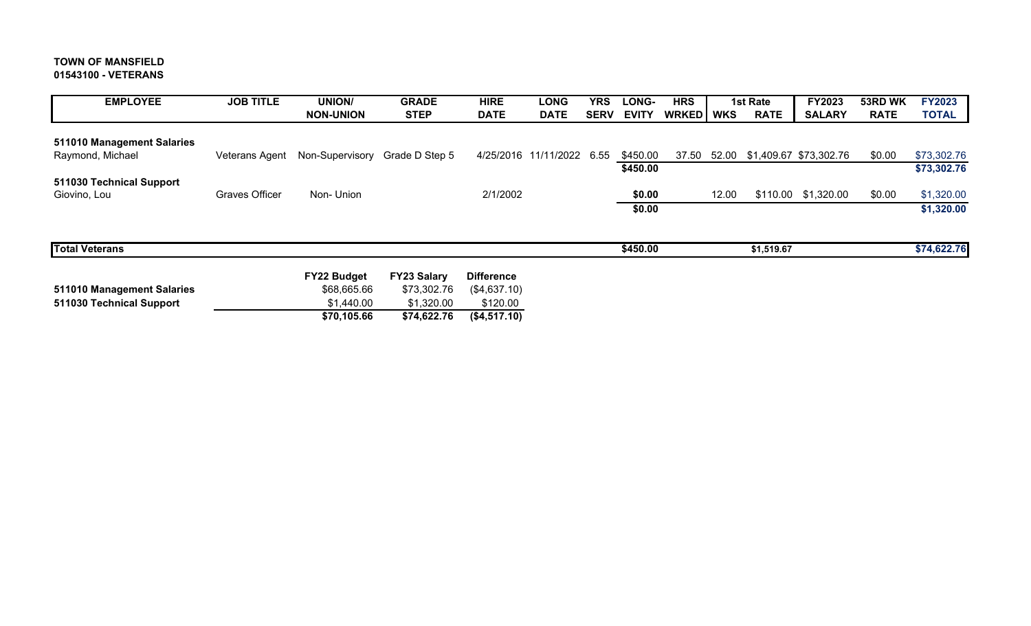**TOWN OF MANSFIELD**
**01543100 - VETERANS**

| EMPLOYEE | JOB TITLE | UNION/ NON-UNION | GRADE STEP | HIRE DATE | LONG DATE | YRS SERV | LONG-EVITY | HRS WRKED | WKS | 1st Rate RATE | FY2023 SALARY | 53RD WK RATE | FY2023 TOTAL |
|---|---|---|---|---|---|---|---|---|---|---|---|---|---|
| **511010 Management Salaries** | | | | | | | | | | | | | |
| Raymond, Michael | Veterans Agent | Non-Supervisory | Grade D Step 5 | 4/25/2016 | 11/11/2022 | 6.55 | $450.00 | 37.50 | 52.00 | $1,409.67 | $73,302.76 | $0.00 | $73,302.76 |
| | | | | | | | **$450.00** | | | | | | **$73,302.76** |
| **511030 Technical Support** | | | | | | | | | | | | | |
| Giovino, Lou | Graves Officer | Non- Union | | 2/1/2002 | | | $0.00 | | 12.00 | $110.00 | $1,320.00 | $0.00 | $1,320.00 |
| | | | | | | | **$0.00** | | | | | | **$1,320.00** |
| **Total Veterans** | | | | | | | **$450.00** | | | **$1,519.67** | | | **$74,622.76** |

| | FY22 Budget | FY23 Salary | Difference |
|---|---|---|---|
| **511010 Management Salaries** | $68,665.66 | $73,302.76 | ($4,637.10) |
| **511030 Technical Support** | $1,440.00 | $1,320.00 | $120.00 |
| | **$70,105.66** | **$74,622.76** | **($4,517.10)** |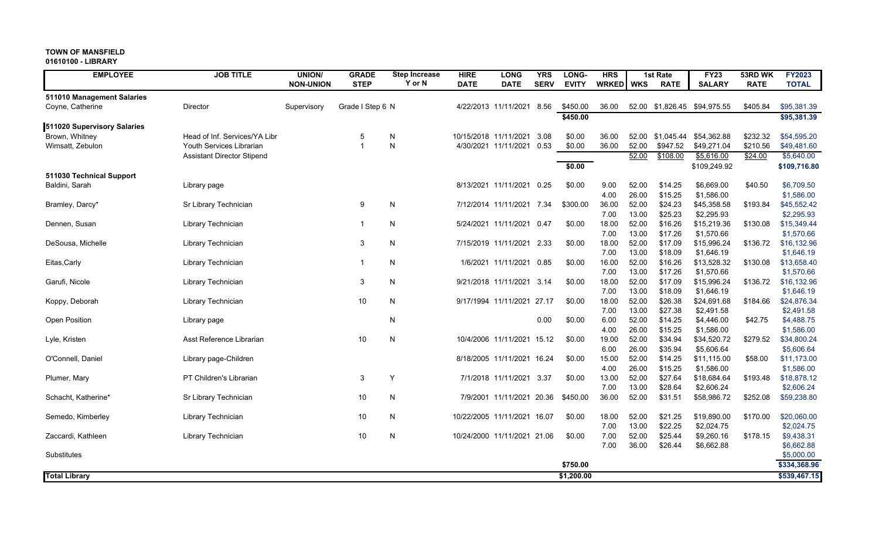**TOWN OF MANSFIELD**
**01610100 - LIBRARY**

| EMPLOYEE | JOB TITLE | UNION/ NON-UNION | GRADE STEP | Step Increase Y or N | HIRE DATE | LONG DATE | YRS SERV | LONG-EVITY | HRS WRKED | WKS | 1st Rate RATE | FY23 SALARY | 53RD WK RATE | FY2023 TOTAL |
|---|---|---|---|---|---|---|---|---|---|---|---|---|---|---|
| **511010 Management Salaries** | | | | | | | | | | | | | | |
| Coyne, Catherine | Director | Supervisory | Grade I Step 6 | N | 4/22/2013 | 11/11/2021 | 8.56 | $450.00 | 36.00 | 52.00 | $1,826.45 | $94,975.55 | $405.84 | $95,381.39 |
| | | | | | | | | **$450.00** | | | | | | **$95,381.39** |
| **511020 Supervisory Salaries** | | | | | | | | | | | | | | |
| Brown, Whitney | Head of Inf. Services/YA Libr | | 5 | N | 10/15/2018 | 11/11/2021 | 3.08 | $0.00 | 36.00 | 52.00 | $1,045.44 | $54,362.88 | $232.32 | $54,595.20 |
| Wimsatt, Zebulon | Youth Services Librarian | | 1 | N | 4/30/2021 | 11/11/2021 | 0.53 | $0.00 | 36.00 | 52.00 | $947.52 | $49,271.04 | $210.56 | $49,481.60 |
| | Assistant Director Stipend | | | | | | | | | 52.00 | $108.00 | $5,616.00 | $24.00 | $5,640.00 |
| | | | | | | | | **$0.00** | | | | $109,249.92 | | **$109,716.80** |
| **511030 Technical Support** | | | | | | | | | | | | | | |
| Baldini, Sarah | Library page | | | | 8/13/2021 | 11/11/2021 | 0.25 | $0.00 | 9.00 | 52.00 | $14.25 | $6,669.00 | $40.50 | $6,709.50 |
| | | | | | | | | | 4.00 | 26.00 | $15.25 | $1,586.00 | | $1,586.00 |
| Bramley, Darcy* | Sr Library Technician | | 9 | N | 7/12/2014 | 11/11/2021 | 7.34 | $300.00 | 36.00 | 52.00 | $24.23 | $45,358.58 | $193.84 | $45,552.42 |
| | | | | | | | | | 7.00 | 13.00 | $25.23 | $2,295.93 | | $2,295.93 |
| Dennen, Susan | Library Technician | | 1 | N | 5/24/2021 | 11/11/2021 | 0.47 | $0.00 | 18.00 | 52.00 | $16.26 | $15,219.36 | $130.08 | $15,349.44 |
| | | | | | | | | | 7.00 | 13.00 | $17.26 | $1,570.66 | | $1,570.66 |
| DeSousa, Michelle | Library Technician | | 3 | N | 7/15/2019 | 11/11/2021 | 2.33 | $0.00 | 18.00 | 52.00 | $17.09 | $15,996.24 | $136.72 | $16,132.96 |
| | | | | | | | | | 7.00 | 13.00 | $18.09 | $1,646.19 | | $1,646.19 |
| Eitas,Carly | Library Technician | | 1 | N | 1/6/2021 | 11/11/2021 | 0.85 | $0.00 | 16.00 | 52.00 | $16.26 | $13,528.32 | $130.08 | $13,658.40 |
| | | | | | | | | | 7.00 | 13.00 | $17.26 | $1,570.66 | | $1,570.66 |
| Garufi, Nicole | Library Technician | | 3 | N | 9/21/2018 | 11/11/2021 | 3.14 | $0.00 | 18.00 | 52.00 | $17.09 | $15,996.24 | $136.72 | $16,132.96 |
| | | | | | | | | | 7.00 | 13.00 | $18.09 | $1,646.19 | | $1,646.19 |
| Koppy, Deborah | Library Technician | | 10 | N | 9/17/1994 | 11/11/2021 | 27.17 | $0.00 | 18.00 | 52.00 | $26.38 | $24,691.68 | $184.66 | $24,876.34 |
| | | | | | | | | | 7.00 | 13.00 | $27.38 | $2,491.58 | | $2,491.58 |
| Open Position | Library page | | | N | | | 0.00 | $0.00 | 6.00 | 52.00 | $14.25 | $4,446.00 | $42.75 | $4,488.75 |
| | | | | | | | | | 4.00 | 26.00 | $15.25 | $1,586.00 | | $1,586.00 |
| Lyle, Kristen | Asst Reference Librarian | | 10 | N | 10/4/2006 | 11/11/2021 | 15.12 | $0.00 | 19.00 | 52.00 | $34.94 | $34,520.72 | $279.52 | $34,800.24 |
| | | | | | | | | | 6.00 | 26.00 | $35.94 | $5,606.64 | | $5,606.64 |
| O'Connell, Daniel | Library page-Children | | | | 8/18/2005 | 11/11/2021 | 16.24 | $0.00 | 15.00 | 52.00 | $14.25 | $11,115.00 | $58.00 | $11,173.00 |
| | | | | | | | | | 4.00 | 26.00 | $15.25 | $1,586.00 | | $1,586.00 |
| Plumer, Mary | PT Children's Librarian | | 3 | Y | 7/1/2018 | 11/11/2021 | 3.37 | $0.00 | 13.00 | 52.00 | $27.64 | $18,684.64 | $193.48 | $18,878.12 |
| | | | | | | | | | 7.00 | 13.00 | $28.64 | $2,606.24 | | $2,606.24 |
| Schacht, Katherine* | Sr Library Technician | | 10 | N | 7/9/2001 | 11/11/2021 | 20.36 | $450.00 | 36.00 | 52.00 | $31.51 | $58,986.72 | $252.08 | $59,238.80 |
| Semedo, Kimberley | Library Technician | | 10 | N | 10/22/2005 | 11/11/2021 | 16.07 | $0.00 | 18.00 | 52.00 | $21.25 | $19,890.00 | $170.00 | $20,060.00 |
| | | | | | | | | | 7.00 | 13.00 | $22.25 | $2,024.75 | | $2,024.75 |
| Zaccardi, Kathleen | Library Technician | | 10 | N | 10/24/2000 | 11/11/2021 | 21.06 | $0.00 | 7.00 | 52.00 | $25.44 | $9,260.16 | $178.15 | $9,438.31 |
| | | | | | | | | | 7.00 | 36.00 | $26.44 | $6,662.88 | | $6,662.88 |
| Substitutes | | | | | | | | | | | | | | $5,000.00 |
| | | | | | | | | **$750.00** | | | | | | **$334,368.96** |
| **Total Library** | | | | | | | | **$1,200.00** | | | | | | **$539,467.15** |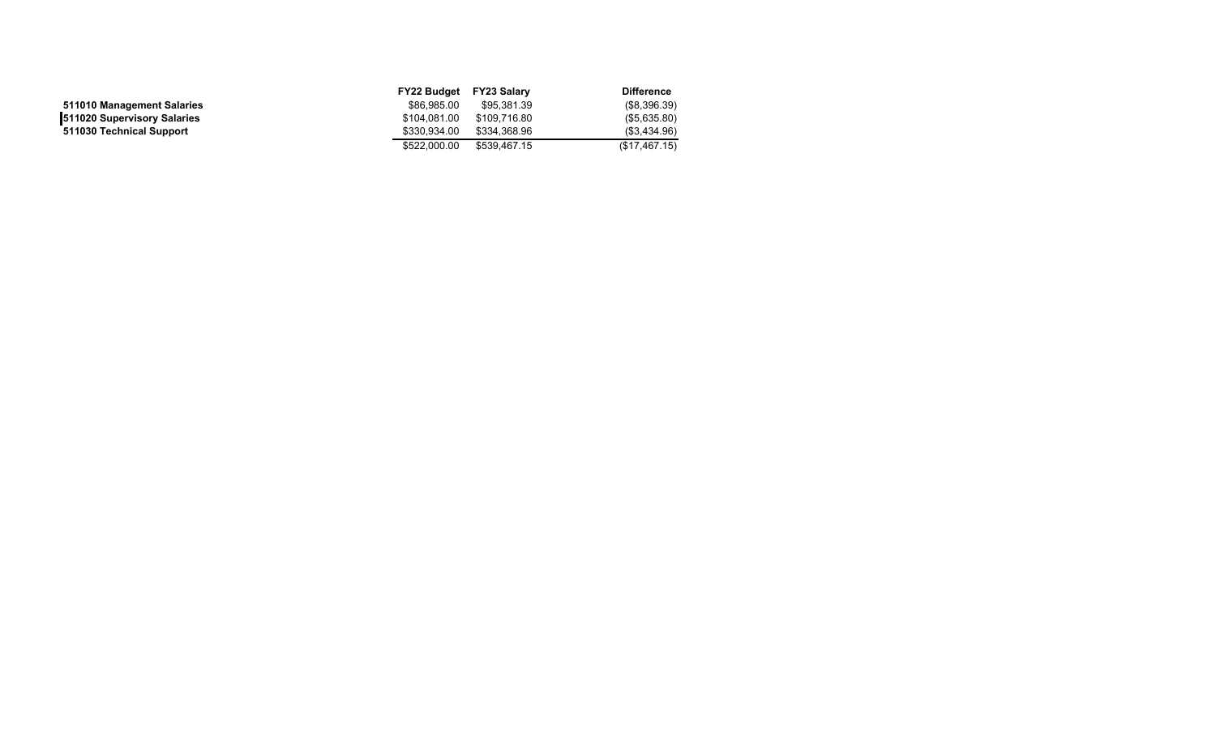| | FY22 Budget | FY23 Salary | Difference |
|---|---|---|---|
| **511010 Management Salaries** | $86,985.00 | $95,381.39 | ($8,396.39) |
| **511020 Supervisory Salaries** | $104,081.00 | $109,716.80 | ($5,635.80) |
| **511030 Technical Support** | $330,934.00 | $334,368.96 | ($3,434.96) |
| | $522,000.00 | $539,467.15 | ($17,467.15) |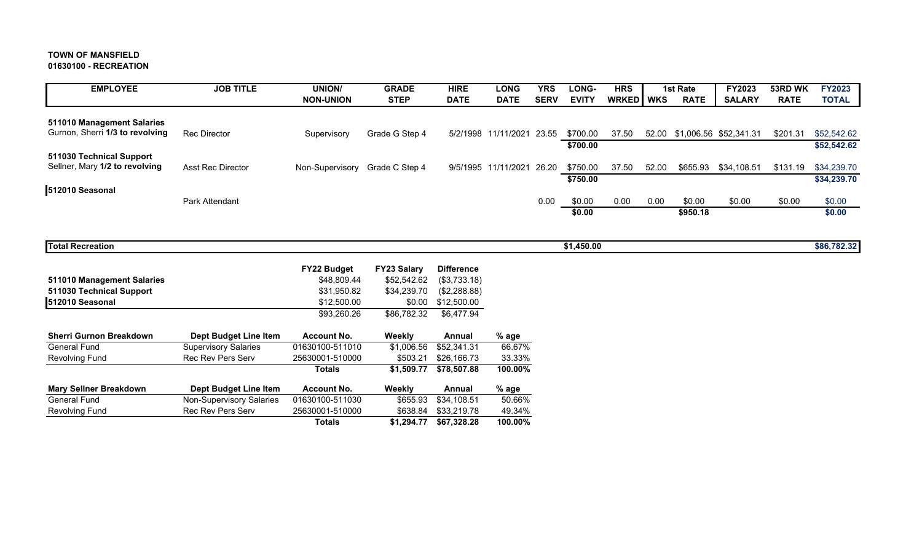**TOWN OF MANSFIELD**
**01630100 - RECREATION**

| EMPLOYEE | JOB TITLE | UNION/ NON-UNION | GRADE STEP | HIRE DATE | LONG DATE | YRS SERV | LONG-EVITY | HRS WRKED | WKS | 1st Rate RATE | FY2023 SALARY | 53RD WK RATE | FY2023 TOTAL |
|---|---|---|---|---|---|---|---|---|---|---|---|---|---|
| **511010 Management Salaries** | | | | | | | | | | | | | |
| Gurnon, Sherri **1/3 to revolving** | Rec Director | Supervisory | Grade G Step 4 | 5/2/1998 | 11/11/2021 | 23.55 | $700.00 | 37.50 | 52.00 | $1,006.56 | $52,341.31 | $201.31 | $52,542.62 |
| | | | | | | | **$700.00** | | | | | | **$52,542.62** |
| **511030 Technical Support** | | | | | | | | | | | | | |
| Sellner, Mary **1/2 to revolving** | Asst Rec Director | Non-Supervisory | Grade C Step 4 | 9/5/1995 | 11/11/2021 | 26.20 | $750.00 | 37.50 | 52.00 | $655.93 | $34,108.51 | $131.19 | $34,239.70 |
| | | | | | | | **$750.00** | | | | | | **$34,239.70** |
| **512010 Seasonal** | | | | | | | | | | | | | |
| | Park Attendant | | | | | 0.00 | $0.00 | 0.00 | 0.00 | $0.00 | $0.00 | $0.00 | $0.00 |
| | | | | | | | **$0.00** | | | **$950.18** | | | **$0.00** |
| **Total Recreation** | | | | | | | **$1,450.00** | | | | | | **$86,782.32** |

| | FY22 Budget | FY23 Salary | Difference |
|---|---|---|---|
| **511010 Management Salaries** | $48,809.44 | $52,542.62 | ($3,733.18) |
| **511030 Technical Support** | $31,950.82 | $34,239.70 | ($2,288.88) |
| **512010 Seasonal** | $12,500.00 | $0.00 | $12,500.00 |
| | $93,260.26 | $86,782.32 | $6,477.94 |

| Sherri Gurnon Breakdown | Dept Budget Line Item | Account No. | Weekly | Annual | % age |
|---|---|---|---|---|---|
| General Fund | Supervisory Salaries | 01630100-511010 | $1,006.56 | $52,341.31 | 66.67% |
| Revolving Fund | Rec Rev Pers Serv | 25630001-510000 | $503.21 | $26,166.73 | 33.33% |
| | | **Totals** | **$1,509.77** | **$78,507.88** | **100.00%** |

| Mary Sellner Breakdown | Dept Budget Line Item | Account No. | Weekly | Annual | % age |
|---|---|---|---|---|---|
| General Fund | Non-Supervisory Salaries | 01630100-511030 | $655.93 | $34,108.51 | 50.66% |
| Revolving Fund | Rec Rev Pers Serv | 25630001-510000 | $638.84 | $33,219.78 | 49.34% |
| | | **Totals** | **$1,294.77** | **$67,328.28** | **100.00%** |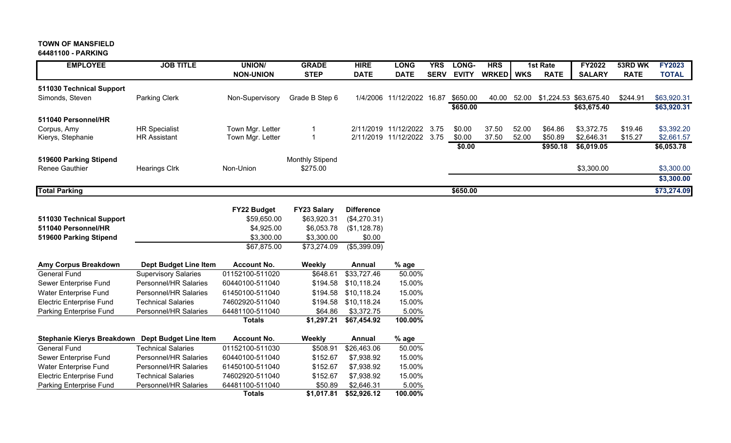**TOWN OF MANSFIELD**
**64481100 - PARKING**

| EMPLOYEE | JOB TITLE | UNION/ NON-UNION | GRADE STEP | HIRE DATE | LONG DATE | YRS SERV | LONG-EVITY | HRS WRKED | WKS | 1st Rate RATE | FY2022 SALARY | 53RD WK RATE | FY2023 TOTAL |
|---|---|---|---|---|---|---|---|---|---|---|---|---|---|
| **511030 Technical Support** | | | | | | | | | | | | | |
| Simonds, Steven | Parking Clerk | Non-Supervisory | Grade B Step 6 | 1/4/2006 | 11/12/2022 | 16.87 | $650.00 | 40.00 | 52.00 | $1,224.53 | $63,675.40 | $244.91 | $63,920.31 |
| | | | | | | | **$650.00** | | | | **$63,675.40** | | **$63,920.31** |
| **511040 Personnel/HR** | | | | | | | | | | | | | |
| Corpus, Amy | HR Specialist | Town Mgr. Letter | 1 | 2/11/2019 | 11/12/2022 | 3.75 | $0.00 | 37.50 | 52.00 | $64.86 | $3,372.75 | $19.46 | $3,392.20 |
| Kierys, Stephanie | HR Assistant | Town Mgr. Letter | 1 | 2/11/2019 | 11/12/2022 | 3.75 | $0.00 | 37.50 | 52.00 | $50.89 | $2,646.31 | $15.27 | $2,661.57 |
| | | | | | | | **$0.00** | | | **$950.18** | **$6,019.05** | | **$6,053.78** |
| **519600 Parking Stipend** | | | Monthly Stipend | | | | | | | | | | |
| Renee Gauthier | Hearings Clrk | Non-Union | $275.00 | | | | | | | | $3,300.00 | | $3,300.00 |
| | | | | | | | | | | | | | **$3,300.00** |
| **Total Parking** | | | | | | | **$650.00** | | | | | | **$73,274.09** |

| | FY22 Budget | FY23 Salary | Difference |
|---|---|---|---|
| **511030 Technical Support** | $59,650.00 | $63,920.31 | ($4,270.31) |
| **511040 Personnel/HR** | $4,925.00 | $6,053.78 | ($1,128.78) |
| **519600 Parking Stipend** | $3,300.00 | $3,300.00 | $0.00 |
| | $67,875.00 | $73,274.09 | ($5,399.09) |

| Amy Corpus Breakdown | Dept Budget Line Item | Account No. | Weekly | Annual | % age |
|---|---|---|---|---|---|
| General Fund | Supervisory Salaries | 01152100-511020 | $648.61 | $33,727.46 | 50.00% |
| Sewer Enterprise Fund | Personnel/HR Salaries | 60440100-511040 | $194.58 | $10,118.24 | 15.00% |
| Water Enterprise Fund | Personnel/HR Salaries | 61450100-511040 | $194.58 | $10,118.24 | 15.00% |
| Electric Enterprise Fund | Technical Salaries | 74602920-511040 | $194.58 | $10,118.24 | 15.00% |
| Parking Enterprise Fund | Personnel/HR Salaries | 64481100-511040 | $64.86 | $3,372.75 | 5.00% |
| | | **Totals** | **$1,297.21** | **$67,454.92** | **100.00%** |

| Stephanie Kierys Breakdown | Dept Budget Line Item | Account No. | Weekly | Annual | % age |
|---|---|---|---|---|---|
| General Fund | Technical Salaries | 01152100-511030 | $508.91 | $26,463.06 | 50.00% |
| Sewer Enterprise Fund | Personnel/HR Salaries | 60440100-511040 | $152.67 | $7,938.92 | 15.00% |
| Water Enterprise Fund | Personnel/HR Salaries | 61450100-511040 | $152.67 | $7,938.92 | 15.00% |
| Electric Enterprise Fund | Technical Salaries | 74602920-511040 | $152.67 | $7,938.92 | 15.00% |
| Parking Enterprise Fund | Personnel/HR Salaries | 64481100-511040 | $50.89 | $2,646.31 | 5.00% |
| | | **Totals** | **$1,017.81** | **$52,926.12** | **100.00%** |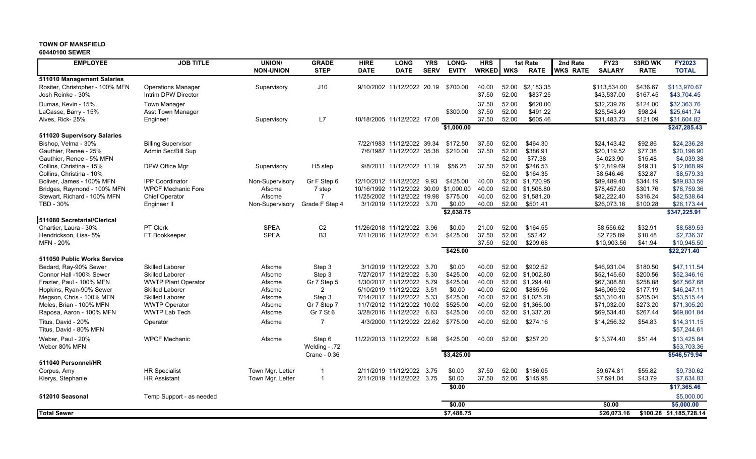**TOWN OF MANSFIELD**
**60440100 SEWER**

| EMPLOYEE | JOB TITLE | UNION/ NON-UNION | GRADE STEP | HIRE DATE | LONG DATE | YRS SERV | LONG-EVITY | HRS WRKED | 1st Rate WKS | 1st Rate RATE | 2nd Rate WKS | 2nd Rate RATE | FY23 SALARY | 53RD WK RATE | FY2023 TOTAL |
|---|---|---|---|---|---|---|---|---|---|---|---|---|---|---|---|
| **511010 Management Salaries** | | | | | | | | | | | | | | | |
| Rositer, Christopher - 100% MFN | Operations Manager | Supervisory | J10 | 9/10/2002 | 11/12/2022 | 20.19 | $700.00 | 40.00 | 52.00 | $2,183.35 | | | $113,534.00 | $436.67 | $113,970.67 |
| Josh Reinke - 30% | Intrim DPW Director | | | | | | | 37.50 | 52.00 | $837.25 | | | $43,537.00 | $167.45 | $43,704.45 |
| Dumas, Kevin - 15% | Town Manager | | | | | | | 37.50 | 52.00 | $620.00 | | | $32,239.76 | $124.00 | $32,363.76 |
| LaCasse, Barry - 15% | Asst Town Manager | | | | | | $300.00 | 37.50 | 52.00 | $491.22 | | | $25,543.49 | $98.24 | $25,641.74 |
| Alves, Rick- 25% | Engineer | Supervisory | L7 | 10/18/2005 | 11/12/2022 | 17.08 | | 37.50 | 52.00 | $605.46 | | | $31,483.73 | $121.09 | $31,604.82 |
| | | | | | | | **$1,000.00** | | | | | | | | **$247,285.43** |
| **511020 Supervisory Salaries** | | | | | | | | | | | | | | | |
| Bishop, Velma - 30% | Billing Supervisor | | | 7/22/1983 | 11/12/2022 | 39.34 | $172.50 | 37.50 | 52.00 | $464.30 | | | $24,143.42 | $92.86 | $24,236.28 |
| Gauthier, Renee - 25% | Admin Sec/Bill Sup | | | 7/6/1987 | 11/12/2022 | 35.38 | $210.00 | 37.50 | 52.00 | $386.91 | | | $20,119.52 | $77.38 | $20,196.90 |
| Gauthier, Renee - 5% MFN | | | | | | | | | 52.00 | $77.38 | | | $4,023.90 | $15.48 | $4,039.38 |
| Collins, Christina - 15% | DPW Office Mgr | Supervisory | H5 step | 9/8/2011 | 11/12/2022 | 11.19 | $56.25 | 37.50 | 52.00 | $246.53 | | | $12,819.69 | $49.31 | $12,868.99 |
| Collins, Christina - 10% | | | | | | | | | 52.00 | $164.35 | | | $8,546.46 | $32.87 | $8,579.33 |
| Boliver, James - 100% MFN | IPP Coordinator | Non-Supervisory | Gr F Step 6 | 12/10/2012 | 11/12/2022 | 9.93 | $425.00 | 40.00 | 52.00 | $1,720.95 | | | $89,489.40 | $344.19 | $89,833.59 |
| Bridges, Raymond - 100% MFN | WPCF Mechanic Fore | Afscme | 7 step | 10/16/1992 | 11/12/2022 | 30.09 | $1,000.00 | 40.00 | 52.00 | $1,508.80 | | | $78,457.60 | $301.76 | $78,759.36 |
| Stewart, Richard - 100% MFN | Chief Operator | Afscme | 7 | 11/25/2002 | 11/12/2022 | 19.98 | $775.00 | 40.00 | 52.00 | $1,581.20 | | | $82,222.40 | $316.24 | $82,538.64 |
| TBD - 30% | Engineer II | Non-Supervisory | Grade F Step 4 | 3/1/2019 | 11/12/2022 | 3.70 | $0.00 | 40.00 | 52.00 | $501.41 | | | $26,073.16 | $100.28 | $26,173.44 |
| | | | | | | | **$2,638.75** | | | | | | | | **$347,225.91** |
| **511080 Secretarial/Clerical** | | | | | | | | | | | | | | | |
| Chartier, Laura - 30% | PT Clerk | SPEA | C2 | 11/26/2018 | 11/12/2022 | 3.96 | $0.00 | 21.00 | 52.00 | $164.55 | | | $8,556.62 | $32.91 | $8,589.53 |
| Hendrickson, Lisa- 5% | FT Bookkeeper | SPEA | B3 | 7/11/2016 | 11/12/2022 | 6.34 | $425.00 | 37.50 | 52.00 | $52.42 | | | $2,725.89 | $10.48 | $2,736.37 |
| MFN - 20% | | | | | | | | 37.50 | 52.00 | $209.68 | | | $10,903.56 | $41.94 | $10,945.50 |
| | | | | | | | **$425.00** | | | | | | | | **$22,271.40** |
| **511050 Public Works Service** | | | | | | | | | | | | | | | |
| Bedard, Ray-90% Sewer | Skilled Laborer | Afscme | Step 3 | 3/1/2019 | 11/12/2022 | 3.70 | $0.00 | 40.00 | 52.00 | $902.52 | | | $46,931.04 | $180.50 | $47,111.54 |
| Connor Hall -100% Sewer | Skilled Laborer | Afscme | Step 3 | 7/27/2017 | 11/12/2022 | 5.30 | $425.00 | 40.00 | 52.00 | $1,002.80 | | | $52,145.60 | $200.56 | $52,346.16 |
| Frazier, Paul - 100% MFN | WWTP Plant Operator | Afscme | Gr 7 Step 5 | 1/30/2017 | 11/12/2022 | 5.79 | $425.00 | 40.00 | 52.00 | $1,294.40 | | | $67,308.80 | $258.88 | $67,567.68 |
| Hopkins, Ryan-90% Sewer | Skilled Laborer | Afscme | 2 | 5/10/2019 | 11/12/2022 | 3.51 | $0.00 | 40.00 | 52.00 | $885.96 | | | $46,069.92 | $177.19 | $46,247.11 |
| Megson, Chris - 100% MFN | Skilled Laborer | Afscme | Step 3 | 7/14/2017 | 11/12/2022 | 5.33 | $425.00 | 40.00 | 52.00 | $1,025.20 | | | $53,310.40 | $205.04 | $53,515.44 |
| Moles, Brian - 100% MFN | WWTP Operator | Afscme | Gr 7 Step 7 | 11/7/2012 | 11/12/2022 | 10.02 | $525.00 | 40.00 | 52.00 | $1,366.00 | | | $71,032.00 | $273.20 | $71,305.20 |
| Raposa, Aaron - 100% MFN | WWTP Lab Tech | Afscme | Gr 7 St 6 | 3/28/2016 | 11/12/2022 | 6.63 | $425.00 | 40.00 | 52.00 | $1,337.20 | | | $69,534.40 | $267.44 | $69,801.84 |
| Titus, David - 20% | Operator | Afscme | 7 | 4/3/2000 | 11/12/2022 | 22.62 | $775.00 | 40.00 | 52.00 | $274.16 | | | $14,256.32 | $54.83 | $14,311.15 |
| Titus, David - 80% MFN | | | | | | | | | | | | | | | $57,244.61 |
| Weber, Paul - 20% | WPCF Mechanic | Afscme | Step 6 | 11/22/2013 | 11/12/2022 | 8.98 | $425.00 | 40.00 | 52.00 | $257.20 | | | $13,374.40 | $51.44 | $13,425.84 |
| Weber 80% MFN | | | Welding - .72 | | | | | | | | | | | | $53,703.36 |
| | | | Crane - 0.36 | | | | **$3,425.00** | | | | | | | | **$546,579.94** |
| **511040 Personnel/HR** | | | | | | | | | | | | | | | |
| Corpus, Amy | HR Specialist | Town Mgr. Letter | 1 | 2/11/2019 | 11/12/2022 | 3.75 | $0.00 | 37.50 | 52.00 | $186.05 | | | $9,674.81 | $55.82 | $9,730.62 |
| Kierys, Stephanie | HR Assistant | Town Mgr. Letter | 1 | 2/11/2019 | 11/12/2022 | 3.75 | $0.00 | 37.50 | 52.00 | $145.98 | | | $7,591.04 | $43.79 | $7,634.83 |
| | | | | | | | **$0.00** | | | | | | | | **$17,365.46** |
| **512010 Seasonal** | Temp Support - as needed | | | | | | | | | | | | | | $5,000.00 |
| | | | | | | | **$0.00** | | | | | | **$0.00** | | **$5,000.00** |
| **Total Sewer** | | | | | | | **$7,488.75** | | | | | | **$26,073.16** | **$100.28** | **$1,185,728.14** |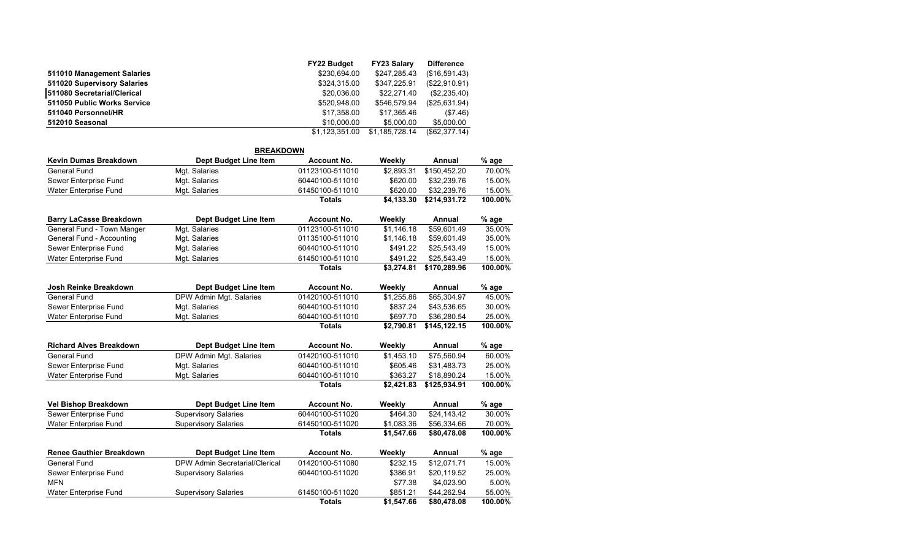| | FY22 Budget | FY23 Salary | Difference |
|---|---|---|---|
| **511010 Management Salaries** | $230,694.00 | $247,285.43 | ($16,591.43) |
| **511020 Supervisory Salaries** | $324,315.00 | $347,225.91 | ($22,910.91) |
| **511080 Secretarial/Clerical** | $20,036.00 | $22,271.40 | ($2,235.40) |
| **511050 Public Works Service** | $520,948.00 | $546,579.94 | ($25,631.94) |
| **511040 Personnel/HR** | $17,358.00 | $17,365.46 | ($7.46) |
| **512010 Seasonal** | $10,000.00 | $5,000.00 | $5,000.00 |
| | $1,123,351.00 | $1,185,728.14 | ($62,377.14) |

## BREAKDOWN

| Kevin Dumas Breakdown | Dept Budget Line Item | Account No. | Weekly | Annual | % age |
|---|---|---|---|---|---|
| General Fund | Mgt. Salaries | 01123100-511010 | $2,893.31 | $150,452.20 | 70.00% |
| Sewer Enterprise Fund | Mgt. Salaries | 60440100-511010 | $620.00 | $32,239.76 | 15.00% |
| Water Enterprise Fund | Mgt. Salaries | 61450100-511010 | $620.00 | $32,239.76 | 15.00% |
| | | **Totals** | **$4,133.30** | **$214,931.72** | **100.00%** |

| Barry LaCasse Breakdown | Dept Budget Line Item | Account No. | Weekly | Annual | % age |
|---|---|---|---|---|---|
| General Fund - Town Manger | Mgt. Salaries | 01123100-511010 | $1,146.18 | $59,601.49 | 35.00% |
| General Fund - Accounting | Mgt. Salaries | 01135100-511010 | $1,146.18 | $59,601.49 | 35.00% |
| Sewer Enterprise Fund | Mgt. Salaries | 60440100-511010 | $491.22 | $25,543.49 | 15.00% |
| Water Enterprise Fund | Mgt. Salaries | 61450100-511010 | $491.22 | $25,543.49 | 15.00% |
| | | **Totals** | **$3,274.81** | **$170,289.96** | **100.00%** |

| Josh Reinke Breakdown | Dept Budget Line Item | Account No. | Weekly | Annual | % age |
|---|---|---|---|---|---|
| General Fund | DPW Admin Mgt. Salaries | 01420100-511010 | $1,255.86 | $65,304.97 | 45.00% |
| Sewer Enterprise Fund | Mgt. Salaries | 60440100-511010 | $837.24 | $43,536.65 | 30.00% |
| Water Enterprise Fund | Mgt. Salaries | 60440100-511010 | $697.70 | $36,280.54 | 25.00% |
| | | **Totals** | **$2,790.81** | **$145,122.15** | **100.00%** |

| Richard Alves Breakdown | Dept Budget Line Item | Account No. | Weekly | Annual | % age |
|---|---|---|---|---|---|
| General Fund | DPW Admin Mgt. Salaries | 01420100-511010 | $1,453.10 | $75,560.94 | 60.00% |
| Sewer Enterprise Fund | Mgt. Salaries | 60440100-511010 | $605.46 | $31,483.73 | 25.00% |
| Water Enterprise Fund | Mgt. Salaries | 60440100-511010 | $363.27 | $18,890.24 | 15.00% |
| | | **Totals** | **$2,421.83** | **$125,934.91** | **100.00%** |

| Vel Bishop Breakdown | Dept Budget Line Item | Account No. | Weekly | Annual | % age |
|---|---|---|---|---|---|
| Sewer Enterprise Fund | Supervisory Salaries | 60440100-511020 | $464.30 | $24,143.42 | 30.00% |
| Water Enterprise Fund | Supervisory Salaries | 61450100-511020 | $1,083.36 | $56,334.66 | 70.00% |
| | | **Totals** | **$1,547.66** | **$80,478.08** | **100.00%** |

| Renee Gauthier Breakdown | Dept Budget Line Item | Account No. | Weekly | Annual | % age |
|---|---|---|---|---|---|
| General Fund | DPW Admin Secretarial/Clerical | 01420100-511080 | $232.15 | $12,071.71 | 15.00% |
| Sewer Enterprise Fund | Supervisory Salaries | 60440100-511020 | $386.91 | $20,119.52 | 25.00% |
| MFN | | | $77.38 | $4,023.90 | 5.00% |
| Water Enterprise Fund | Supervisory Salaries | 61450100-511020 | $851.21 | $44,262.94 | 55.00% |
| | | **Totals** | **$1,547.66** | **$80,478.08** | **100.00%** |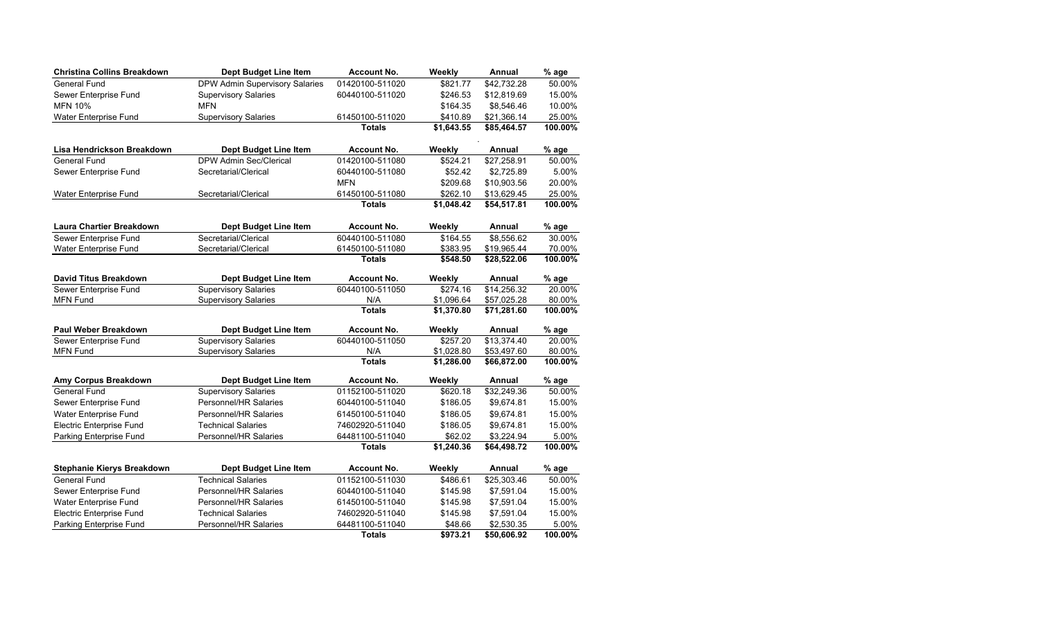| Christina Collins Breakdown | Dept Budget Line Item | Account No. | Weekly | Annual | % age |
| --- | --- | --- | --- | --- | --- |
| General Fund | DPW Admin Supervisory Salaries | 01420100-511020 | $821.77 | $42,732.28 | 50.00% |
| Sewer Enterprise Fund | Supervisory Salaries | 60440100-511020 | $246.53 | $12,819.69 | 15.00% |
| MFN 10% | MFN | | $164.35 | $8,546.46 | 10.00% |
| Water Enterprise Fund | Supervisory Salaries | 61450100-511020 | $410.89 | $21,366.14 | 25.00% |
| | | **Totals** | **$1,643.55** | **$85,464.57** | **100.00%** |

| Lisa Hendrickson Breakdown | Dept Budget Line Item | Account No. | Weekly | Annual | % age |
| --- | --- | --- | --- | --- | --- |
| General Fund | DPW Admin Sec/Clerical | 01420100-511080 | $524.21 | $27,258.91 | 50.00% |
| Sewer Enterprise Fund | Secretarial/Clerical | 60440100-511080 | $52.42 | $2,725.89 | 5.00% |
| | | MFN | $209.68 | $10,903.56 | 20.00% |
| Water Enterprise Fund | Secretarial/Clerical | 61450100-511080 | $262.10 | $13,629.45 | 25.00% |
| | | **Totals** | **$1,048.42** | **$54,517.81** | **100.00%** |

| Laura Chartier Breakdown | Dept Budget Line Item | Account No. | Weekly | Annual | % age |
| --- | --- | --- | --- | --- | --- |
| Sewer Enterprise Fund | Secretarial/Clerical | 60440100-511080 | $164.55 | $8,556.62 | 30.00% |
| Water Enterprise Fund | Secretarial/Clerical | 61450100-511080 | $383.95 | $19,965.44 | 70.00% |
| | | **Totals** | **$548.50** | **$28,522.06** | **100.00%** |

| David Titus Breakdown | Dept Budget Line Item | Account No. | Weekly | Annual | % age |
| --- | --- | --- | --- | --- | --- |
| Sewer Enterprise Fund | Supervisory Salaries | 60440100-511050 | $274.16 | $14,256.32 | 20.00% |
| MFN Fund | Supervisory Salaries | N/A | $1,096.64 | $57,025.28 | 80.00% |
| | | **Totals** | **$1,370.80** | **$71,281.60** | **100.00%** |

| Paul Weber Breakdown | Dept Budget Line Item | Account No. | Weekly | Annual | % age |
| --- | --- | --- | --- | --- | --- |
| Sewer Enterprise Fund | Supervisory Salaries | 60440100-511050 | $257.20 | $13,374.40 | 20.00% |
| MFN Fund | Supervisory Salaries | N/A | $1,028.80 | $53,497.60 | 80.00% |
| | | **Totals** | **$1,286.00** | **$66,872.00** | **100.00%** |

| Amy Corpus Breakdown | Dept Budget Line Item | Account No. | Weekly | Annual | % age |
| --- | --- | --- | --- | --- | --- |
| General Fund | Supervisory Salaries | 01152100-511020 | $620.18 | $32,249.36 | 50.00% |
| Sewer Enterprise Fund | Personnel/HR Salaries | 60440100-511040 | $186.05 | $9,674.81 | 15.00% |
| Water Enterprise Fund | Personnel/HR Salaries | 61450100-511040 | $186.05 | $9,674.81 | 15.00% |
| Electric Enterprise Fund | Technical Salaries | 74602920-511040 | $186.05 | $9,674.81 | 15.00% |
| Parking Enterprise Fund | Personnel/HR Salaries | 64481100-511040 | $62.02 | $3,224.94 | 5.00% |
| | | **Totals** | **$1,240.36** | **$64,498.72** | **100.00%** |

| Stephanie Kierys Breakdown | Dept Budget Line Item | Account No. | Weekly | Annual | % age |
| --- | --- | --- | --- | --- | --- |
| General Fund | Technical Salaries | 01152100-511030 | $486.61 | $25,303.46 | 50.00% |
| Sewer Enterprise Fund | Personnel/HR Salaries | 60440100-511040 | $145.98 | $7,591.04 | 15.00% |
| Water Enterprise Fund | Personnel/HR Salaries | 61450100-511040 | $145.98 | $7,591.04 | 15.00% |
| Electric Enterprise Fund | Technical Salaries | 74602920-511040 | $145.98 | $7,591.04 | 15.00% |
| Parking Enterprise Fund | Personnel/HR Salaries | 64481100-511040 | $48.66 | $2,530.35 | 5.00% |
| | | **Totals** | **$973.21** | **$50,606.92** | **100.00%** |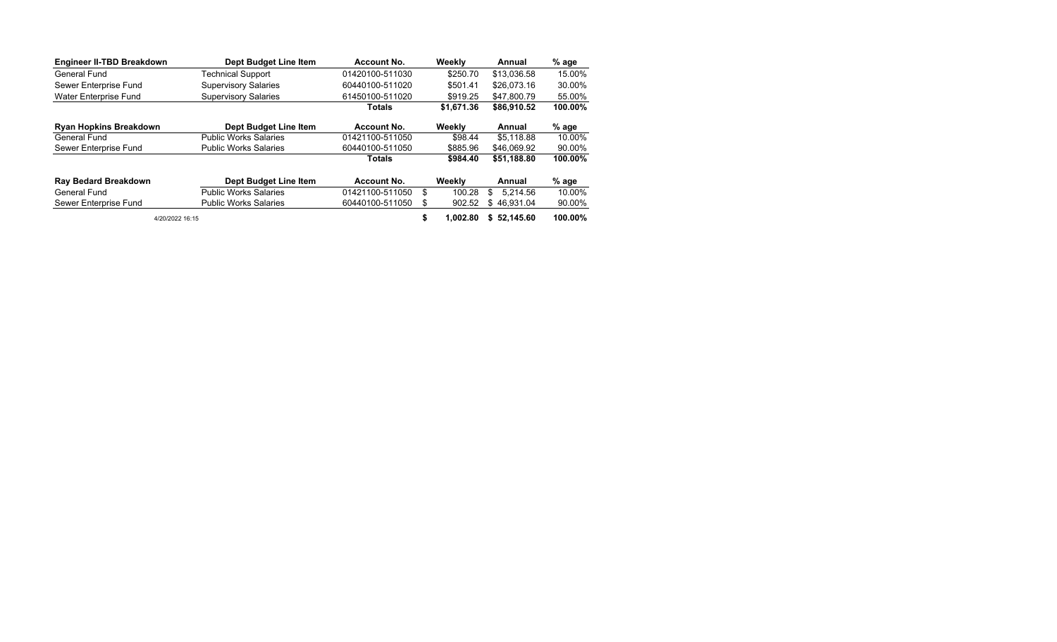| Engineer II-TBD Breakdown | Dept Budget Line Item | Account No. | Weekly | Annual | % age |
|---|---|---|---|---|---|
| General Fund | Technical Support | 01420100-511030 | $250.70 | $13,036.58 | 15.00% |
| Sewer Enterprise Fund | Supervisory Salaries | 60440100-511020 | $501.41 | $26,073.16 | 30.00% |
| Water Enterprise Fund | Supervisory Salaries | 61450100-511020 | $919.25 | $47,800.79 | 55.00% |
| | | **Totals** | **$1,671.36** | **$86,910.52** | **100.00%** |

| Ryan Hopkins Breakdown | Dept Budget Line Item | Account No. | Weekly | Annual | % age |
|---|---|---|---|---|---|
| General Fund | Public Works Salaries | 01421100-511050 | $98.44 | $5,118.88 | 10.00% |
| Sewer Enterprise Fund | Public Works Salaries | 60440100-511050 | $885.96 | $46,069.92 | 90.00% |
| | | **Totals** | **$984.40** | **$51,188.80** | **100.00%** |

| Ray Bedard Breakdown | Dept Budget Line Item | Account No. | Weekly | Annual | % age |
|---|---|---|---|---|---|
| General Fund | Public Works Salaries | 01421100-511050 | $ 100.28 | $ 5,214.56 | 10.00% |
| Sewer Enterprise Fund | Public Works Salaries | 60440100-511050 | $ 902.52 | $ 46,931.04 | 90.00% |
| | | | **$ 1,002.80** | **$ 52,145.60** | **100.00%** |

4/20/2022 16:15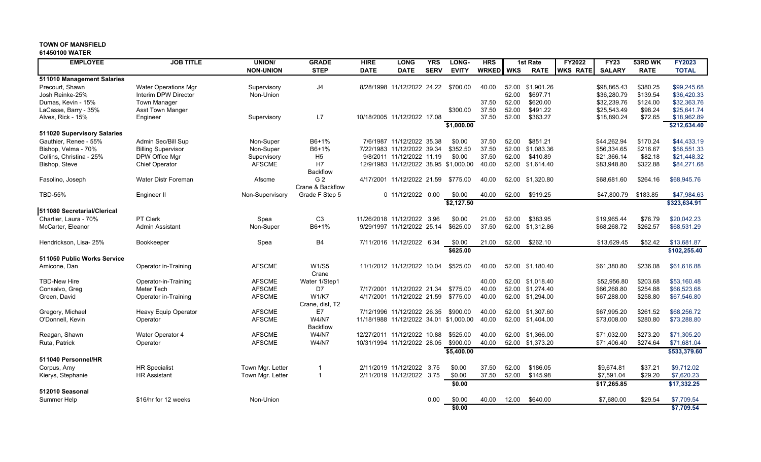**TOWN OF MANSFIELD**
**61450100 WATER**

| EMPLOYEE | JOB TITLE | UNION/ NON-UNION | GRADE STEP | HIRE DATE | LONG DATE | YRS SERV | LONG-EVITY | HRS WRKED | WKS | 1st Rate RATE | FY2022 WKS RATE | FY23 SALARY | 53RD WK RATE | FY2023 TOTAL |
|---|---|---|---|---|---|---|---|---|---|---|---|---|---|---|
| **511010 Management Salaries** | | | | | | | | | | | | | | |
| Precourt, Shawn | Water Operations Mgr | Supervisory | J4 | 8/28/1998 | 11/12/2022 | 24.22 | $700.00 | 40.00 | 52.00 | $1,901.26 | | $98,865.43 | $380.25 | $99,245.68 |
| Josh Reinke-25% | Interim DPW Director | Non-Union | | | | | | | 52.00 | $697.71 | | $36,280.79 | $139.54 | $36,420.33 |
| Dumas, Kevin - 15% | Town Manager | | | | | | | 37.50 | 52.00 | $620.00 | | $32,239.76 | $124.00 | $32,363.76 |
| LaCasse, Barry - 35% | Asst Town Manger | | | | | | $300.00 | 37.50 | 52.00 | $491.22 | | $25,543.49 | $98.24 | $25,641.74 |
| Alves, Rick - 15% | Engineer | Supervisory | L7 | 10/18/2005 | 11/12/2022 | 17.08 | | 37.50 | 52.00 | $363.27 | | $18,890.24 | $72.65 | $18,962.89 |
| | | | | | | | **$1,000.00** | | | | | | | **$212,634.40** |
| **511020 Supervisory Salaries** | | | | | | | | | | | | | | |
| Gauthier, Renee - 55% | Admin Sec/Bill Sup | Non-Super | B6+1% | 7/6/1987 | 11/12/2022 | 35.38 | $0.00 | 37.50 | 52.00 | $851.21 | | $44,262.94 | $170.24 | $44,433.19 |
| Bishop, Velma - 70% | Billing Supervisor | Non-Super | B6+1% | 7/22/1983 | 11/12/2022 | 39.34 | $352.50 | 37.50 | 52.00 | $1,083.36 | | $56,334.65 | $216.67 | $56,551.33 |
| Collins, Christina - 25% | DPW Office Mgr | Supervisory | H5 | 9/8/2011 | 11/12/2022 | 11.19 | $0.00 | 37.50 | 52.00 | $410.89 | | $21,366.14 | $82.18 | $21,448.32 |
| Bishop, Steve | Chief Operator | AFSCME | H7 Backflow | 12/9/1983 | 11/12/2022 | 38.95 | $1,000.00 | 40.00 | 52.00 | $1,614.40 | | $83,948.80 | $322.88 | $84,271.68 |
| Fasolino, Joseph | Water Distr Foreman | Afscme | G 2 Crane & Backflow | 4/17/2001 | 11/12/2022 | 21.59 | $775.00 | 40.00 | 52.00 | $1,320.80 | | $68,681.60 | $264.16 | $68,945.76 |
| TBD-55% | Engineer II | Non-Supervisory | Grade F Step 5 | 0 | 11/12/2022 | 0.00 | $0.00 | 40.00 | 52.00 | $919.25 | | $47,800.79 | $183.85 | $47,984.63 |
| | | | | | | | **$2,127.50** | | | | | | | **$323,634.91** |
| **511080 Secretarial/Clerical** | | | | | | | | | | | | | | |
| Chartier, Laura - 70% | PT Clerk | Spea | C3 | 11/26/2018 | 11/12/2022 | 3.96 | $0.00 | 21.00 | 52.00 | $383.95 | | $19,965.44 | $76.79 | $20,042.23 |
| McCarter, Eleanor | Admin Assistant | Non-Super | B6+1% | 9/29/1997 | 11/12/2022 | 25.14 | $625.00 | 37.50 | 52.00 | $1,312.86 | | $68,268.72 | $262.57 | $68,531.29 |
| Hendrickson, Lisa- 25% | Bookkeeper | Spea | B4 | 7/11/2016 | 11/12/2022 | 6.34 | $0.00 | 21.00 | 52.00 | $262.10 | | $13,629.45 | $52.42 | $13,681.87 |
| | | | | | | | **$625.00** | | | | | | | **$102,255.40** |
| **511050 Public Works Service** | | | | | | | | | | | | | | |
| Amicone, Dan | Operator in-Training | AFSCME | W1/S5 Crane | 11/1/2012 | 11/12/2022 | 10.04 | $525.00 | 40.00 | 52.00 | $1,180.40 | | $61,380.80 | $236.08 | $61,616.88 |
| TBD-New Hire | Operator-in-Training | AFSCME | Water 1/Step1 | | | | | 40.00 | 52.00 | $1,018.40 | | $52,956.80 | $203.68 | $53,160.48 |
| Consalvo, Greg | Meter Tech | AFSCME | D7 | 7/17/2001 | 11/12/2022 | 21.34 | $775.00 | 40.00 | 52.00 | $1,274.40 | | $66,268.80 | $254.88 | $66,523.68 |
| Green, David | Operator in-Training | AFSCME | W1/K7 Crane, dist, T2 | 4/17/2001 | 11/12/2022 | 21.59 | $775.00 | 40.00 | 52.00 | $1,294.00 | | $67,288.00 | $258.80 | $67,546.80 |
| Gregory, Michael | Heavy Equip Operator | AFSCME | E7 | 7/12/1996 | 11/12/2022 | 26.35 | $900.00 | 40.00 | 52.00 | $1,307.60 | | $67,995.20 | $261.52 | $68,256.72 |
| O'Donnell, Kevin | Operator | AFSCME | W4/N7 Backflow | 11/18/1988 | 11/12/2022 | 34.01 | $1,000.00 | 40.00 | 52.00 | $1,404.00 | | $73,008.00 | $280.80 | $73,288.80 |
| Reagan, Shawn | Water Operator 4 | AFSCME | W4/N7 | 12/27/2011 | 11/12/2022 | 10.88 | $525.00 | 40.00 | 52.00 | $1,366.00 | | $71,032.00 | $273.20 | $71,305.20 |
| Ruta, Patrick | Operator | AFSCME | W4/N7 | 10/31/1994 | 11/12/2022 | 28.05 | $900.00 | 40.00 | 52.00 | $1,373.20 | | $71,406.40 | $274.64 | $71,681.04 |
| | | | | | | | **$5,400.00** | | | | | | | **$533,379.60** |
| **511040 Personnel/HR** | | | | | | | | | | | | | | |
| Corpus, Amy | HR Specialist | Town Mgr. Letter | 1 | 2/11/2019 | 11/12/2022 | 3.75 | $0.00 | 37.50 | 52.00 | $186.05 | | $9,674.81 | $37.21 | $9,712.02 |
| Kierys, Stephanie | HR Assistant | Town Mgr. Letter | 1 | 2/11/2019 | 11/12/2022 | 3.75 | $0.00 | 37.50 | 52.00 | $145.98 | | $7,591.04 | $29.20 | $7,620.23 |
| | | | | | | | **$0.00** | | | | | **$17,265.85** | | **$17,332.25** |
| **512010 Seasonal** | | | | | | | | | | | | | | |
| Summer Help | $16/hr for 12 weeks | Non-Union | | | | 0.00 | $0.00 | 40.00 | 12.00 | $640.00 | | $7,680.00 | $29.54 | $7,709.54 |
| | | | | | | | **$0.00** | | | | | | | **$7,709.54** |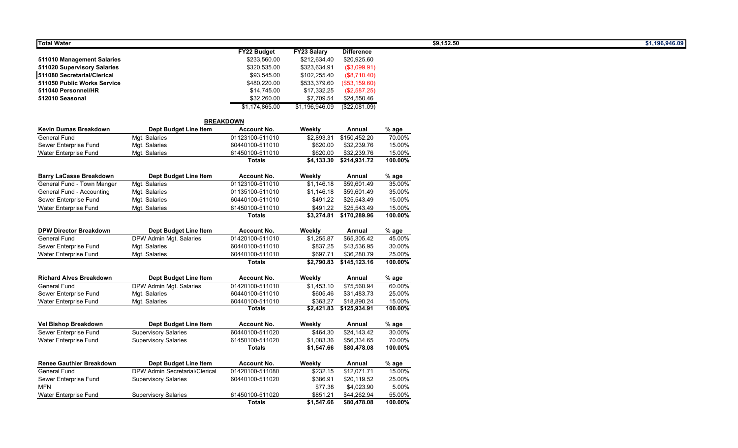| Total Water | | | | | | $9,152.50 | $1,196,946.09 |
|---|---|---|---|---|---|---|---|

| | FY22 Budget | FY23 Salary | Difference |
|---|---|---|---|
| **511010 Management Salaries** | $233,560.00 | $212,634.40 | $20,925.60 |
| **511020 Supervisory Salaries** | $320,535.00 | $323,634.91 | ($3,099.91) |
| **511080 Secretarial/Clerical** | $93,545.00 | $102,255.40 | ($8,710.40) |
| **511050 Public Works Service** | $480,220.00 | $533,379.60 | ($53,159.60) |
| **511040 Personnel/HR** | $14,745.00 | $17,332.25 | ($2,587.25) |
| **512010 Seasonal** | $32,260.00 | $7,709.54 | $24,550.46 |
| | $1,174,865.00 | $1,196,946.09 | ($22,081.09) |

**BREAKDOWN**

| Kevin Dumas Breakdown | Dept Budget Line Item | Account No. | Weekly | Annual | % age |
|---|---|---|---|---|---|
| General Fund | Mgt. Salaries | 01123100-511010 | $2,893.31 | $150,452.20 | 70.00% |
| Sewer Enterprise Fund | Mgt. Salaries | 60440100-511010 | $620.00 | $32,239.76 | 15.00% |
| Water Enterprise Fund | Mgt. Salaries | 61450100-511010 | $620.00 | $32,239.76 | 15.00% |
| | | **Totals** | **$4,133.30** | **$214,931.72** | **100.00%** |

| Barry LaCasse Breakdown | Dept Budget Line Item | Account No. | Weekly | Annual | % age |
|---|---|---|---|---|---|
| General Fund - Town Manger | Mgt. Salaries | 01123100-511010 | $1,146.18 | $59,601.49 | 35.00% |
| General Fund - Accounting | Mgt. Salaries | 01135100-511010 | $1,146.18 | $59,601.49 | 35.00% |
| Sewer Enterprise Fund | Mgt. Salaries | 60440100-511010 | $491.22 | $25,543.49 | 15.00% |
| Water Enterprise Fund | Mgt. Salaries | 61450100-511010 | $491.22 | $25,543.49 | 15.00% |
| | | **Totals** | **$3,274.81** | **$170,289.96** | **100.00%** |

| DPW Director Breakdown | Dept Budget Line Item | Account No. | Weekly | Annual | % age |
|---|---|---|---|---|---|
| General Fund | DPW Admin Mgt. Salaries | 01420100-511010 | $1,255.87 | $65,305.42 | 45.00% |
| Sewer Enterprise Fund | Mgt. Salaries | 60440100-511010 | $837.25 | $43,536.95 | 30.00% |
| Water Enterprise Fund | Mgt. Salaries | 60440100-511010 | $697.71 | $36,280.79 | 25.00% |
| | | **Totals** | **$2,790.83** | **$145,123.16** | **100.00%** |

| Richard Alves Breakdown | Dept Budget Line Item | Account No. | Weekly | Annual | % age |
|---|---|---|---|---|---|
| General Fund | DPW Admin Mgt. Salaries | 01420100-511010 | $1,453.10 | $75,560.94 | 60.00% |
| Sewer Enterprise Fund | Mgt. Salaries | 60440100-511010 | $605.46 | $31,483.73 | 25.00% |
| Water Enterprise Fund | Mgt. Salaries | 60440100-511010 | $363.27 | $18,890.24 | 15.00% |
| | | **Totals** | **$2,421.83** | **$125,934.91** | **100.00%** |

| Vel Bishop Breakdown | Dept Budget Line Item | Account No. | Weekly | Annual | % age |
|---|---|---|---|---|---|
| Sewer Enterprise Fund | Supervisory Salaries | 60440100-511020 | $464.30 | $24,143.42 | 30.00% |
| Water Enterprise Fund | Supervisory Salaries | 61450100-511020 | $1,083.36 | $56,334.65 | 70.00% |
| | | **Totals** | **$1,547.66** | **$80,478.08** | **100.00%** |

| Renee Gauthier Breakdown | Dept Budget Line Item | Account No. | Weekly | Annual | % age |
|---|---|---|---|---|---|
| General Fund | DPW Admin Secretarial/Clerical | 01420100-511080 | $232.15 | $12,071.71 | 15.00% |
| Sewer Enterprise Fund | Supervisory Salaries | 60440100-511020 | $386.91 | $20,119.52 | 25.00% |
| MFN | | | $77.38 | $4,023.90 | 5.00% |
| Water Enterprise Fund | Supervisory Salaries | 61450100-511020 | $851.21 | $44,262.94 | 55.00% |
| | | **Totals** | **$1,547.66** | **$80,478.08** | **100.00%** |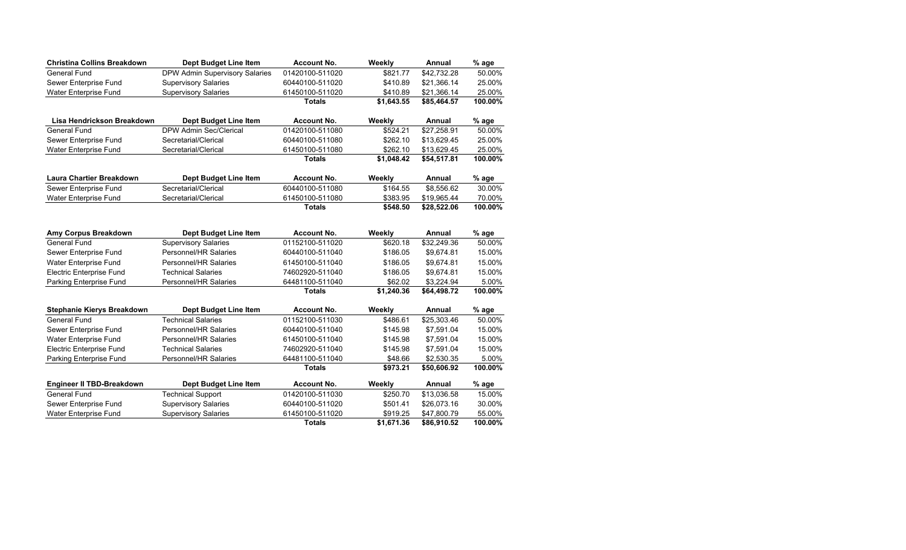| Christina Collins Breakdown | Dept Budget Line Item | Account No. | Weekly | Annual | % age |
|---|---|---|---|---|---|
| General Fund | DPW Admin Supervisory Salaries | 01420100-511020 | $821.77 | $42,732.28 | 50.00% |
| Sewer Enterprise Fund | Supervisory Salaries | 60440100-511020 | $410.89 | $21,366.14 | 25.00% |
| Water Enterprise Fund | Supervisory Salaries | 61450100-511020 | $410.89 | $21,366.14 | 25.00% |
| | | **Totals** | **$1,643.55** | **$85,464.57** | **100.00%** |

| Lisa Hendrickson Breakdown | Dept Budget Line Item | Account No. | Weekly | Annual | % age |
|---|---|---|---|---|---|
| General Fund | DPW Admin Sec/Clerical | 01420100-511080 | $524.21 | $27,258.91 | 50.00% |
| Sewer Enterprise Fund | Secretarial/Clerical | 60440100-511080 | $262.10 | $13,629.45 | 25.00% |
| Water Enterprise Fund | Secretarial/Clerical | 61450100-511080 | $262.10 | $13,629.45 | 25.00% |
| | | **Totals** | **$1,048.42** | **$54,517.81** | **100.00%** |

| Laura Chartier Breakdown | Dept Budget Line Item | Account No. | Weekly | Annual | % age |
|---|---|---|---|---|---|
| Sewer Enterprise Fund | Secretarial/Clerical | 60440100-511080 | $164.55 | $8,556.62 | 30.00% |
| Water Enterprise Fund | Secretarial/Clerical | 61450100-511080 | $383.95 | $19,965.44 | 70.00% |
| | | **Totals** | **$548.50** | **$28,522.06** | **100.00%** |

| Amy Corpus Breakdown | Dept Budget Line Item | Account No. | Weekly | Annual | % age |
|---|---|---|---|---|---|
| General Fund | Supervisory Salaries | 01152100-511020 | $620.18 | $32,249.36 | 50.00% |
| Sewer Enterprise Fund | Personnel/HR Salaries | 60440100-511040 | $186.05 | $9,674.81 | 15.00% |
| Water Enterprise Fund | Personnel/HR Salaries | 61450100-511040 | $186.05 | $9,674.81 | 15.00% |
| Electric Enterprise Fund | Technical Salaries | 74602920-511040 | $186.05 | $9,674.81 | 15.00% |
| Parking Enterprise Fund | Personnel/HR Salaries | 64481100-511040 | $62.02 | $3,224.94 | 5.00% |
| | | **Totals** | **$1,240.36** | **$64,498.72** | **100.00%** |

| Stephanie Kierys Breakdown | Dept Budget Line Item | Account No. | Weekly | Annual | % age |
|---|---|---|---|---|---|
| General Fund | Technical Salaries | 01152100-511030 | $486.61 | $25,303.46 | 50.00% |
| Sewer Enterprise Fund | Personnel/HR Salaries | 60440100-511040 | $145.98 | $7,591.04 | 15.00% |
| Water Enterprise Fund | Personnel/HR Salaries | 61450100-511040 | $145.98 | $7,591.04 | 15.00% |
| Electric Enterprise Fund | Technical Salaries | 74602920-511040 | $145.98 | $7,591.04 | 15.00% |
| Parking Enterprise Fund | Personnel/HR Salaries | 64481100-511040 | $48.66 | $2,530.35 | 5.00% |
| | | **Totals** | **$973.21** | **$50,606.92** | **100.00%** |

| Engineer II TBD-Breakdown | Dept Budget Line Item | Account No. | Weekly | Annual | % age |
|---|---|---|---|---|---|
| General Fund | Technical Support | 01420100-511030 | $250.70 | $13,036.58 | 15.00% |
| Sewer Enterprise Fund | Supervisory Salaries | 60440100-511020 | $501.41 | $26,073.16 | 30.00% |
| Water Enterprise Fund | Supervisory Salaries | 61450100-511020 | $919.25 | $47,800.79 | 55.00% |
| | | **Totals** | **$1,671.36** | **$86,910.52** | **100.00%** |